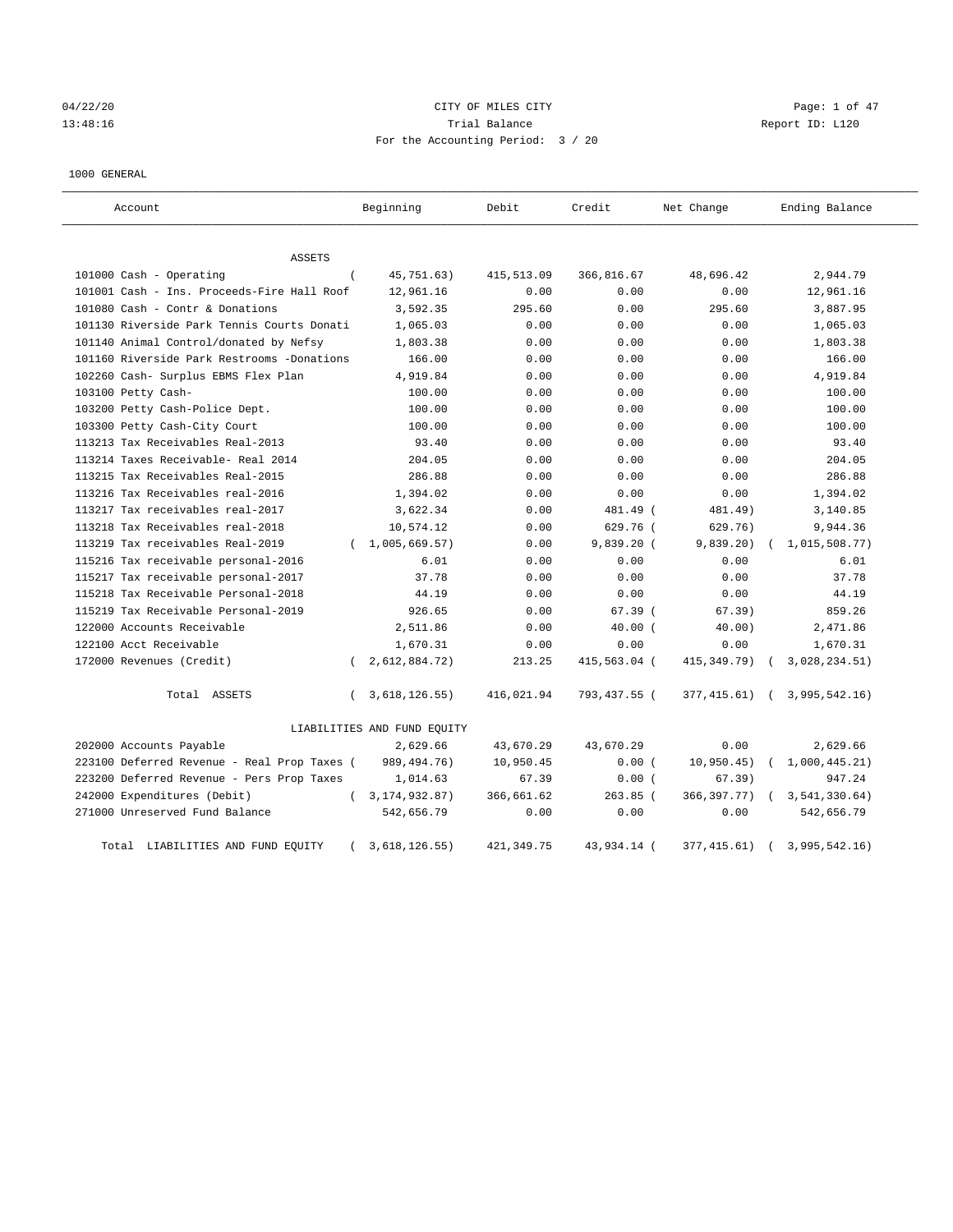CITY OF MILES CITY

Trial Balance

For the Accounting Period: 3 / 20

04/22/20 13:48:16 Report ID: L120

1000 GENERAL

| Account | Beginning | Debit | Credit | Net Change | Ending Balance |
|---|---|---|---|---|---|
| ASSETS | | | | | |
| 101000 Cash - Operating | ( 45,751.63) | 415,513.09 | 366,816.67 | 48,696.42 | 2,944.79 |
| 101001 Cash - Ins. Proceeds-Fire Hall Roof | 12,961.16 | 0.00 | 0.00 | 0.00 | 12,961.16 |
| 101080 Cash - Contr & Donations | 3,592.35 | 295.60 | 0.00 | 295.60 | 3,887.95 |
| 101130 Riverside Park Tennis Courts Donati | 1,065.03 | 0.00 | 0.00 | 0.00 | 1,065.03 |
| 101140 Animal Control/donated by Nefsy | 1,803.38 | 0.00 | 0.00 | 0.00 | 1,803.38 |
| 101160 Riverside Park Restrooms -Donations | 166.00 | 0.00 | 0.00 | 0.00 | 166.00 |
| 102260 Cash- Surplus EBMS Flex Plan | 4,919.84 | 0.00 | 0.00 | 0.00 | 4,919.84 |
| 103100 Petty Cash- | 100.00 | 0.00 | 0.00 | 0.00 | 100.00 |
| 103200 Petty Cash-Police Dept. | 100.00 | 0.00 | 0.00 | 0.00 | 100.00 |
| 103300 Petty Cash-City Court | 100.00 | 0.00 | 0.00 | 0.00 | 100.00 |
| 113213 Tax Receivables Real-2013 | 93.40 | 0.00 | 0.00 | 0.00 | 93.40 |
| 113214 Taxes Receivable- Real 2014 | 204.05 | 0.00 | 0.00 | 0.00 | 204.05 |
| 113215 Tax Receivables Real-2015 | 286.88 | 0.00 | 0.00 | 0.00 | 286.88 |
| 113216 Tax Receivables real-2016 | 1,394.02 | 0.00 | 0.00 | 0.00 | 1,394.02 |
| 113217 Tax receivables real-2017 | 3,622.34 | 0.00 | 481.49 | ( 481.49) | 3,140.85 |
| 113218 Tax Receivables real-2018 | 10,574.12 | 0.00 | 629.76 | ( 629.76) | 9,944.36 |
| 113219 Tax receivables Real-2019 | ( 1,005,669.57) | 0.00 | 9,839.20 | ( 9,839.20) | ( 1,015,508.77) |
| 115216 Tax receivable personal-2016 | 6.01 | 0.00 | 0.00 | 0.00 | 6.01 |
| 115217 Tax receivable personal-2017 | 37.78 | 0.00 | 0.00 | 0.00 | 37.78 |
| 115218 Tax Receivable Personal-2018 | 44.19 | 0.00 | 0.00 | 0.00 | 44.19 |
| 115219 Tax Receivable Personal-2019 | 926.65 | 0.00 | 67.39 | ( 67.39) | 859.26 |
| 122000 Accounts Receivable | 2,511.86 | 0.00 | 40.00 | ( 40.00) | 2,471.86 |
| 122100 Acct Receivable | 1,670.31 | 0.00 | 0.00 | 0.00 | 1,670.31 |
| 172000 Revenues (Credit) | ( 2,612,884.72) | 213.25 | 415,563.04 | ( 415,349.79) | ( 3,028,234.51) |
| Total ASSETS | ( 3,618,126.55) | 416,021.94 | 793,437.55 | ( 377,415.61) | ( 3,995,542.16) |
| LIABILITIES AND FUND EQUITY | | | | | |
| 202000 Accounts Payable | 2,629.66 | 43,670.29 | 43,670.29 | 0.00 | 2,629.66 |
| 223100 Deferred Revenue - Real Prop Taxes | ( 989,494.76) | 10,950.45 | 0.00 | ( 10,950.45) | ( 1,000,445.21) |
| 223200 Deferred Revenue - Pers Prop Taxes | 1,014.63 | 67.39 | 0.00 | ( 67.39) | 947.24 |
| 242000 Expenditures (Debit) | ( 3,174,932.87) | 366,661.62 | 263.85 | ( 366,397.77) | ( 3,541,330.64) |
| 271000 Unreserved Fund Balance | 542,656.79 | 0.00 | 0.00 | 0.00 | 542,656.79 |
| Total LIABILITIES AND FUND EQUITY | ( 3,618,126.55) | 421,349.75 | 43,934.14 | ( 377,415.61) | ( 3,995,542.16) |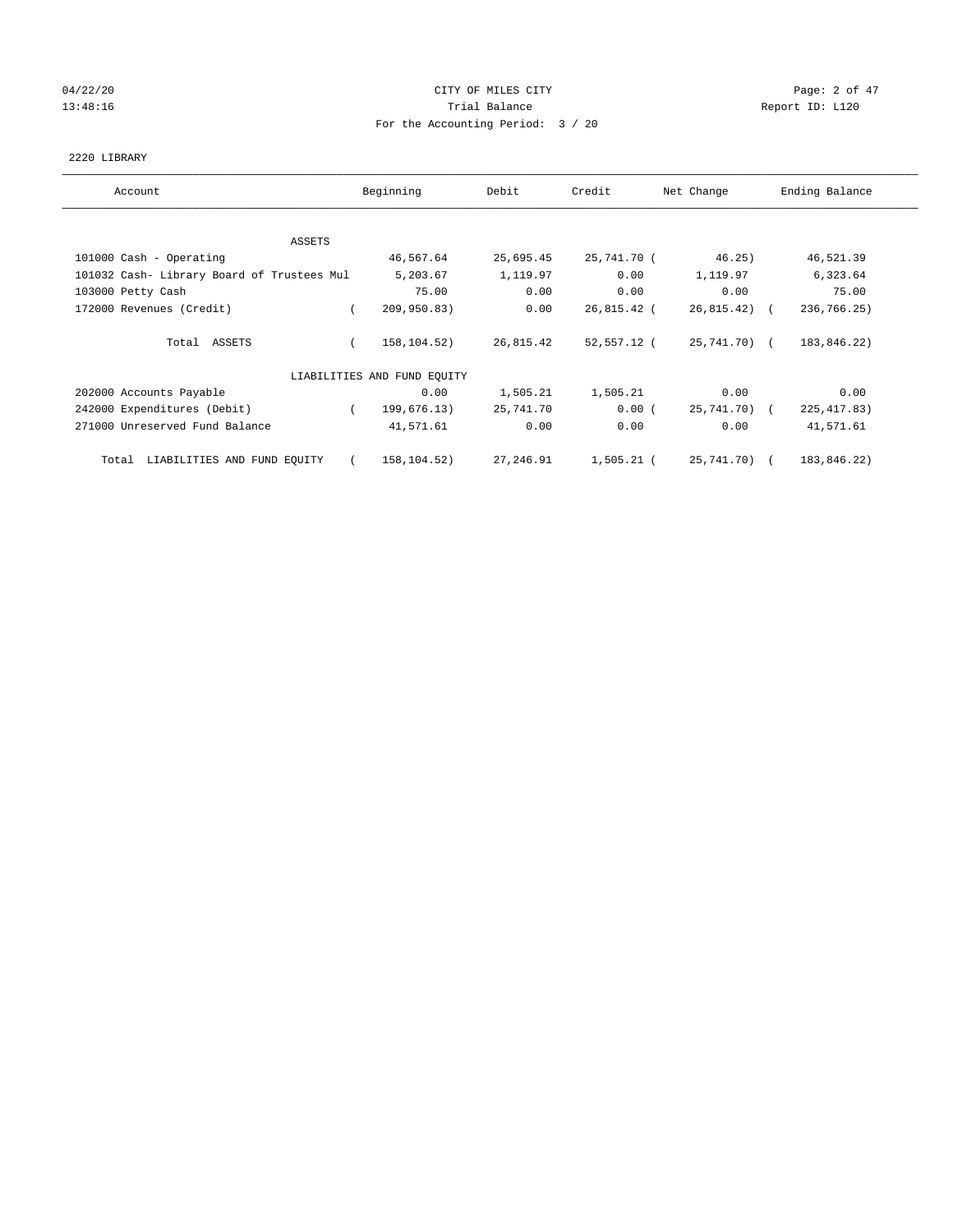CITY OF MILES CITY
Trial Balance
For the Accounting Period: 3 / 20

04/22/20
13:48:16

Report ID: L120

2220 LIBRARY

| Account | Beginning | Debit | Credit | Net Change | Ending Balance |
|---|---|---|---|---|---|
| **ASSETS** | | | | | |
| 101000 Cash - Operating | 46,567.64 | 25,695.45 | 25,741.70 | (46.25) | 46,521.39 |
| 101032 Cash- Library Board of Trustees Mul | 5,203.67 | 1,119.97 | 0.00 | 1,119.97 | 6,323.64 |
| 103000 Petty Cash | 75.00 | 0.00 | 0.00 | 0.00 | 75.00 |
| 172000 Revenues (Credit) | (209,950.83) | 0.00 | 26,815.42 | (26,815.42) | (236,766.25) |
| Total ASSETS | (158,104.52) | 26,815.42 | 52,557.12 | (25,741.70) | (183,846.22) |
| **LIABILITIES AND FUND EQUITY** | | | | | |
| 202000 Accounts Payable | 0.00 | 1,505.21 | 1,505.21 | 0.00 | 0.00 |
| 242000 Expenditures (Debit) | (199,676.13) | 25,741.70 | 0.00 | (25,741.70) | (225,417.83) |
| 271000 Unreserved Fund Balance | 41,571.61 | 0.00 | 0.00 | 0.00 | 41,571.61 |
| Total LIABILITIES AND FUND EQUITY | (158,104.52) | 27,246.91 | 1,505.21 | (25,741.70) | (183,846.22) |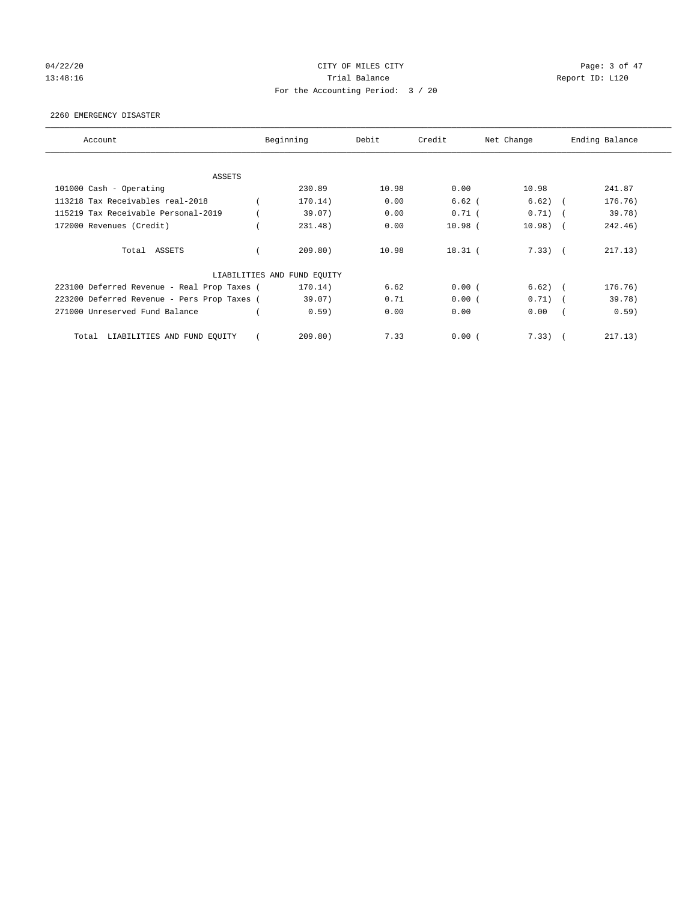CITY OF MILES CITY

Trial Balance

For the Accounting Period: 3 / 20

04/22/20
13:48:16

Report ID: L120

2260 EMERGENCY DISASTER

| Account | Beginning | Debit | Credit | Net Change | Ending Balance |
|---|---|---|---|---|---|
| ASSETS | | | | | |
| 101000 Cash - Operating | 230.89 | 10.98 | 0.00 | 10.98 | 241.87 |
| 113218 Tax Receivables real-2018 | ( 170.14) | 0.00 | 6.62 | ( 6.62) | ( 176.76) |
| 115219 Tax Receivable Personal-2019 | ( 39.07) | 0.00 | 0.71 | ( 0.71) | ( 39.78) |
| 172000 Revenues (Credit) | ( 231.48) | 0.00 | 10.98 | ( 10.98) | ( 242.46) |
| Total ASSETS | ( 209.80) | 10.98 | 18.31 | ( 7.33) | ( 217.13) |
| LIABILITIES AND FUND EQUITY | | | | | |
| 223100 Deferred Revenue - Real Prop Taxes | ( 170.14) | 6.62 | 0.00 | ( 6.62) | ( 176.76) |
| 223200 Deferred Revenue - Pers Prop Taxes | ( 39.07) | 0.71 | 0.00 | ( 0.71) | ( 39.78) |
| 271000 Unreserved Fund Balance | ( 0.59) | 0.00 | 0.00 | 0.00 | ( 0.59) |
| Total LIABILITIES AND FUND EQUITY | ( 209.80) | 7.33 | 0.00 | ( 7.33) | ( 217.13) |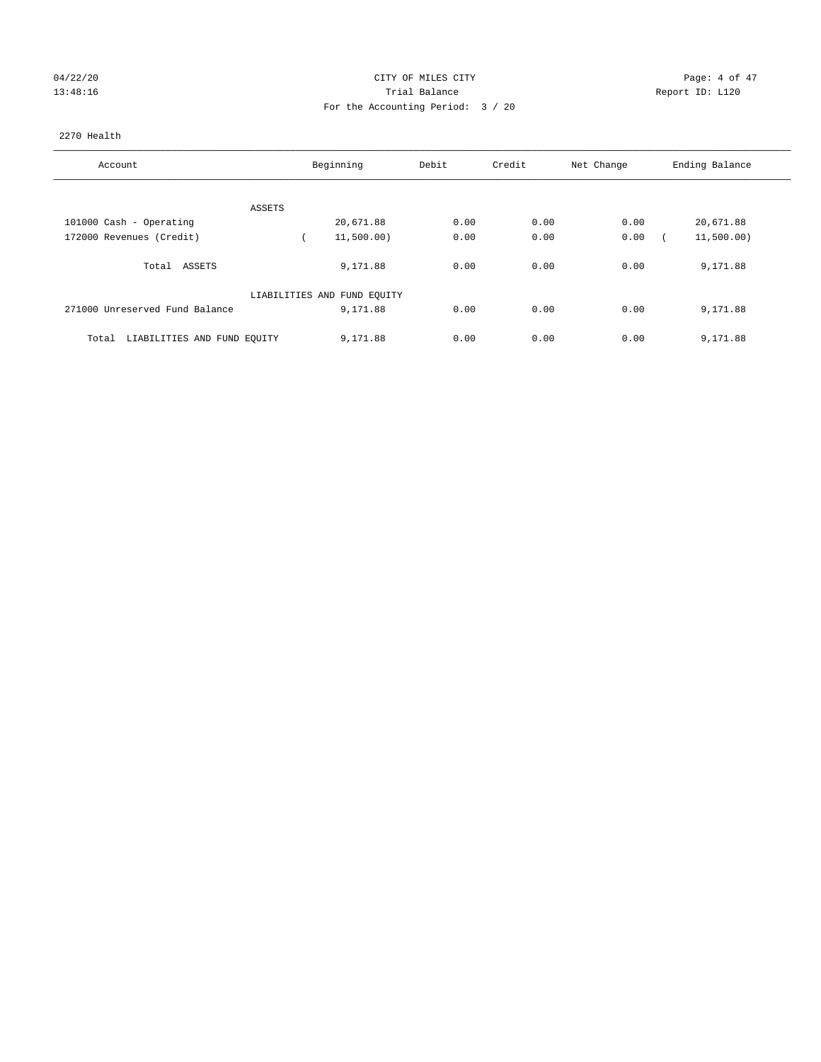CITY OF MILES CITY

Trial Balance

For the Accounting Period: 3 / 20

04/22/20 13:48:16 — Report ID: L120

2270 Health

| Account | Beginning | Debit | Credit | Net Change | Ending Balance |
|---|---|---|---|---|---|
| ASSETS | | | | | |
| 101000 Cash - Operating | 20,671.88 | 0.00 | 0.00 | 0.00 | 20,671.88 |
| 172000 Revenues (Credit) | ( 11,500.00) | 0.00 | 0.00 | 0.00 | ( 11,500.00) |
| Total ASSETS | 9,171.88 | 0.00 | 0.00 | 0.00 | 9,171.88 |
| LIABILITIES AND FUND EQUITY | | | | | |
| 271000 Unreserved Fund Balance | 9,171.88 | 0.00 | 0.00 | 0.00 | 9,171.88 |
| Total LIABILITIES AND FUND EQUITY | 9,171.88 | 0.00 | 0.00 | 0.00 | 9,171.88 |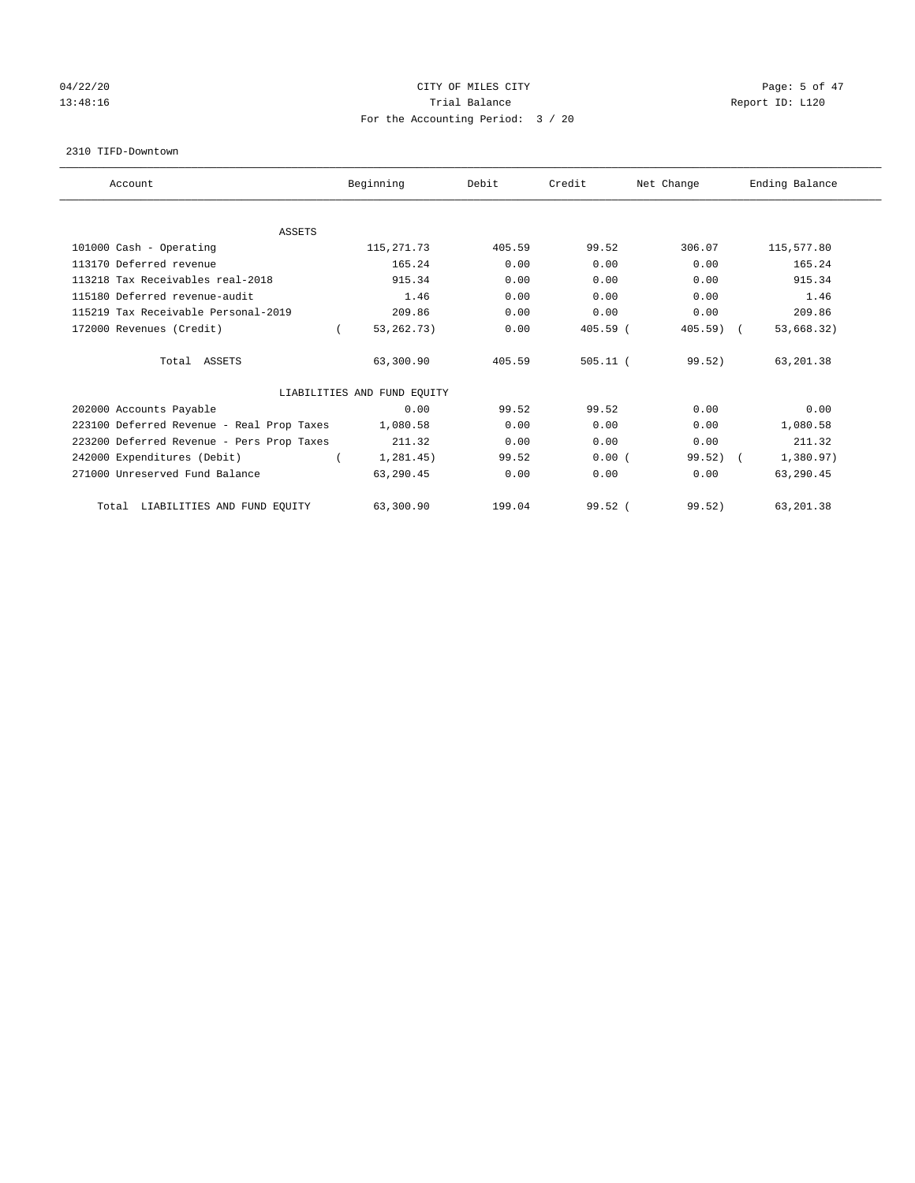CITY OF MILES CITY
Trial Balance
For the Accounting Period: 3 / 20

04/22/20
13:48:16

Report ID: L120

2310 TIFD-Downtown

| Account | Beginning | Debit | Credit | Net Change | Ending Balance |
|---|---|---|---|---|---|
| ASSETS | | | | | |
| 101000 Cash - Operating | 115,271.73 | 405.59 | 99.52 | 306.07 | 115,577.80 |
| 113170 Deferred revenue | 165.24 | 0.00 | 0.00 | 0.00 | 165.24 |
| 113218 Tax Receivables real-2018 | 915.34 | 0.00 | 0.00 | 0.00 | 915.34 |
| 115180 Deferred revenue-audit | 1.46 | 0.00 | 0.00 | 0.00 | 1.46 |
| 115219 Tax Receivable Personal-2019 | 209.86 | 0.00 | 0.00 | 0.00 | 209.86 |
| 172000 Revenues (Credit) | ( 53,262.73) | 0.00 | 405.59 | ( 405.59) | ( 53,668.32) |
| Total ASSETS | 63,300.90 | 405.59 | 505.11 | ( 99.52) | 63,201.38 |
| LIABILITIES AND FUND EQUITY | | | | | |
| 202000 Accounts Payable | 0.00 | 99.52 | 99.52 | 0.00 | 0.00 |
| 223100 Deferred Revenue - Real Prop Taxes | 1,080.58 | 0.00 | 0.00 | 0.00 | 1,080.58 |
| 223200 Deferred Revenue - Pers Prop Taxes | 211.32 | 0.00 | 0.00 | 0.00 | 211.32 |
| 242000 Expenditures (Debit) | ( 1,281.45) | 99.52 | 0.00 | ( 99.52) | ( 1,380.97) |
| 271000 Unreserved Fund Balance | 63,290.45 | 0.00 | 0.00 | 0.00 | 63,290.45 |
| Total LIABILITIES AND FUND EQUITY | 63,300.90 | 199.04 | 99.52 | ( 99.52) | 63,201.38 |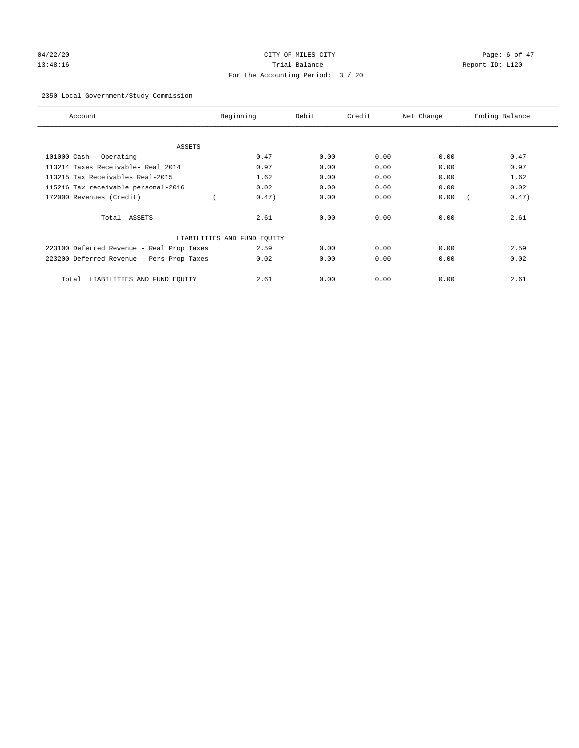CITY OF MILES CITY
Trial Balance
For the Accounting Period: 3 / 20

04/22/20
13:48:16

Report ID: L120

2350 Local Government/Study Commission

| Account | Beginning | Debit | Credit | Net Change | Ending Balance |
|---|---|---|---|---|---|
| ASSETS | | | | | |
| 101000 Cash - Operating | 0.47 | 0.00 | 0.00 | 0.00 | 0.47 |
| 113214 Taxes Receivable- Real 2014 | 0.97 | 0.00 | 0.00 | 0.00 | 0.97 |
| 113215 Tax Receivables Real-2015 | 1.62 | 0.00 | 0.00 | 0.00 | 1.62 |
| 115216 Tax receivable personal-2016 | 0.02 | 0.00 | 0.00 | 0.00 | 0.02 |
| 172000 Revenues (Credit) | ( 0.47) | 0.00 | 0.00 | 0.00 | ( 0.47) |
| Total ASSETS | 2.61 | 0.00 | 0.00 | 0.00 | 2.61 |
| LIABILITIES AND FUND EQUITY | | | | | |
| 223100 Deferred Revenue - Real Prop Taxes | 2.59 | 0.00 | 0.00 | 0.00 | 2.59 |
| 223200 Deferred Revenue - Pers Prop Taxes | 0.02 | 0.00 | 0.00 | 0.00 | 0.02 |
| Total LIABILITIES AND FUND EQUITY | 2.61 | 0.00 | 0.00 | 0.00 | 2.61 |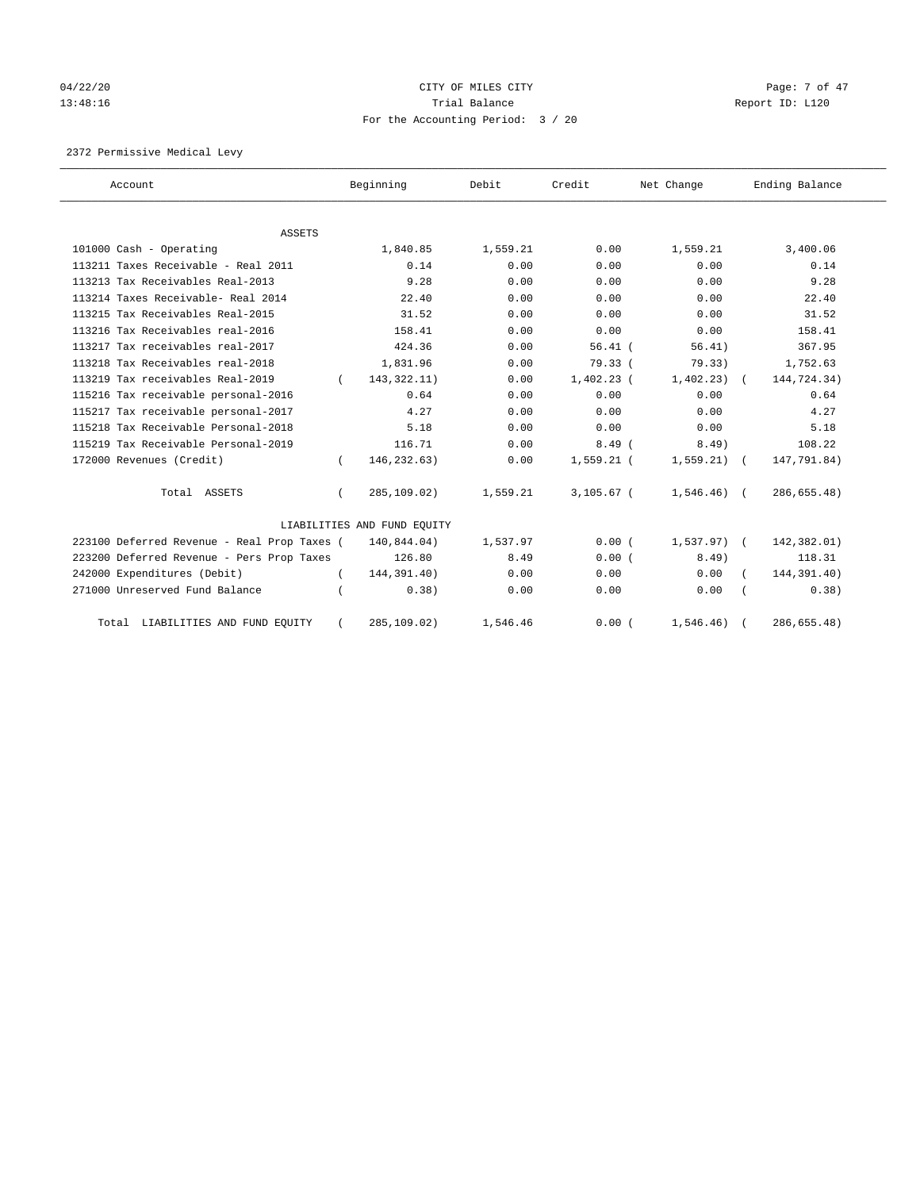CITY OF MILES CITY

Trial Balance

For the Accounting Period: 3 / 20

04/22/20 13:48:16 Report ID: L120

2372 Permissive Medical Levy

| Account | Beginning | Debit | Credit | Net Change | Ending Balance |
|---|---|---|---|---|---|
| **ASSETS** | | | | | |
| 101000 Cash - Operating | 1,840.85 | 1,559.21 | 0.00 | 1,559.21 | 3,400.06 |
| 113211 Taxes Receivable - Real 2011 | 0.14 | 0.00 | 0.00 | 0.00 | 0.14 |
| 113213 Tax Receivables Real-2013 | 9.28 | 0.00 | 0.00 | 0.00 | 9.28 |
| 113214 Taxes Receivable- Real 2014 | 22.40 | 0.00 | 0.00 | 0.00 | 22.40 |
| 113215 Tax Receivables Real-2015 | 31.52 | 0.00 | 0.00 | 0.00 | 31.52 |
| 113216 Tax Receivables real-2016 | 158.41 | 0.00 | 0.00 | 0.00 | 158.41 |
| 113217 Tax receivables real-2017 | 424.36 | 0.00 | 56.41 | (56.41) | 367.95 |
| 113218 Tax Receivables real-2018 | 1,831.96 | 0.00 | 79.33 | (79.33) | 1,752.63 |
| 113219 Tax receivables Real-2019 | (143,322.11) | 0.00 | 1,402.23 | (1,402.23) | (144,724.34) |
| 115216 Tax receivable personal-2016 | 0.64 | 0.00 | 0.00 | 0.00 | 0.64 |
| 115217 Tax receivable personal-2017 | 4.27 | 0.00 | 0.00 | 0.00 | 4.27 |
| 115218 Tax Receivable Personal-2018 | 5.18 | 0.00 | 0.00 | 0.00 | 5.18 |
| 115219 Tax Receivable Personal-2019 | 116.71 | 0.00 | 8.49 | (8.49) | 108.22 |
| 172000 Revenues (Credit) | (146,232.63) | 0.00 | 1,559.21 | (1,559.21) | (147,791.84) |
| Total ASSETS | (285,109.02) | 1,559.21 | 3,105.67 | (1,546.46) | (286,655.48) |
| **LIABILITIES AND FUND EQUITY** | | | | | |
| 223100 Deferred Revenue - Real Prop Taxes | (140,844.04) | 1,537.97 | 0.00 | (1,537.97) | (142,382.01) |
| 223200 Deferred Revenue - Pers Prop Taxes | 126.80 | 8.49 | 0.00 | (8.49) | 118.31 |
| 242000 Expenditures (Debit) | (144,391.40) | 0.00 | 0.00 | 0.00 | (144,391.40) |
| 271000 Unreserved Fund Balance | (0.38) | 0.00 | 0.00 | 0.00 | (0.38) |
| Total LIABILITIES AND FUND EQUITY | (285,109.02) | 1,546.46 | 0.00 | (1,546.46) | (286,655.48) |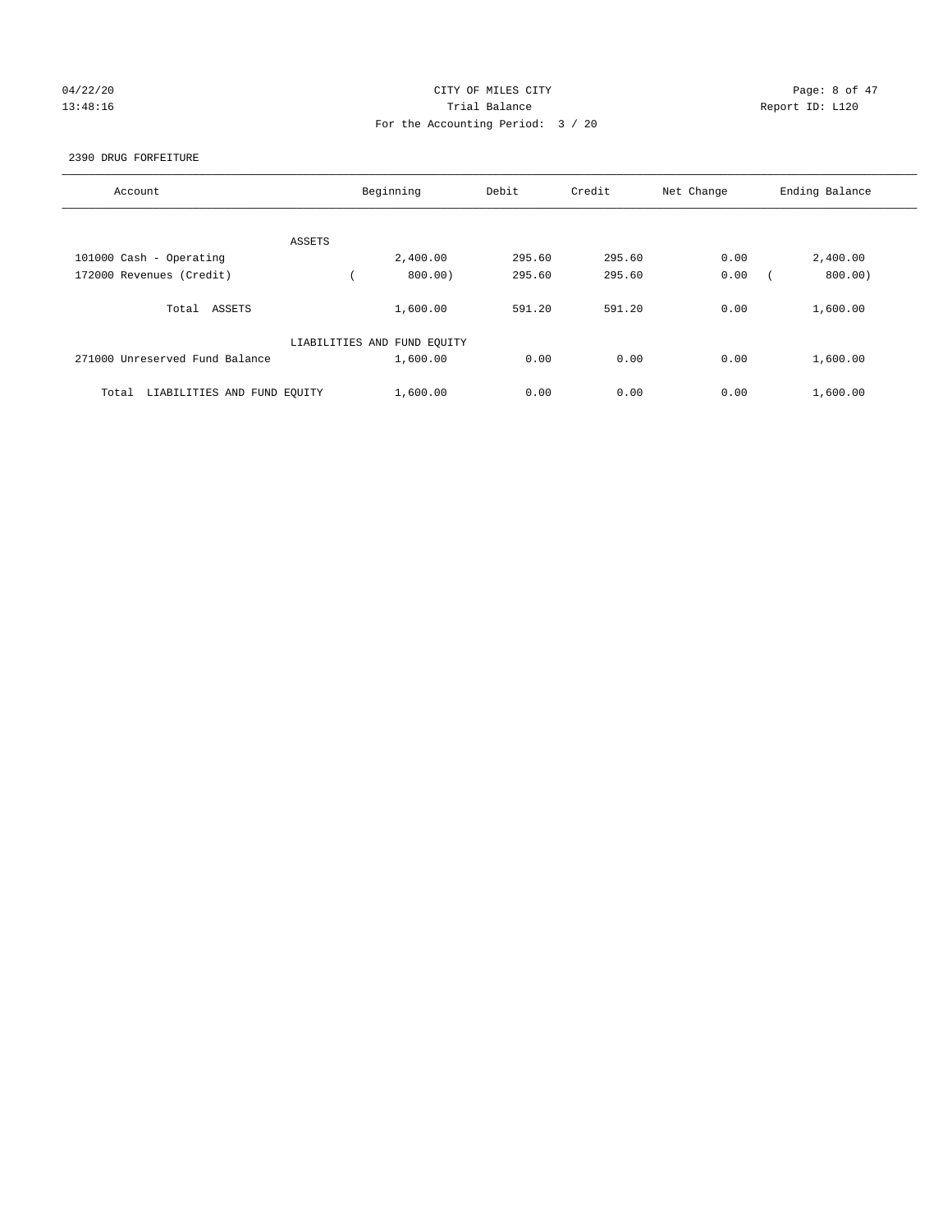CITY OF MILES CITY
Trial Balance
For the Accounting Period: 3 / 20

04/22/20
13:48:16

Report ID: L120

2390 DRUG FORFEITURE

| Account | Beginning | Debit | Credit | Net Change | Ending Balance |
|---|---|---|---|---|---|
| ASSETS | | | | | |
| 101000 Cash - Operating | 2,400.00 | 295.60 | 295.60 | 0.00 | 2,400.00 |
| 172000 Revenues (Credit) | ( 800.00) | 295.60 | 295.60 | 0.00 | ( 800.00) |
| Total ASSETS | 1,600.00 | 591.20 | 591.20 | 0.00 | 1,600.00 |
| LIABILITIES AND FUND EQUITY | | | | | |
| 271000 Unreserved Fund Balance | 1,600.00 | 0.00 | 0.00 | 0.00 | 1,600.00 |
| Total LIABILITIES AND FUND EQUITY | 1,600.00 | 0.00 | 0.00 | 0.00 | 1,600.00 |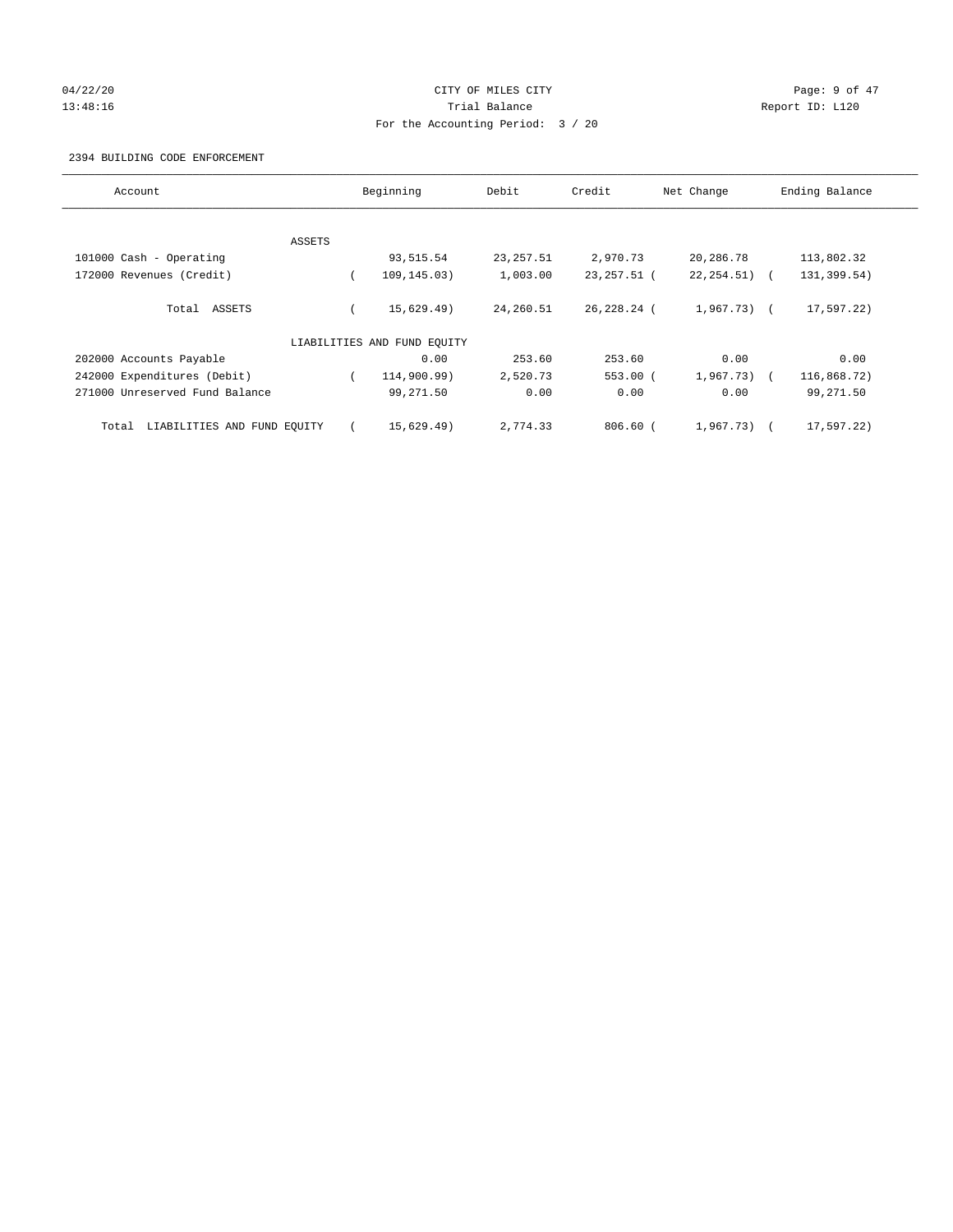CITY OF MILES CITY
Trial Balance
For the Accounting Period: 3 / 20

04/22/20
13:48:16

Report ID: L120

2394 BUILDING CODE ENFORCEMENT

| Account | Beginning | Debit | Credit | Net Change | Ending Balance |
|---|---|---|---|---|---|
| ASSETS | | | | | |
| 101000 Cash - Operating | 93,515.54 | 23,257.51 | 2,970.73 | 20,286.78 | 113,802.32 |
| 172000 Revenues (Credit) | ( 109,145.03) | 1,003.00 | 23,257.51 | ( 22,254.51) | ( 131,399.54) |
| Total ASSETS | ( 15,629.49) | 24,260.51 | 26,228.24 | ( 1,967.73) | ( 17,597.22) |
| LIABILITIES AND FUND EQUITY | | | | | |
| 202000 Accounts Payable | 0.00 | 253.60 | 253.60 | 0.00 | 0.00 |
| 242000 Expenditures (Debit) | ( 114,900.99) | 2,520.73 | 553.00 | ( 1,967.73) | ( 116,868.72) |
| 271000 Unreserved Fund Balance | 99,271.50 | 0.00 | 0.00 | 0.00 | 99,271.50 |
| Total LIABILITIES AND FUND EQUITY | ( 15,629.49) | 2,774.33 | 806.60 | ( 1,967.73) | ( 17,597.22) |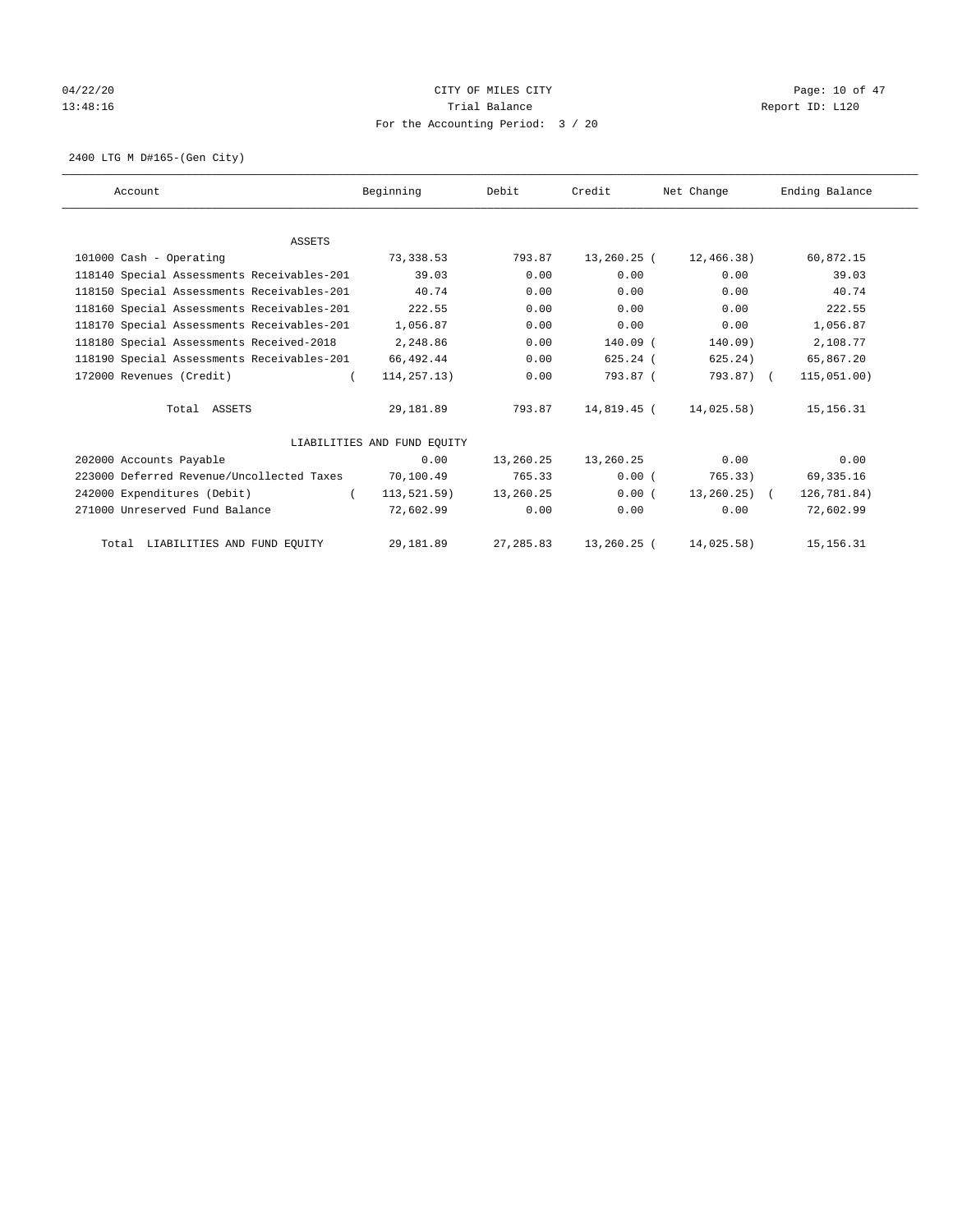CITY OF MILES CITY
Trial Balance
For the Accounting Period: 3 / 20

04/22/20
13:48:16

Report ID: L120

2400 LTG M D#165-(Gen City)

| Account | Beginning | Debit | Credit | Net Change | Ending Balance |
|---|---|---|---|---|---|
| ASSETS | | | | | |
| 101000 Cash - Operating | 73,338.53 | 793.87 | 13,260.25 | ( 12,466.38) | 60,872.15 |
| 118140 Special Assessments Receivables-201 | 39.03 | 0.00 | 0.00 | 0.00 | 39.03 |
| 118150 Special Assessments Receivables-201 | 40.74 | 0.00 | 0.00 | 0.00 | 40.74 |
| 118160 Special Assessments Receivables-201 | 222.55 | 0.00 | 0.00 | 0.00 | 222.55 |
| 118170 Special Assessments Receivables-201 | 1,056.87 | 0.00 | 0.00 | 0.00 | 1,056.87 |
| 118180 Special Assessments Received-2018 | 2,248.86 | 0.00 | 140.09 | ( 140.09) | 2,108.77 |
| 118190 Special Assessments Receivables-201 | 66,492.44 | 0.00 | 625.24 | ( 625.24) | 65,867.20 |
| 172000 Revenues (Credit) | ( 114,257.13) | 0.00 | 793.87 | ( 793.87) | ( 115,051.00) |
| Total ASSETS | 29,181.89 | 793.87 | 14,819.45 | ( 14,025.58) | 15,156.31 |
| LIABILITIES AND FUND EQUITY | | | | | |
| 202000 Accounts Payable | 0.00 | 13,260.25 | 13,260.25 | 0.00 | 0.00 |
| 223000 Deferred Revenue/Uncollected Taxes | 70,100.49 | 765.33 | 0.00 | ( 765.33) | 69,335.16 |
| 242000 Expenditures (Debit) | ( 113,521.59) | 13,260.25 | 0.00 | ( 13,260.25) | ( 126,781.84) |
| 271000 Unreserved Fund Balance | 72,602.99 | 0.00 | 0.00 | 0.00 | 72,602.99 |
| Total LIABILITIES AND FUND EQUITY | 29,181.89 | 27,285.83 | 13,260.25 | ( 14,025.58) | 15,156.31 |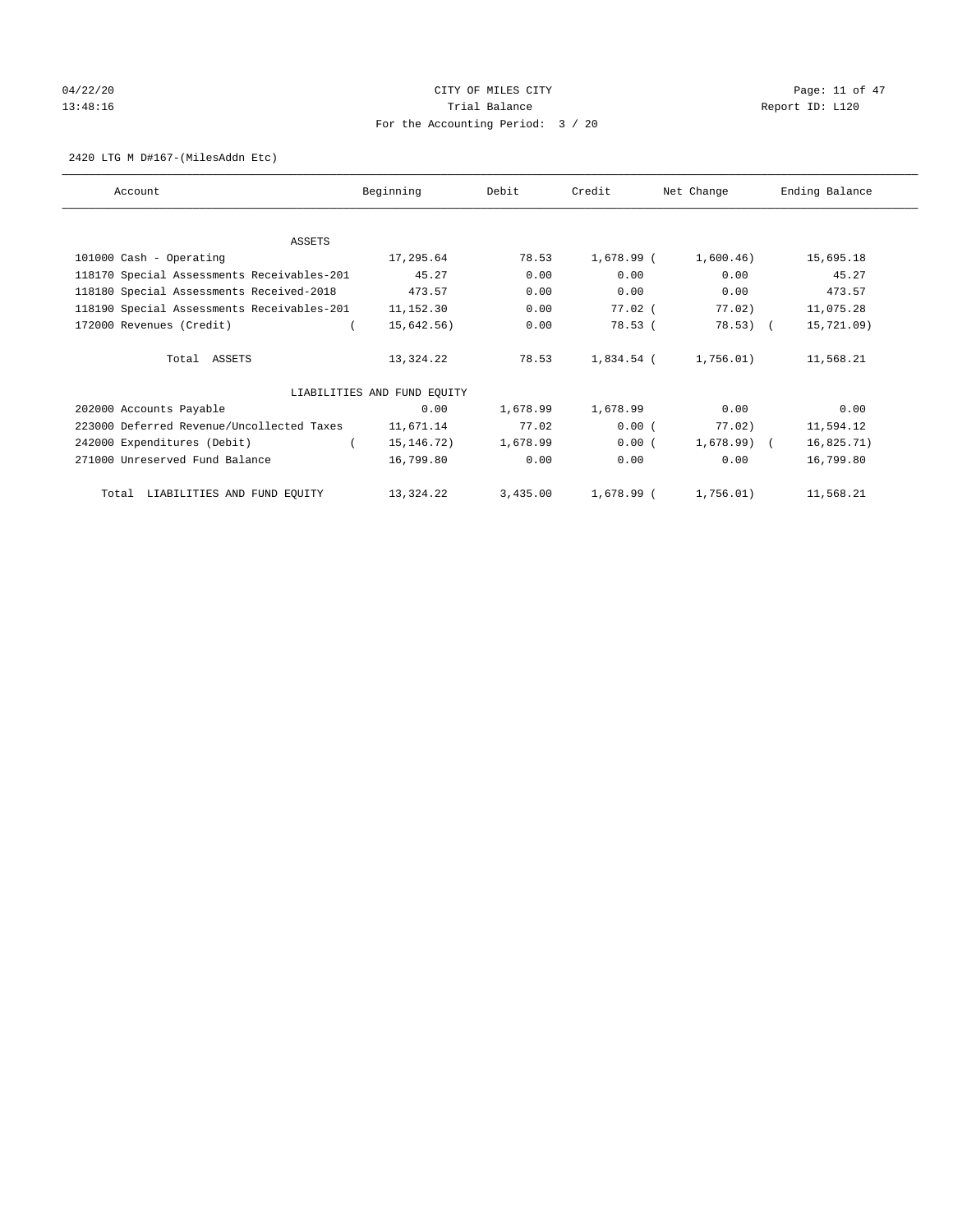CITY OF MILES CITY

Trial Balance

For the Accounting Period: 3 / 20

2420 LTG M D#167-(MilesAddn Etc)

| Account | Beginning | Debit | Credit | Net Change | Ending Balance |
|---|---|---|---|---|---|
| ASSETS | | | | | |
| 101000 Cash - Operating | 17,295.64 | 78.53 | 1,678.99 | (1,600.46) | 15,695.18 |
| 118170 Special Assessments Receivables-201 | 45.27 | 0.00 | 0.00 | 0.00 | 45.27 |
| 118180 Special Assessments Received-2018 | 473.57 | 0.00 | 0.00 | 0.00 | 473.57 |
| 118190 Special Assessments Receivables-201 | 11,152.30 | 0.00 | 77.02 | (77.02) | 11,075.28 |
| 172000 Revenues (Credit) | (15,642.56) | 0.00 | 78.53 | (78.53) | (15,721.09) |
| Total ASSETS | 13,324.22 | 78.53 | 1,834.54 | (1,756.01) | 11,568.21 |
| LIABILITIES AND FUND EQUITY | | | | | |
| 202000 Accounts Payable | 0.00 | 1,678.99 | 1,678.99 | 0.00 | 0.00 |
| 223000 Deferred Revenue/Uncollected Taxes | 11,671.14 | 77.02 | 0.00 | (77.02) | 11,594.12 |
| 242000 Expenditures (Debit) | (15,146.72) | 1,678.99 | 0.00 | (1,678.99) | (16,825.71) |
| 271000 Unreserved Fund Balance | 16,799.80 | 0.00 | 0.00 | 0.00 | 16,799.80 |
| Total LIABILITIES AND FUND EQUITY | 13,324.22 | 3,435.00 | 1,678.99 | (1,756.01) | 11,568.21 |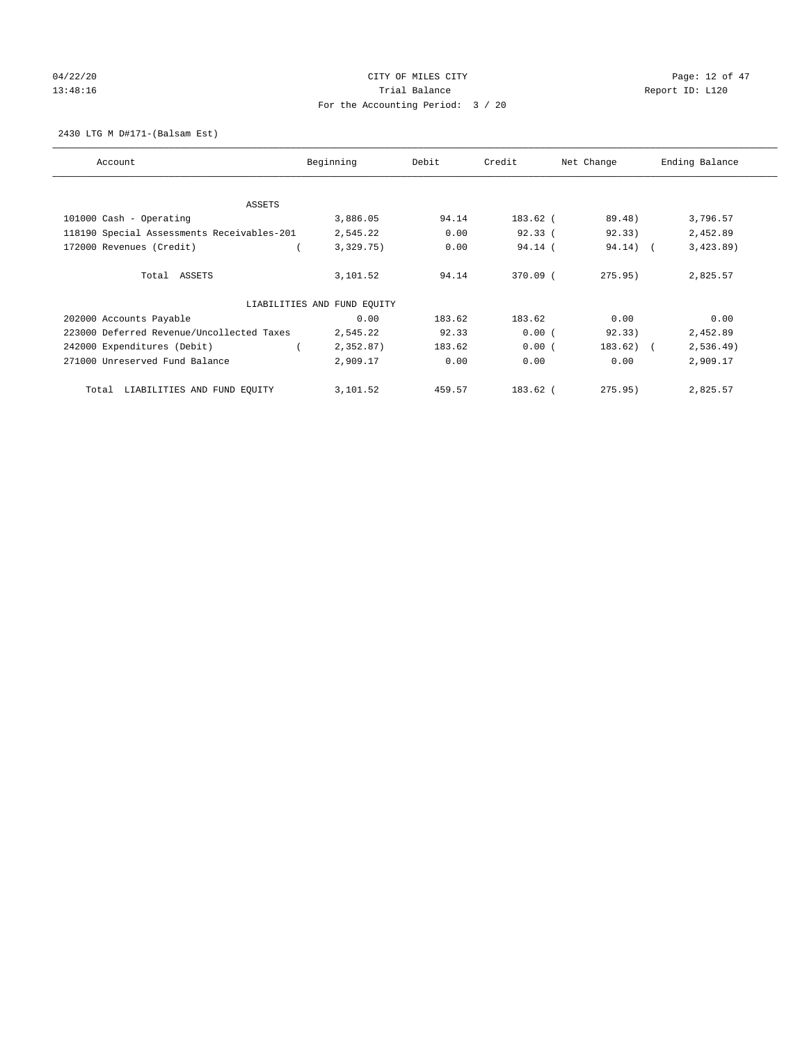CITY OF MILES CITY

Trial Balance

For the Accounting Period: 3 / 20

2430 LTG M D#171-(Balsam Est)

| Account | Beginning | Debit | Credit | Net Change | Ending Balance |
|---|---|---|---|---|---|
| ASSETS | | | | | |
| 101000 Cash - Operating | 3,886.05 | 94.14 | 183.62 | ( 89.48) | 3,796.57 |
| 118190 Special Assessments Receivables-201 | 2,545.22 | 0.00 | 92.33 | ( 92.33) | 2,452.89 |
| 172000 Revenues (Credit) | ( 3,329.75) | 0.00 | 94.14 | ( 94.14) | ( 3,423.89) |
| Total ASSETS | 3,101.52 | 94.14 | 370.09 | ( 275.95) | 2,825.57 |
| LIABILITIES AND FUND EQUITY | | | | | |
| 202000 Accounts Payable | 0.00 | 183.62 | 183.62 | 0.00 | 0.00 |
| 223000 Deferred Revenue/Uncollected Taxes | 2,545.22 | 92.33 | 0.00 | ( 92.33) | 2,452.89 |
| 242000 Expenditures (Debit) | ( 2,352.87) | 183.62 | 0.00 | ( 183.62) | ( 2,536.49) |
| 271000 Unreserved Fund Balance | 2,909.17 | 0.00 | 0.00 | 0.00 | 2,909.17 |
| Total LIABILITIES AND FUND EQUITY | 3,101.52 | 459.57 | 183.62 | ( 275.95) | 2,825.57 |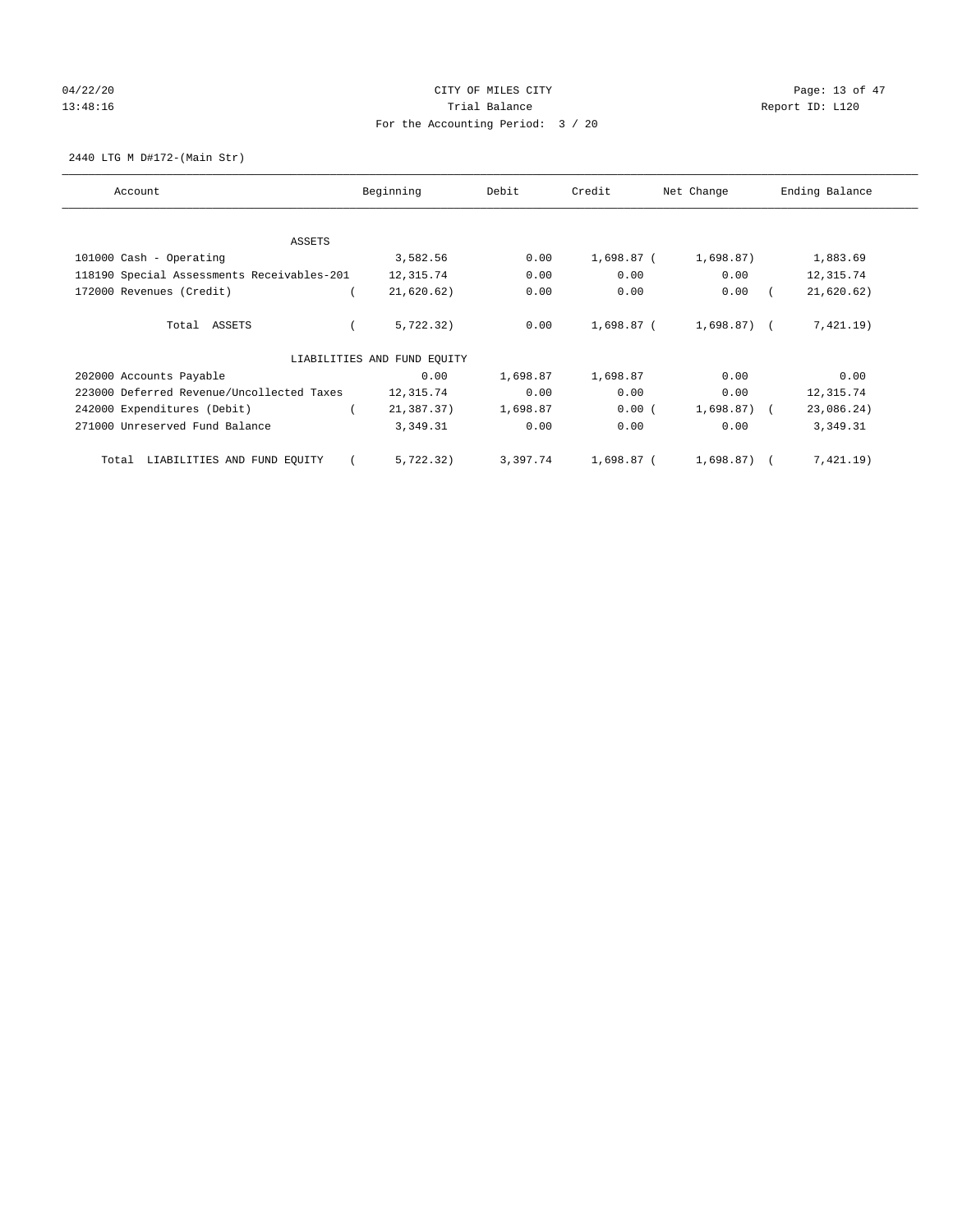CITY OF MILES CITY

Trial Balance

For the Accounting Period: 3 / 20

04/22/20
13:48:16

Report ID: L120

2440 LTG M D#172-(Main Str)

| Account | Beginning | Debit | Credit | Net Change | Ending Balance |
|---|---|---|---|---|---|
| ASSETS | | | | | |
| 101000 Cash - Operating | 3,582.56 | 0.00 | 1,698.87 | (1,698.87) | 1,883.69 |
| 118190 Special Assessments Receivables-201 | 12,315.74 | 0.00 | 0.00 | 0.00 | 12,315.74 |
| 172000 Revenues (Credit) | (21,620.62) | 0.00 | 0.00 | 0.00 | (21,620.62) |
| Total ASSETS | (5,722.32) | 0.00 | 1,698.87 | (1,698.87) | (7,421.19) |
| LIABILITIES AND FUND EQUITY | | | | | |
| 202000 Accounts Payable | 0.00 | 1,698.87 | 1,698.87 | 0.00 | 0.00 |
| 223000 Deferred Revenue/Uncollected Taxes | 12,315.74 | 0.00 | 0.00 | 0.00 | 12,315.74 |
| 242000 Expenditures (Debit) | (21,387.37) | 1,698.87 | 0.00 | (1,698.87) | (23,086.24) |
| 271000 Unreserved Fund Balance | 3,349.31 | 0.00 | 0.00 | 0.00 | 3,349.31 |
| Total LIABILITIES AND FUND EQUITY | (5,722.32) | 3,397.74 | 1,698.87 | (1,698.87) | (7,421.19) |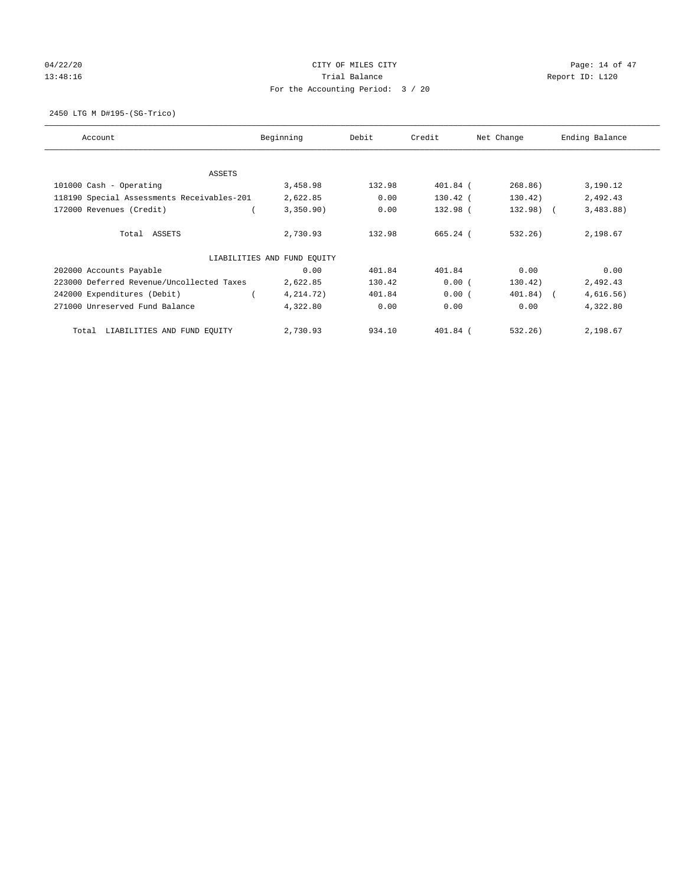CITY OF MILES CITY

Trial Balance

For the Accounting Period: 3 / 20

04/22/20 13:48:16 — Report ID: L120

2450 LTG M D#195-(SG-Trico)

| Account | Beginning | Debit | Credit | Net Change | Ending Balance |
|---|---|---|---|---|---|
| **ASSETS** | | | | | |
| 101000 Cash - Operating | 3,458.98 | 132.98 | 401.84 | ( 268.86) | 3,190.12 |
| 118190 Special Assessments Receivables-201 | 2,622.85 | 0.00 | 130.42 | ( 130.42) | 2,492.43 |
| 172000 Revenues (Credit) | ( 3,350.90) | 0.00 | 132.98 | ( 132.98) | ( 3,483.88) |
| Total ASSETS | 2,730.93 | 132.98 | 665.24 | ( 532.26) | 2,198.67 |
| **LIABILITIES AND FUND EQUITY** | | | | | |
| 202000 Accounts Payable | 0.00 | 401.84 | 401.84 | 0.00 | 0.00 |
| 223000 Deferred Revenue/Uncollected Taxes | 2,622.85 | 130.42 | 0.00 | ( 130.42) | 2,492.43 |
| 242000 Expenditures (Debit) | ( 4,214.72) | 401.84 | 0.00 | ( 401.84) | ( 4,616.56) |
| 271000 Unreserved Fund Balance | 4,322.80 | 0.00 | 0.00 | 0.00 | 4,322.80 |
| Total LIABILITIES AND FUND EQUITY | 2,730.93 | 934.10 | 401.84 | ( 532.26) | 2,198.67 |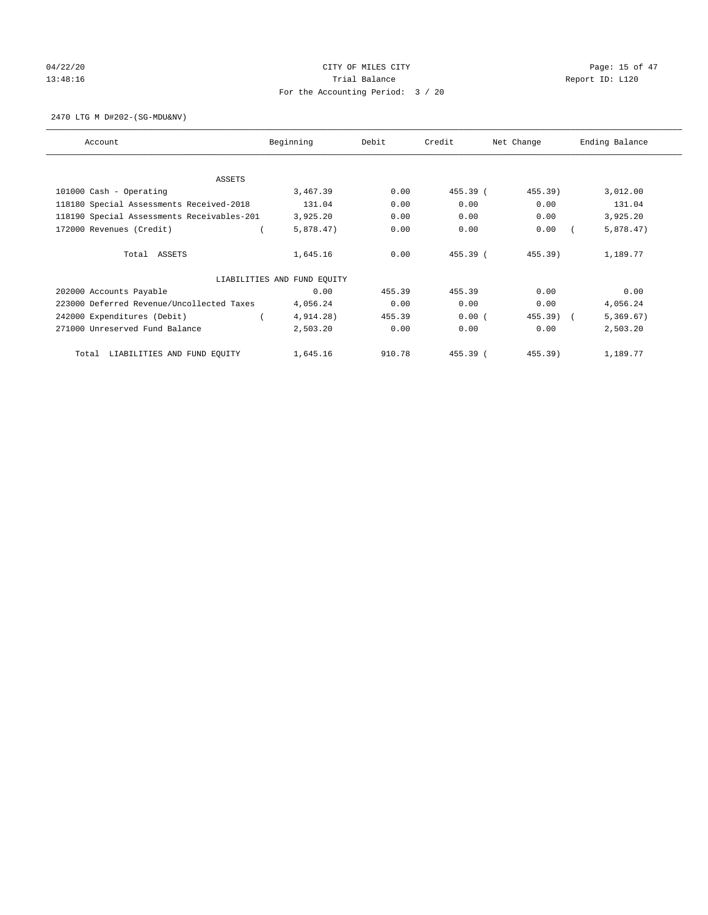04/22/20 CITY OF MILES CITY
13:48:16 Trial Balance Report ID: L120
For the Accounting Period: 3 / 20

2470 LTG M D#202-(SG-MDU&NV)

| Account | Beginning | Debit | Credit | Net Change | Ending Balance |
|---|---|---|---|---|---|
| ASSETS | | | | | |
| 101000 Cash - Operating | 3,467.39 | 0.00 | 455.39 | ( 455.39) | 3,012.00 |
| 118180 Special Assessments Received-2018 | 131.04 | 0.00 | 0.00 | 0.00 | 131.04 |
| 118190 Special Assessments Receivables-201 | 3,925.20 | 0.00 | 0.00 | 0.00 | 3,925.20 |
| 172000 Revenues (Credit) | ( 5,878.47) | 0.00 | 0.00 | 0.00 | ( 5,878.47) |
| Total ASSETS | 1,645.16 | 0.00 | 455.39 | ( 455.39) | 1,189.77 |
| LIABILITIES AND FUND EQUITY | | | | | |
| 202000 Accounts Payable | 0.00 | 455.39 | 455.39 | 0.00 | 0.00 |
| 223000 Deferred Revenue/Uncollected Taxes | 4,056.24 | 0.00 | 0.00 | 0.00 | 4,056.24 |
| 242000 Expenditures (Debit) | ( 4,914.28) | 455.39 | 0.00 | ( 455.39) | ( 5,369.67) |
| 271000 Unreserved Fund Balance | 2,503.20 | 0.00 | 0.00 | 0.00 | 2,503.20 |
| Total LIABILITIES AND FUND EQUITY | 1,645.16 | 910.78 | 455.39 | ( 455.39) | 1,189.77 |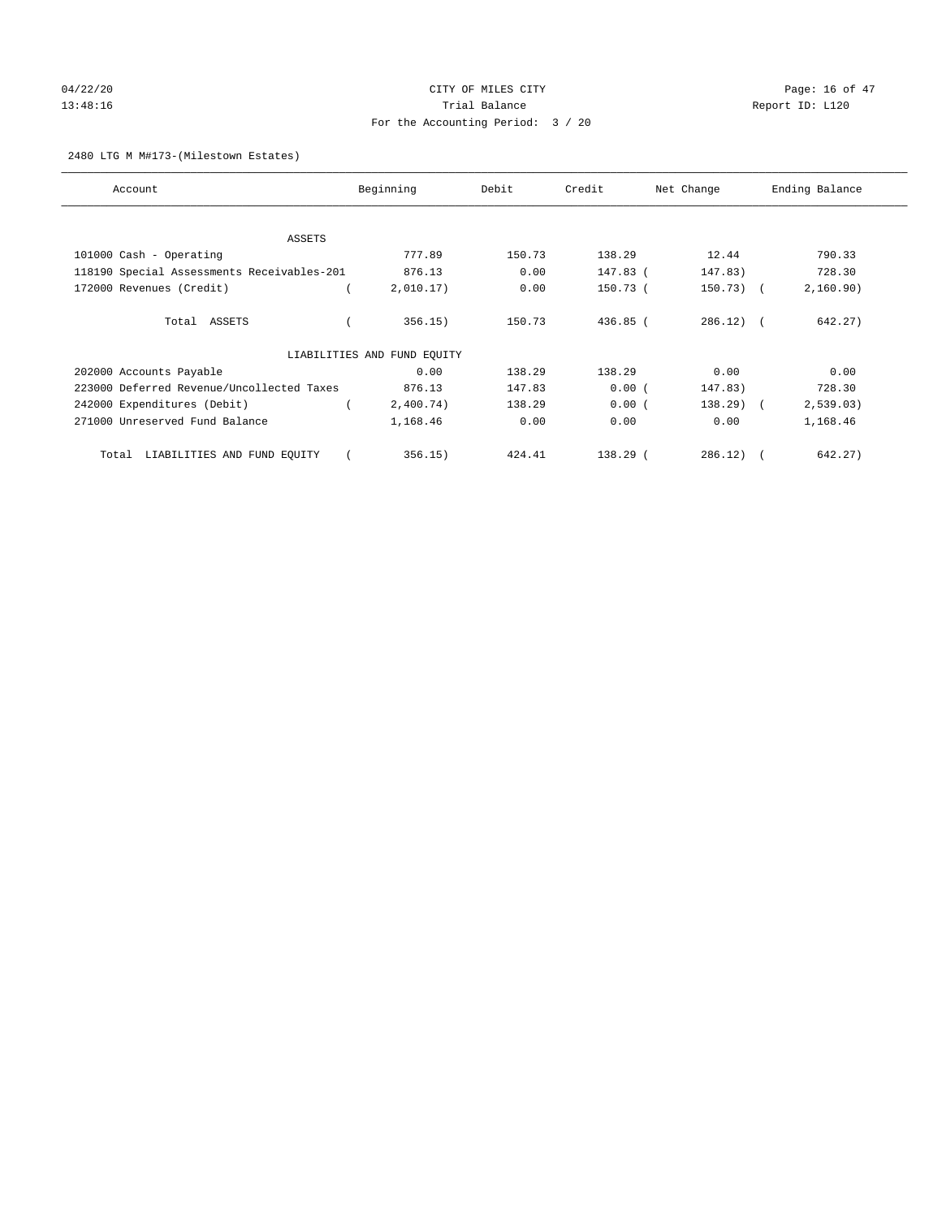CITY OF MILES CITY
Trial Balance
For the Accounting Period: 3 / 20

04/22/20
13:48:16

Report ID: L120

2480 LTG M M#173-(Milestown Estates)

| Account | Beginning | Debit | Credit | Net Change | Ending Balance |
|---|---|---|---|---|---|
| ASSETS | | | | | |
| 101000 Cash - Operating | 777.89 | 150.73 | 138.29 | 12.44 | 790.33 |
| 118190 Special Assessments Receivables-201 | 876.13 | 0.00 | 147.83 | ( 147.83) | 728.30 |
| 172000 Revenues (Credit) | ( 2,010.17) | 0.00 | 150.73 | ( 150.73) | ( 2,160.90) |
| Total ASSETS | ( 356.15) | 150.73 | 436.85 | ( 286.12) | ( 642.27) |
| LIABILITIES AND FUND EQUITY | | | | | |
| 202000 Accounts Payable | 0.00 | 138.29 | 138.29 | 0.00 | 0.00 |
| 223000 Deferred Revenue/Uncollected Taxes | 876.13 | 147.83 | 0.00 | ( 147.83) | 728.30 |
| 242000 Expenditures (Debit) | ( 2,400.74) | 138.29 | 0.00 | ( 138.29) | ( 2,539.03) |
| 271000 Unreserved Fund Balance | 1,168.46 | 0.00 | 0.00 | 0.00 | 1,168.46 |
| Total LIABILITIES AND FUND EQUITY | ( 356.15) | 424.41 | 138.29 | ( 286.12) | ( 642.27) |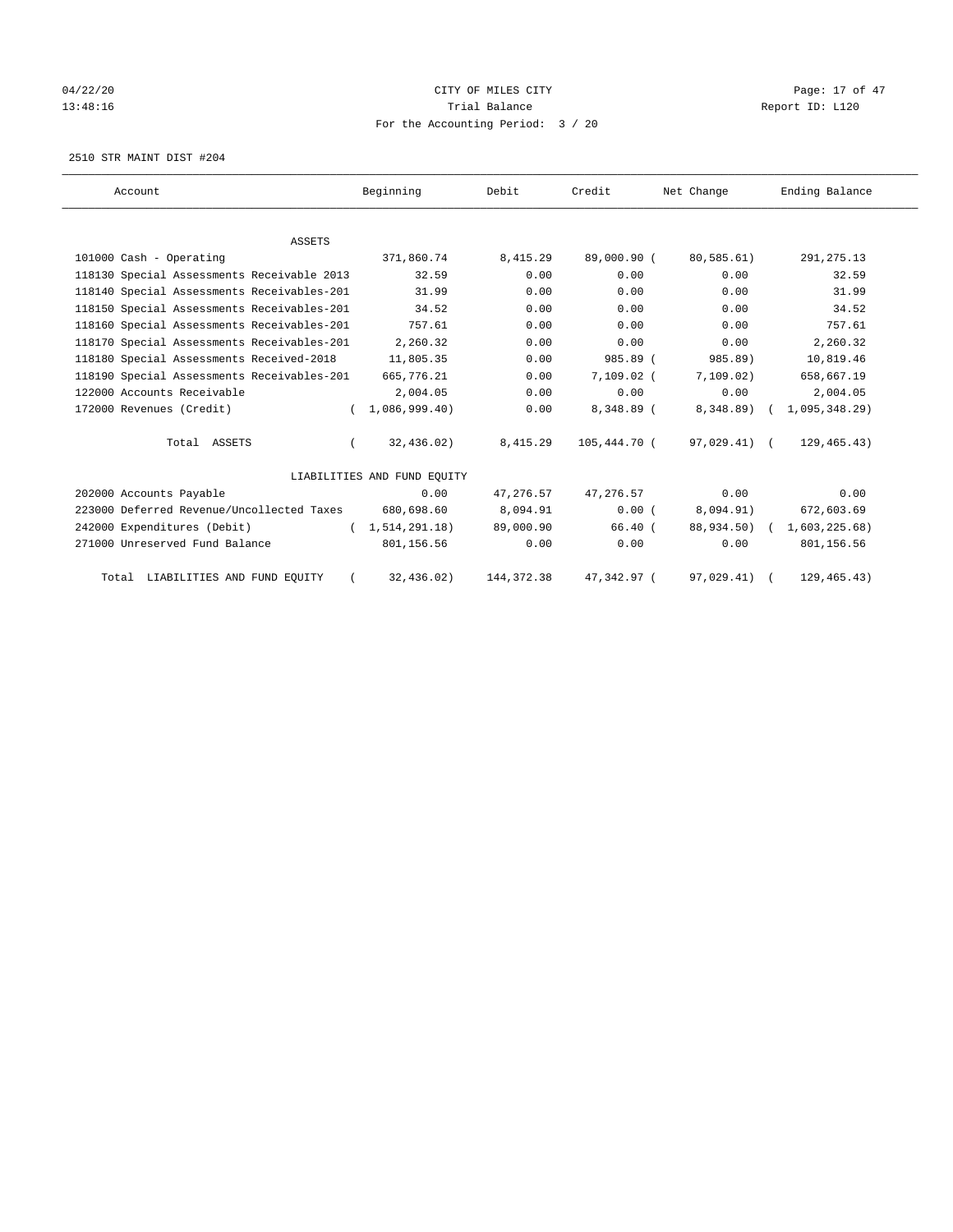CITY OF MILES CITY
Trial Balance
For the Accounting Period: 3 / 20

04/22/20 13:48:16 — Report ID: L120

2510 STR MAINT DIST #204

| Account | Beginning | Debit | Credit | Net Change | Ending Balance |
|---|---|---|---|---|---|
| ASSETS | | | | | |
| 101000 Cash - Operating | 371,860.74 | 8,415.29 | 89,000.90 | (80,585.61) | 291,275.13 |
| 118130 Special Assessments Receivable 2013 | 32.59 | 0.00 | 0.00 | 0.00 | 32.59 |
| 118140 Special Assessments Receivables-201 | 31.99 | 0.00 | 0.00 | 0.00 | 31.99 |
| 118150 Special Assessments Receivables-201 | 34.52 | 0.00 | 0.00 | 0.00 | 34.52 |
| 118160 Special Assessments Receivables-201 | 757.61 | 0.00 | 0.00 | 0.00 | 757.61 |
| 118170 Special Assessments Receivables-201 | 2,260.32 | 0.00 | 0.00 | 0.00 | 2,260.32 |
| 118180 Special Assessments Received-2018 | 11,805.35 | 0.00 | 985.89 | (985.89) | 10,819.46 |
| 118190 Special Assessments Receivables-201 | 665,776.21 | 0.00 | 7,109.02 | (7,109.02) | 658,667.19 |
| 122000 Accounts Receivable | 2,004.05 | 0.00 | 0.00 | 0.00 | 2,004.05 |
| 172000 Revenues (Credit) | (1,086,999.40) | 0.00 | 8,348.89 | (8,348.89) | (1,095,348.29) |
| Total ASSETS | (32,436.02) | 8,415.29 | 105,444.70 | (97,029.41) | (129,465.43) |
| LIABILITIES AND FUND EQUITY | | | | | |
| 202000 Accounts Payable | 0.00 | 47,276.57 | 47,276.57 | 0.00 | 0.00 |
| 223000 Deferred Revenue/Uncollected Taxes | 680,698.60 | 8,094.91 | 0.00 | (8,094.91) | 672,603.69 |
| 242000 Expenditures (Debit) | (1,514,291.18) | 89,000.90 | 66.40 | (88,934.50) | (1,603,225.68) |
| 271000 Unreserved Fund Balance | 801,156.56 | 0.00 | 0.00 | 0.00 | 801,156.56 |
| Total LIABILITIES AND FUND EQUITY | (32,436.02) | 144,372.38 | 47,342.97 | (97,029.41) | (129,465.43) |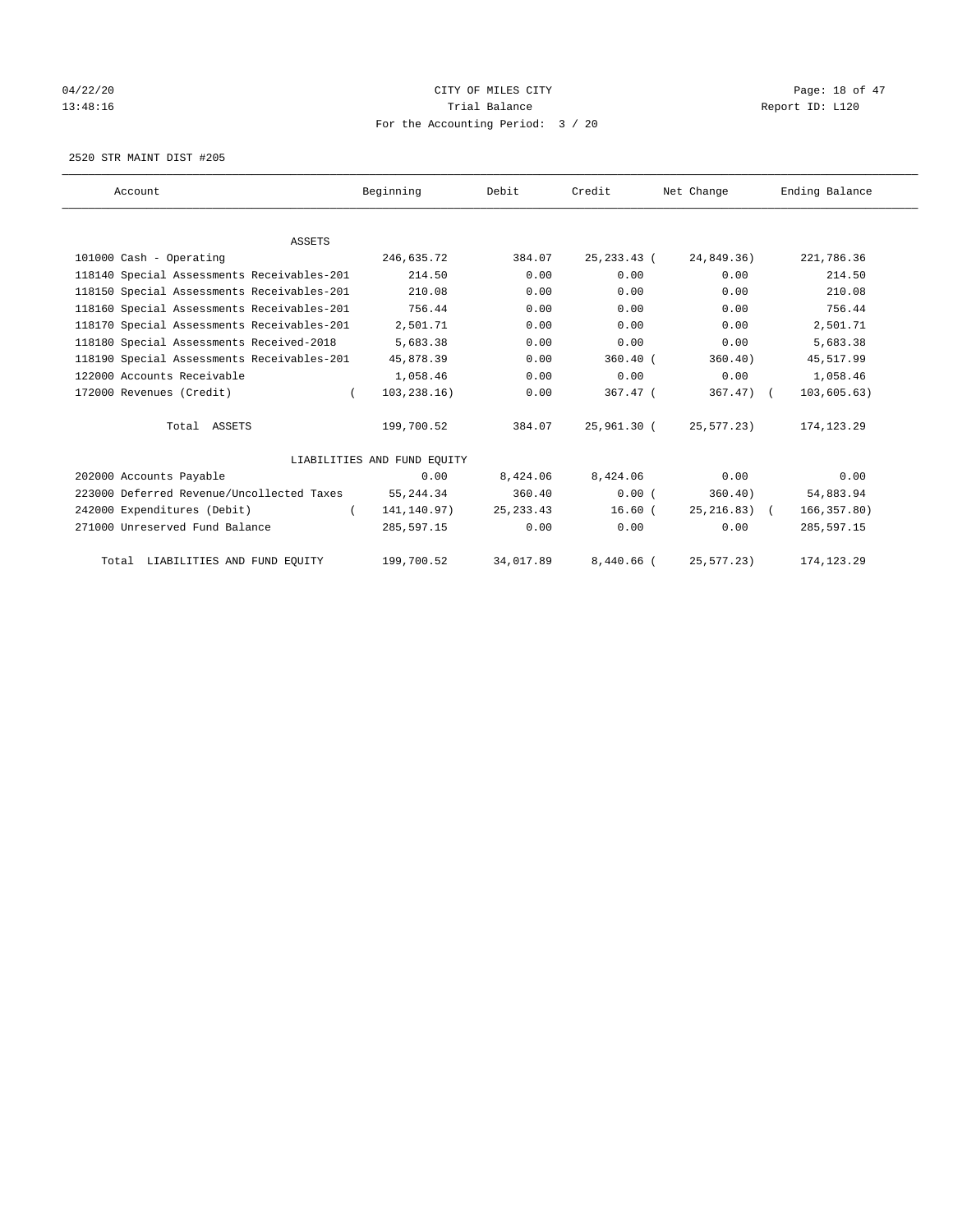# CITY OF MILES CITY

Trial Balance

For the Accounting Period: 3 / 20

04/22/20
13:48:16

Report ID: L120

2520 STR MAINT DIST #205

| Account | Beginning | Debit | Credit | Net Change | Ending Balance |
|---|---|---|---|---|---|
| ASSETS | | | | | |
| 101000 Cash - Operating | 246,635.72 | 384.07 | 25,233.43 | ( 24,849.36) | 221,786.36 |
| 118140 Special Assessments Receivables-201 | 214.50 | 0.00 | 0.00 | 0.00 | 214.50 |
| 118150 Special Assessments Receivables-201 | 210.08 | 0.00 | 0.00 | 0.00 | 210.08 |
| 118160 Special Assessments Receivables-201 | 756.44 | 0.00 | 0.00 | 0.00 | 756.44 |
| 118170 Special Assessments Receivables-201 | 2,501.71 | 0.00 | 0.00 | 0.00 | 2,501.71 |
| 118180 Special Assessments Received-2018 | 5,683.38 | 0.00 | 0.00 | 0.00 | 5,683.38 |
| 118190 Special Assessments Receivables-201 | 45,878.39 | 0.00 | 360.40 | ( 360.40) | 45,517.99 |
| 122000 Accounts Receivable | 1,058.46 | 0.00 | 0.00 | 0.00 | 1,058.46 |
| 172000 Revenues (Credit) | ( 103,238.16) | 0.00 | 367.47 | ( 367.47) | ( 103,605.63) |
| Total ASSETS | 199,700.52 | 384.07 | 25,961.30 | ( 25,577.23) | 174,123.29 |
| LIABILITIES AND FUND EQUITY | | | | | |
| 202000 Accounts Payable | 0.00 | 8,424.06 | 8,424.06 | 0.00 | 0.00 |
| 223000 Deferred Revenue/Uncollected Taxes | 55,244.34 | 360.40 | 0.00 | ( 360.40) | 54,883.94 |
| 242000 Expenditures (Debit) | ( 141,140.97) | 25,233.43 | 16.60 | ( 25,216.83) | ( 166,357.80) |
| 271000 Unreserved Fund Balance | 285,597.15 | 0.00 | 0.00 | 0.00 | 285,597.15 |
| Total LIABILITIES AND FUND EQUITY | 199,700.52 | 34,017.89 | 8,440.66 | ( 25,577.23) | 174,123.29 |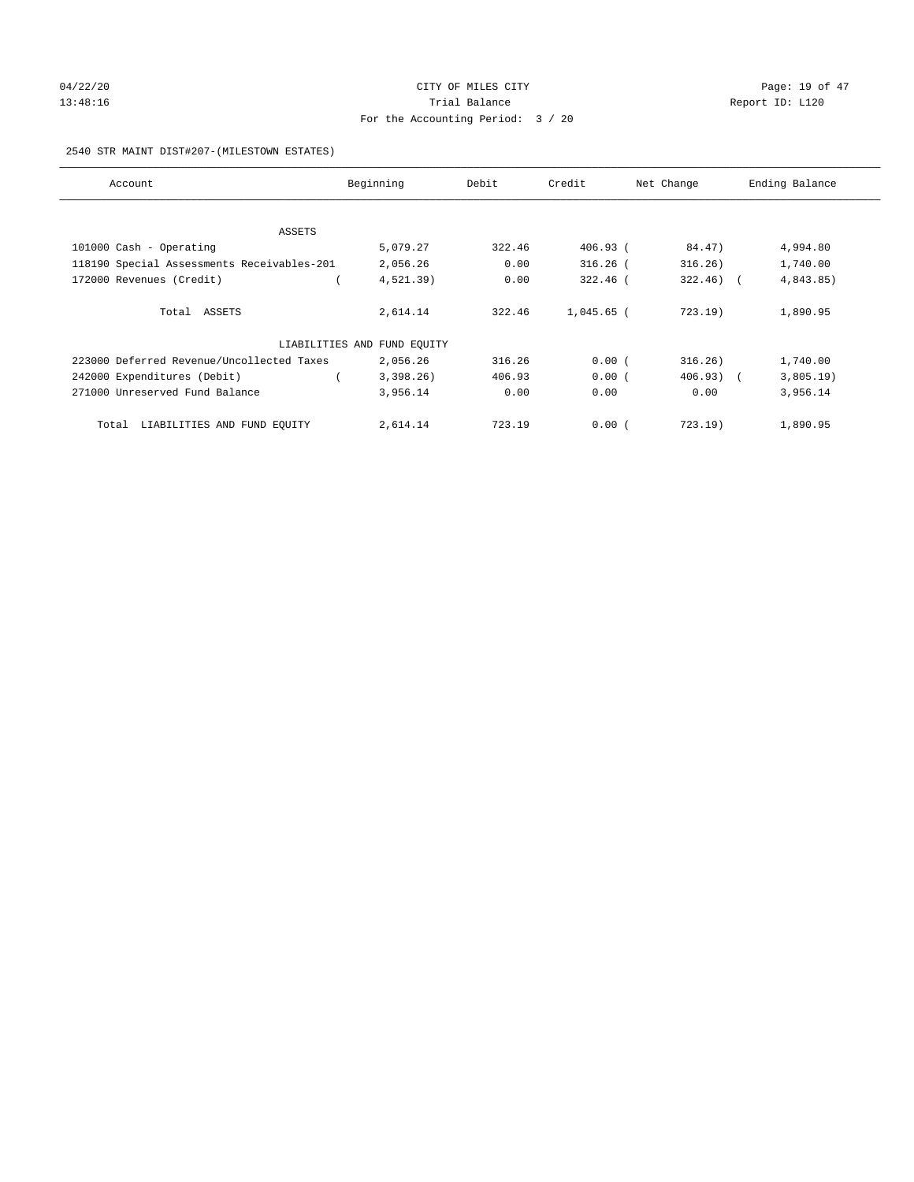CITY OF MILES CITY
Trial Balance
For the Accounting Period: 3 / 20

04/22/20
13:48:16

Report ID: L120

2540 STR MAINT DIST#207-(MILESTOWN ESTATES)

| Account | Beginning | Debit | Credit | Net Change | Ending Balance |
|---|---|---|---|---|---|
| ASSETS | | | | | |
| 101000 Cash - Operating | 5,079.27 | 322.46 | 406.93 | ( 84.47) | 4,994.80 |
| 118190 Special Assessments Receivables-201 | 2,056.26 | 0.00 | 316.26 | ( 316.26) | 1,740.00 |
| 172000 Revenues (Credit) | ( 4,521.39) | 0.00 | 322.46 | ( 322.46) | ( 4,843.85) |
| Total ASSETS | 2,614.14 | 322.46 | 1,045.65 | ( 723.19) | 1,890.95 |
| LIABILITIES AND FUND EQUITY | | | | | |
| 223000 Deferred Revenue/Uncollected Taxes | 2,056.26 | 316.26 | 0.00 | ( 316.26) | 1,740.00 |
| 242000 Expenditures (Debit) | ( 3,398.26) | 406.93 | 0.00 | ( 406.93) | ( 3,805.19) |
| 271000 Unreserved Fund Balance | 3,956.14 | 0.00 | 0.00 | 0.00 | 3,956.14 |
| Total LIABILITIES AND FUND EQUITY | 2,614.14 | 723.19 | 0.00 | ( 723.19) | 1,890.95 |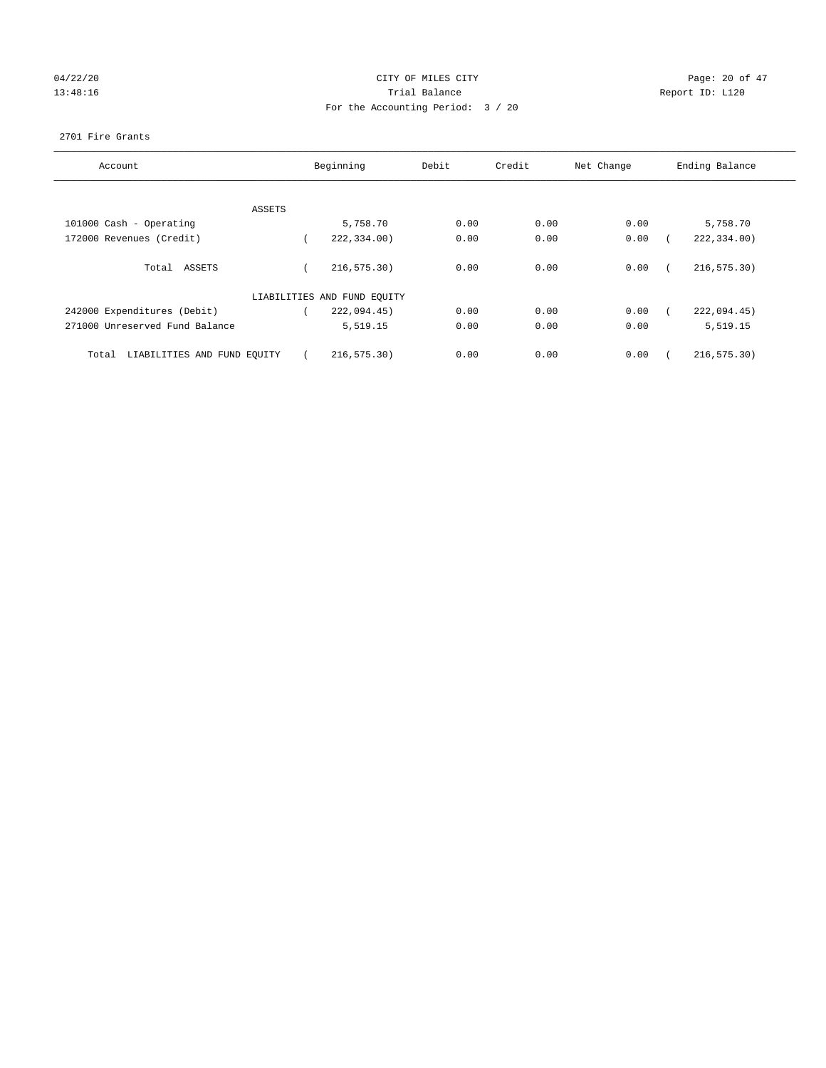04/22/20 CITY OF MILES CITY
13:48:16 Trial Balance Report ID: L120
For the Accounting Period: 3 / 20

2701 Fire Grants

| Account | Beginning | Debit | Credit | Net Change | Ending Balance |
|---|---|---|---|---|---|
| ASSETS | | | | | |
| 101000 Cash - Operating | 5,758.70 | 0.00 | 0.00 | 0.00 | 5,758.70 |
| 172000 Revenues (Credit) | ( 222,334.00) | 0.00 | 0.00 | 0.00 | ( 222,334.00) |
| Total ASSETS | ( 216,575.30) | 0.00 | 0.00 | 0.00 | ( 216,575.30) |
| LIABILITIES AND FUND EQUITY | | | | | |
| 242000 Expenditures (Debit) | ( 222,094.45) | 0.00 | 0.00 | 0.00 | ( 222,094.45) |
| 271000 Unreserved Fund Balance | 5,519.15 | 0.00 | 0.00 | 0.00 | 5,519.15 |
| Total LIABILITIES AND FUND EQUITY | ( 216,575.30) | 0.00 | 0.00 | 0.00 | ( 216,575.30) |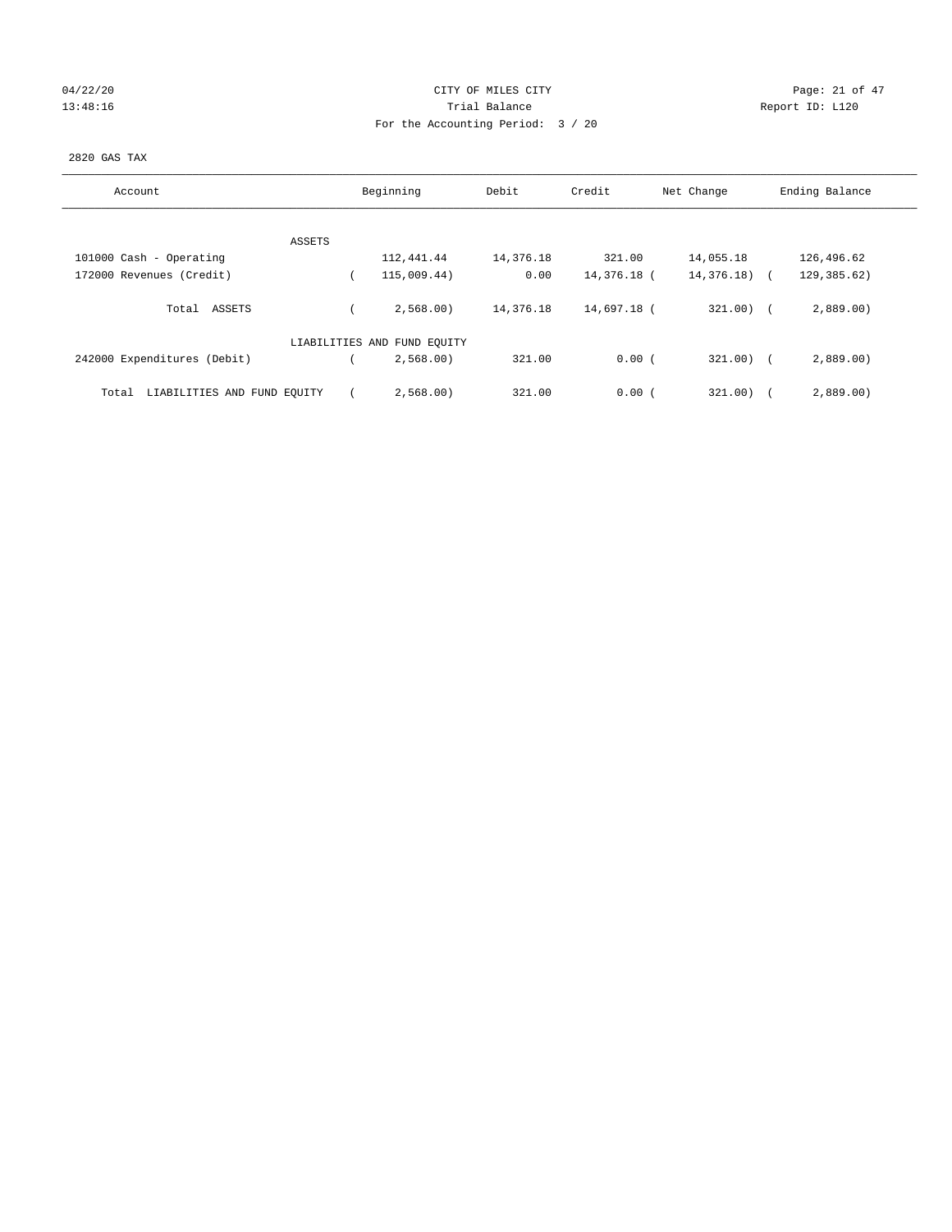CITY OF MILES CITY

Trial Balance

For the Accounting Period: 3 / 20

04/22/20 13:48:16 — Report ID: L120

2820 GAS TAX

| Account | Beginning | Debit | Credit | Net Change | Ending Balance |
|---|---|---|---|---|---|
| ASSETS | | | | | |
| 101000 Cash - Operating | 112,441.44 | 14,376.18 | 321.00 | 14,055.18 | 126,496.62 |
| 172000 Revenues (Credit) | ( 115,009.44) | 0.00 | 14,376.18 | ( 14,376.18) | ( 129,385.62) |
| Total ASSETS | ( 2,568.00) | 14,376.18 | 14,697.18 | ( 321.00) | ( 2,889.00) |
| LIABILITIES AND FUND EQUITY | | | | | |
| 242000 Expenditures (Debit) | ( 2,568.00) | 321.00 | 0.00 | ( 321.00) | ( 2,889.00) |
| Total LIABILITIES AND FUND EQUITY | ( 2,568.00) | 321.00 | 0.00 | ( 321.00) | ( 2,889.00) |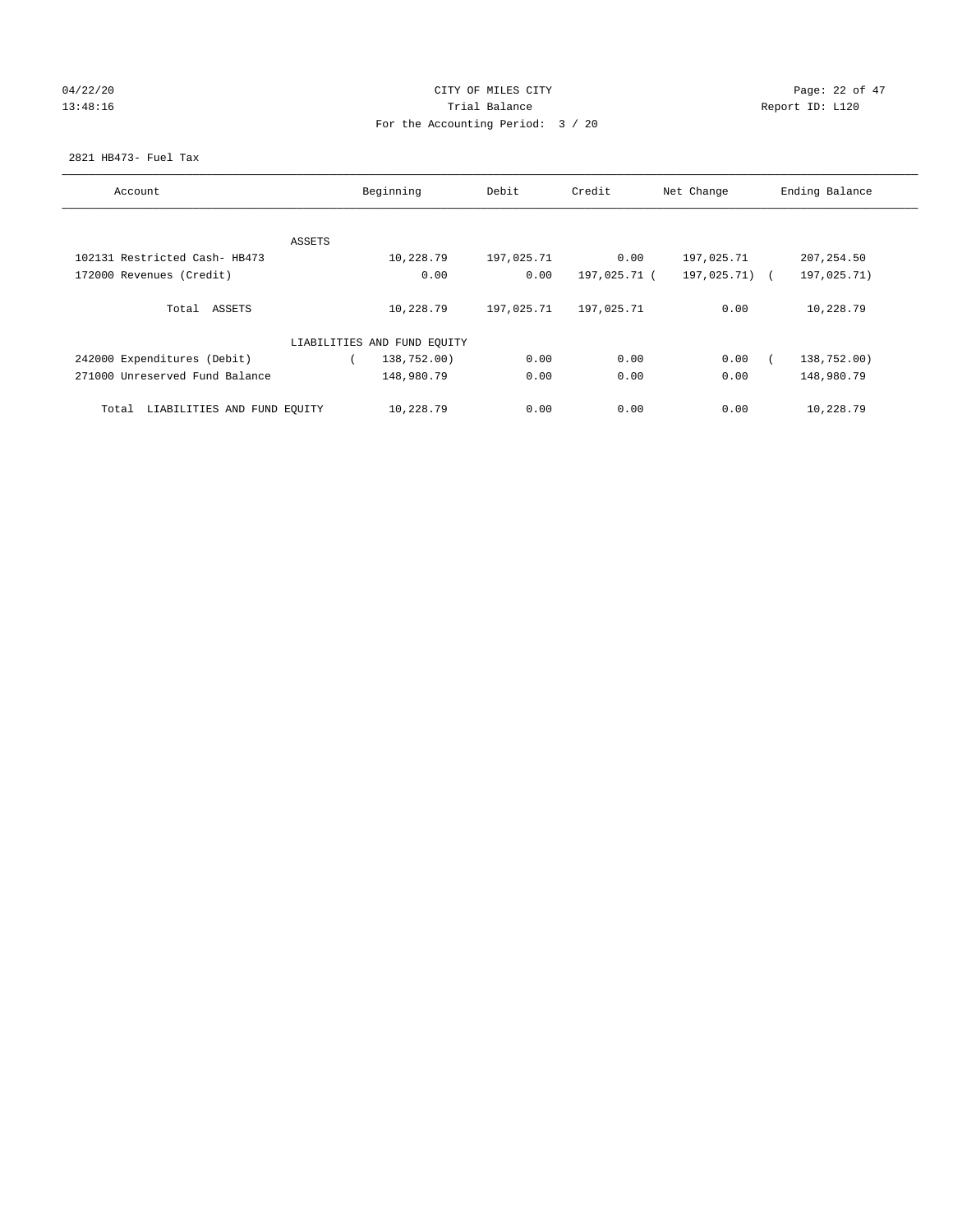CITY OF MILES CITY

Trial Balance

For the Accounting Period: 3 / 20

04/22/20 13:48:16 — Report ID: L120

2821 HB473- Fuel Tax

| Account | Beginning | Debit | Credit | Net Change | Ending Balance |
|---|---|---|---|---|---|
| ASSETS | | | | | |
| 102131 Restricted Cash- HB473 | 10,228.79 | 197,025.71 | 0.00 | 197,025.71 | 207,254.50 |
| 172000 Revenues (Credit) | 0.00 | 0.00 | 197,025.71 | ( 197,025.71) | ( 197,025.71) |
| Total ASSETS | 10,228.79 | 197,025.71 | 197,025.71 | 0.00 | 10,228.79 |
| LIABILITIES AND FUND EQUITY | | | | | |
| 242000 Expenditures (Debit) | ( 138,752.00) | 0.00 | 0.00 | 0.00 | ( 138,752.00) |
| 271000 Unreserved Fund Balance | 148,980.79 | 0.00 | 0.00 | 0.00 | 148,980.79 |
| Total LIABILITIES AND FUND EQUITY | 10,228.79 | 0.00 | 0.00 | 0.00 | 10,228.79 |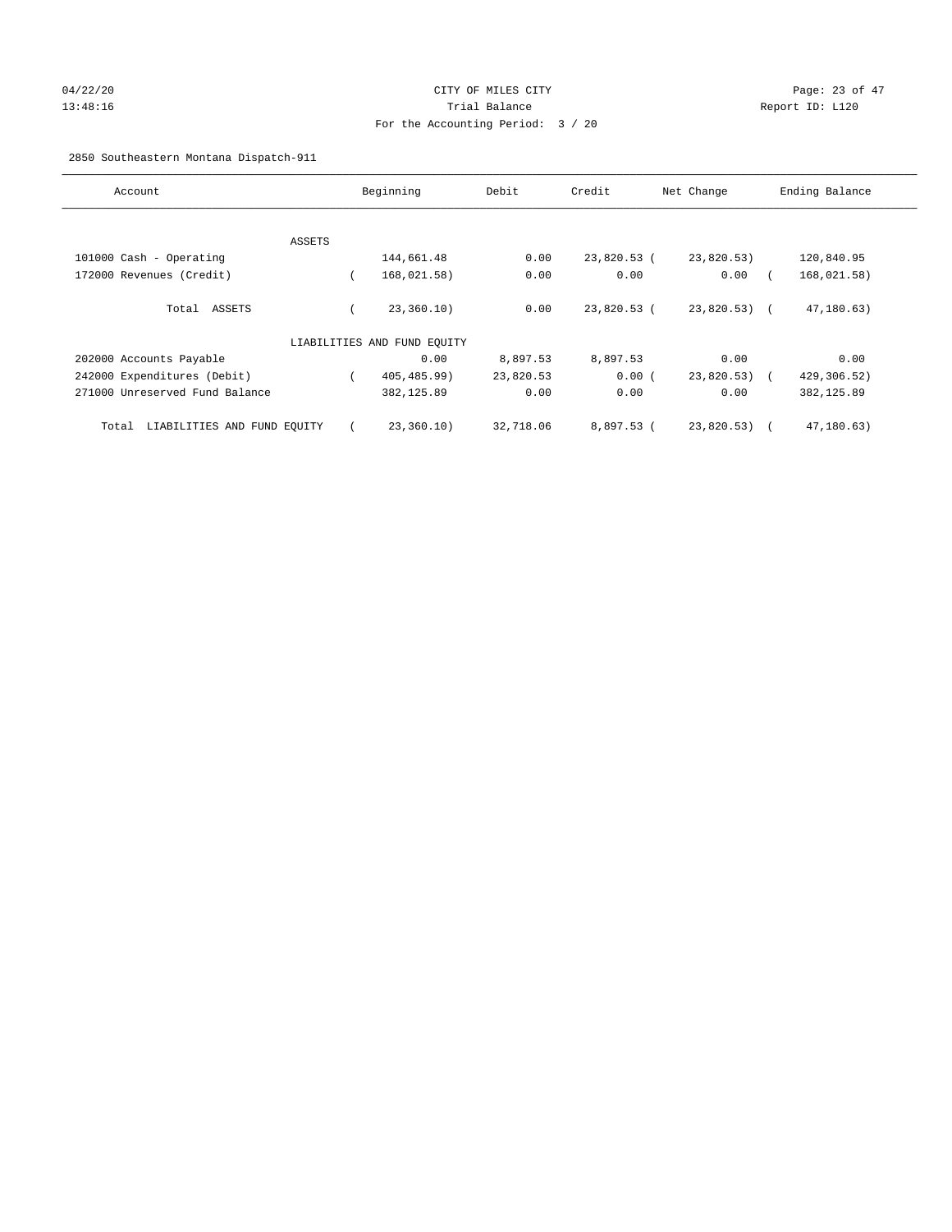CITY OF MILES CITY

Trial Balance

For the Accounting Period: 3 / 20

04/22/20 13:48:16 — Report ID: L120

2850 Southeastern Montana Dispatch-911

| Account | Beginning | Debit | Credit | Net Change | Ending Balance |
|---|---|---|---|---|---|
| ASSETS | | | | | |
| 101000 Cash - Operating | 144,661.48 | 0.00 | 23,820.53 | ( 23,820.53) | 120,840.95 |
| 172000 Revenues (Credit) | ( 168,021.58) | 0.00 | 0.00 | 0.00 | ( 168,021.58) |
| Total ASSETS | ( 23,360.10) | 0.00 | 23,820.53 | ( 23,820.53) | ( 47,180.63) |
| LIABILITIES AND FUND EQUITY | | | | | |
| 202000 Accounts Payable | 0.00 | 8,897.53 | 8,897.53 | 0.00 | 0.00 |
| 242000 Expenditures (Debit) | ( 405,485.99) | 23,820.53 | 0.00 | ( 23,820.53) | ( 429,306.52) |
| 271000 Unreserved Fund Balance | 382,125.89 | 0.00 | 0.00 | 0.00 | 382,125.89 |
| Total LIABILITIES AND FUND EQUITY | ( 23,360.10) | 32,718.06 | 8,897.53 | ( 23,820.53) | ( 47,180.63) |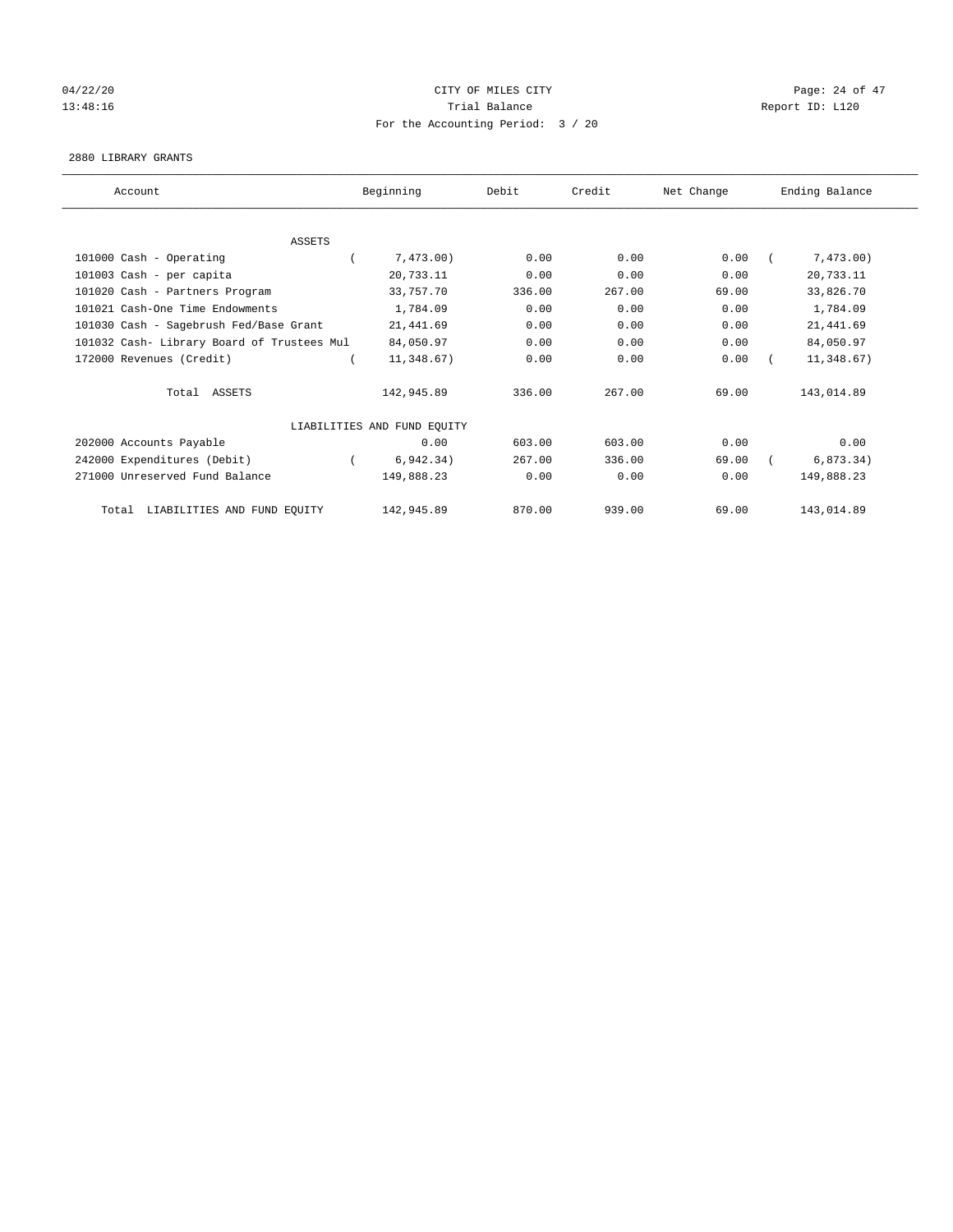CITY OF MILES CITY
Trial Balance
For the Accounting Period: 3 / 20

04/22/20
13:48:16

Report ID: L120

2880 LIBRARY GRANTS

| Account | Beginning | Debit | Credit | Net Change | Ending Balance |
|---|---|---|---|---|---|
| ASSETS | | | | | |
| 101000 Cash - Operating | ( 7,473.00) | 0.00 | 0.00 | 0.00 | ( 7,473.00) |
| 101003 Cash - per capita | 20,733.11 | 0.00 | 0.00 | 0.00 | 20,733.11 |
| 101020 Cash - Partners Program | 33,757.70 | 336.00 | 267.00 | 69.00 | 33,826.70 |
| 101021 Cash-One Time Endowments | 1,784.09 | 0.00 | 0.00 | 0.00 | 1,784.09 |
| 101030 Cash - Sagebrush Fed/Base Grant | 21,441.69 | 0.00 | 0.00 | 0.00 | 21,441.69 |
| 101032 Cash- Library Board of Trustees Mul | 84,050.97 | 0.00 | 0.00 | 0.00 | 84,050.97 |
| 172000 Revenues (Credit) | ( 11,348.67) | 0.00 | 0.00 | 0.00 | ( 11,348.67) |
| Total ASSETS | 142,945.89 | 336.00 | 267.00 | 69.00 | 143,014.89 |
| LIABILITIES AND FUND EQUITY | | | | | |
| 202000 Accounts Payable | 0.00 | 603.00 | 603.00 | 0.00 | 0.00 |
| 242000 Expenditures (Debit) | ( 6,942.34) | 267.00 | 336.00 | 69.00 | ( 6,873.34) |
| 271000 Unreserved Fund Balance | 149,888.23 | 0.00 | 0.00 | 0.00 | 149,888.23 |
| Total LIABILITIES AND FUND EQUITY | 142,945.89 | 870.00 | 939.00 | 69.00 | 143,014.89 |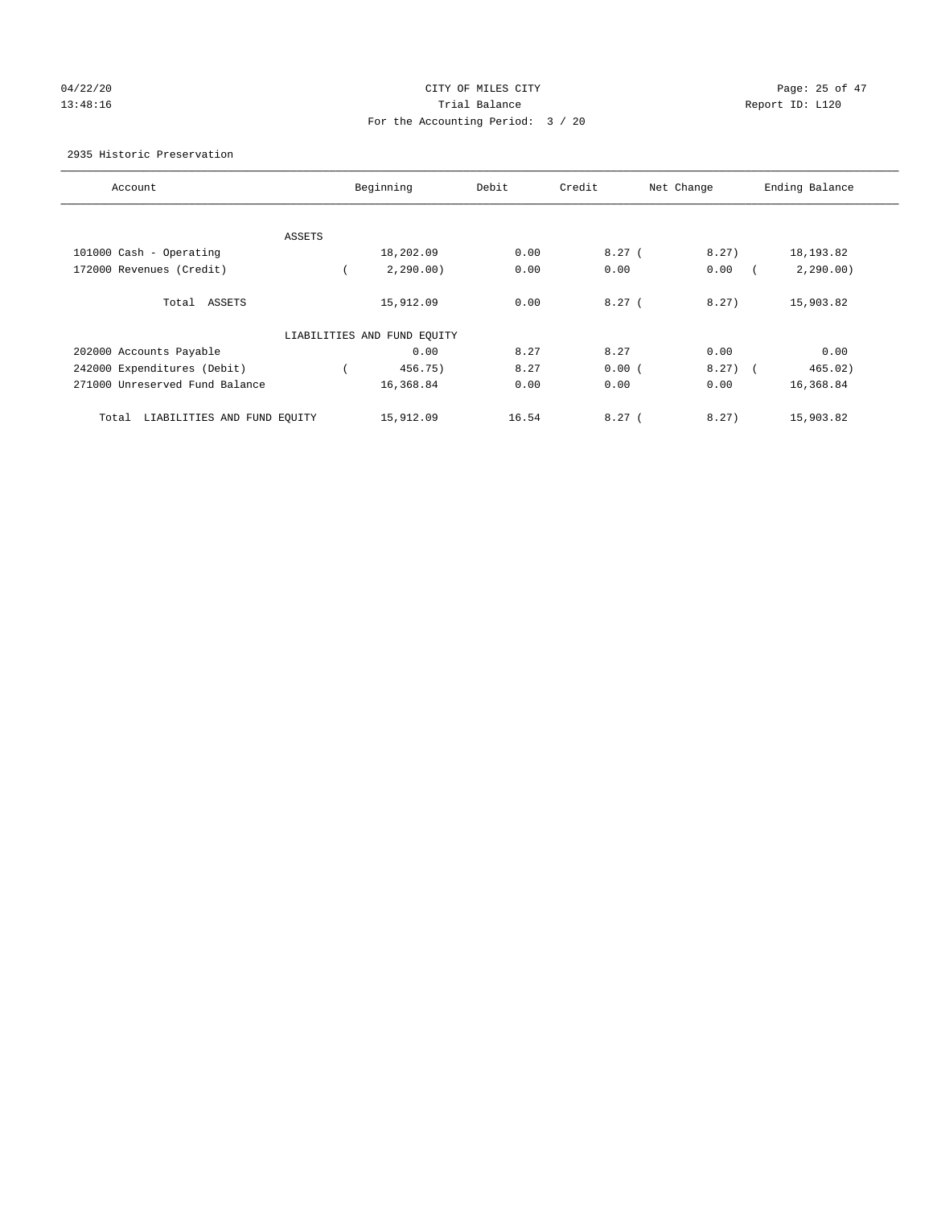CITY OF MILES CITY

Trial Balance

For the Accounting Period: 3 / 20

04/22/20 13:48:16 — Report ID: L120

2935 Historic Preservation

| Account | Beginning | Debit | Credit | Net Change | Ending Balance |
|---|---|---|---|---|---|
| ASSETS | | | | | |
| 101000 Cash - Operating | 18,202.09 | 0.00 | 8.27 | ( 8.27) | 18,193.82 |
| 172000 Revenues (Credit) | ( 2,290.00) | 0.00 | 0.00 | 0.00 | ( 2,290.00) |
| Total ASSETS | 15,912.09 | 0.00 | 8.27 | ( 8.27) | 15,903.82 |
| LIABILITIES AND FUND EQUITY | | | | | |
| 202000 Accounts Payable | 0.00 | 8.27 | 8.27 | 0.00 | 0.00 |
| 242000 Expenditures (Debit) | ( 456.75) | 8.27 | 0.00 | ( 8.27) | ( 465.02) |
| 271000 Unreserved Fund Balance | 16,368.84 | 0.00 | 0.00 | 0.00 | 16,368.84 |
| Total LIABILITIES AND FUND EQUITY | 15,912.09 | 16.54 | 8.27 | ( 8.27) | 15,903.82 |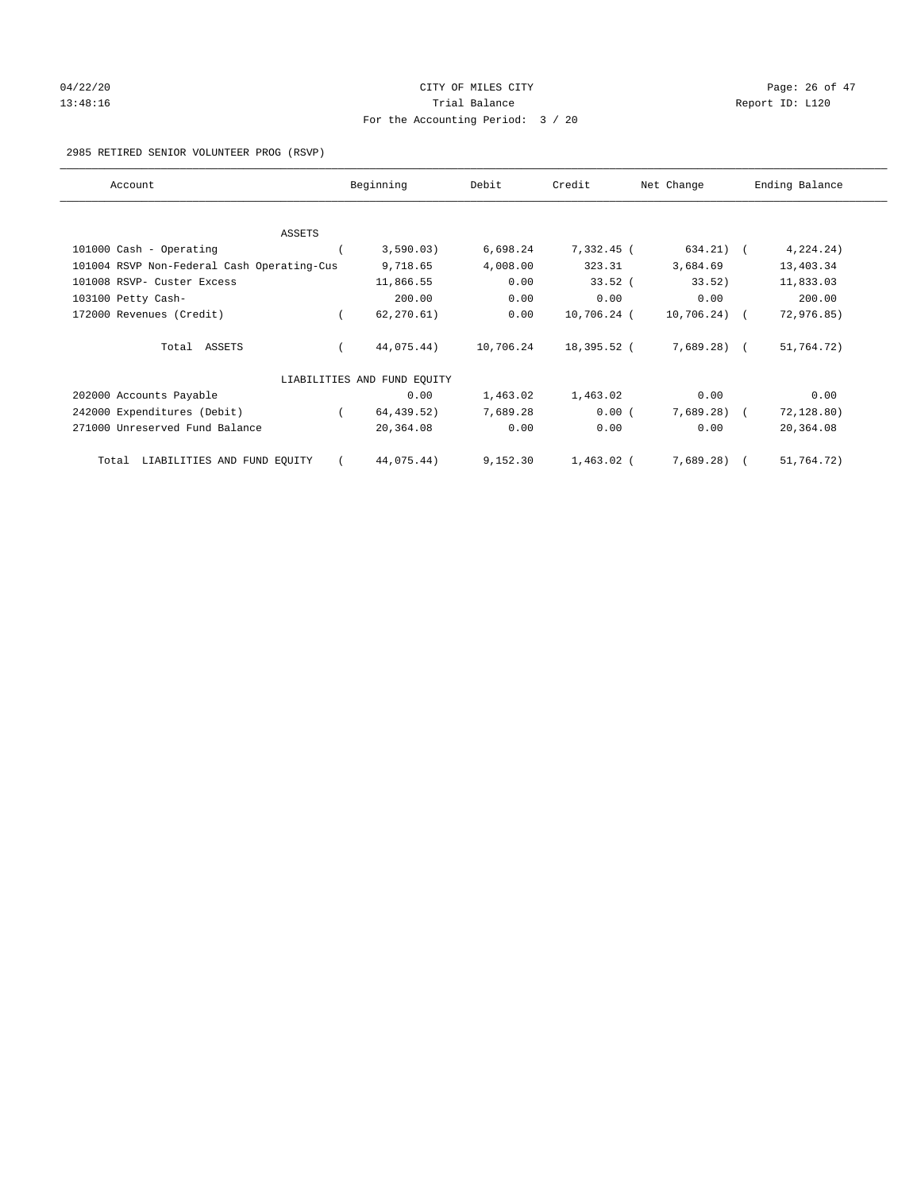CITY OF MILES CITY
Trial Balance
For the Accounting Period: 3 / 20

04/22/20 13:48:16 Report ID: L120

2985 RETIRED SENIOR VOLUNTEER PROG (RSVP)

| Account | Beginning | Debit | Credit | Net Change | Ending Balance |
|---|---|---|---|---|---|
| ASSETS | | | | | |
| 101000 Cash - Operating | ( 3,590.03) | 6,698.24 | 7,332.45 | ( 634.21) | ( 4,224.24) |
| 101004 RSVP Non-Federal Cash Operating-Cus | 9,718.65 | 4,008.00 | 323.31 | 3,684.69 | 13,403.34 |
| 101008 RSVP- Custer Excess | 11,866.55 | 0.00 | 33.52 | ( 33.52) | 11,833.03 |
| 103100 Petty Cash- | 200.00 | 0.00 | 0.00 | 0.00 | 200.00 |
| 172000 Revenues (Credit) | ( 62,270.61) | 0.00 | 10,706.24 | ( 10,706.24) | ( 72,976.85) |
| Total ASSETS | ( 44,075.44) | 10,706.24 | 18,395.52 | ( 7,689.28) | ( 51,764.72) |
| LIABILITIES AND FUND EQUITY | | | | | |
| 202000 Accounts Payable | 0.00 | 1,463.02 | 1,463.02 | 0.00 | 0.00 |
| 242000 Expenditures (Debit) | ( 64,439.52) | 7,689.28 | 0.00 | ( 7,689.28) | ( 72,128.80) |
| 271000 Unreserved Fund Balance | 20,364.08 | 0.00 | 0.00 | 0.00 | 20,364.08 |
| Total LIABILITIES AND FUND EQUITY | ( 44,075.44) | 9,152.30 | 1,463.02 | ( 7,689.28) | ( 51,764.72) |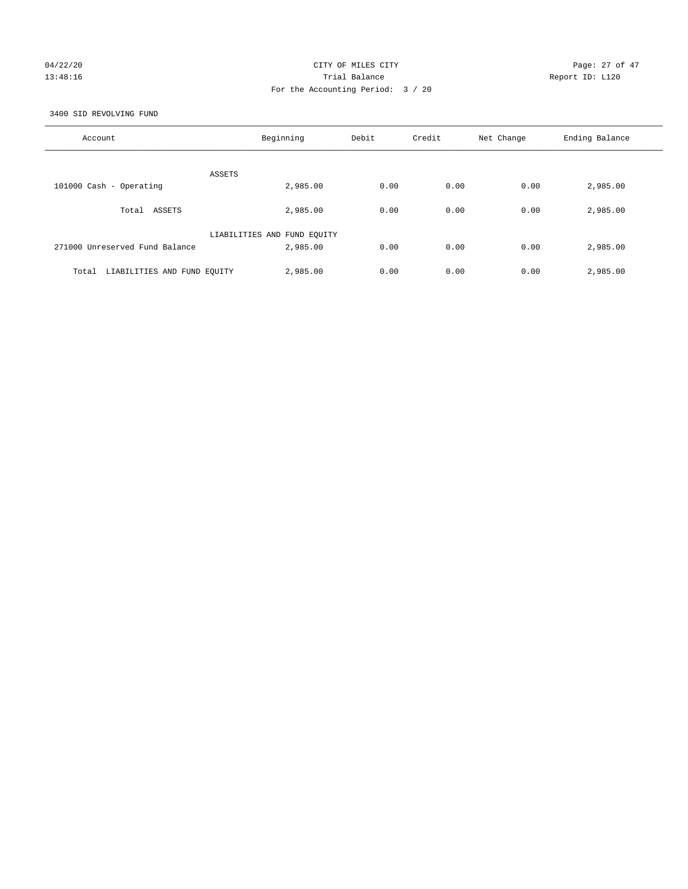CITY OF MILES CITY

Trial Balance

For the Accounting Period: 3 / 20

04/22/20 13:48:16

Report ID: L120

3400 SID REVOLVING FUND

| Account | Beginning | Debit | Credit | Net Change | Ending Balance |
|---|---|---|---|---|---|
| ASSETS | | | | | |
| 101000 Cash - Operating | 2,985.00 | 0.00 | 0.00 | 0.00 | 2,985.00 |
| Total ASSETS | 2,985.00 | 0.00 | 0.00 | 0.00 | 2,985.00 |
| LIABILITIES AND FUND EQUITY | | | | | |
| 271000 Unreserved Fund Balance | 2,985.00 | 0.00 | 0.00 | 0.00 | 2,985.00 |
| Total LIABILITIES AND FUND EQUITY | 2,985.00 | 0.00 | 0.00 | 0.00 | 2,985.00 |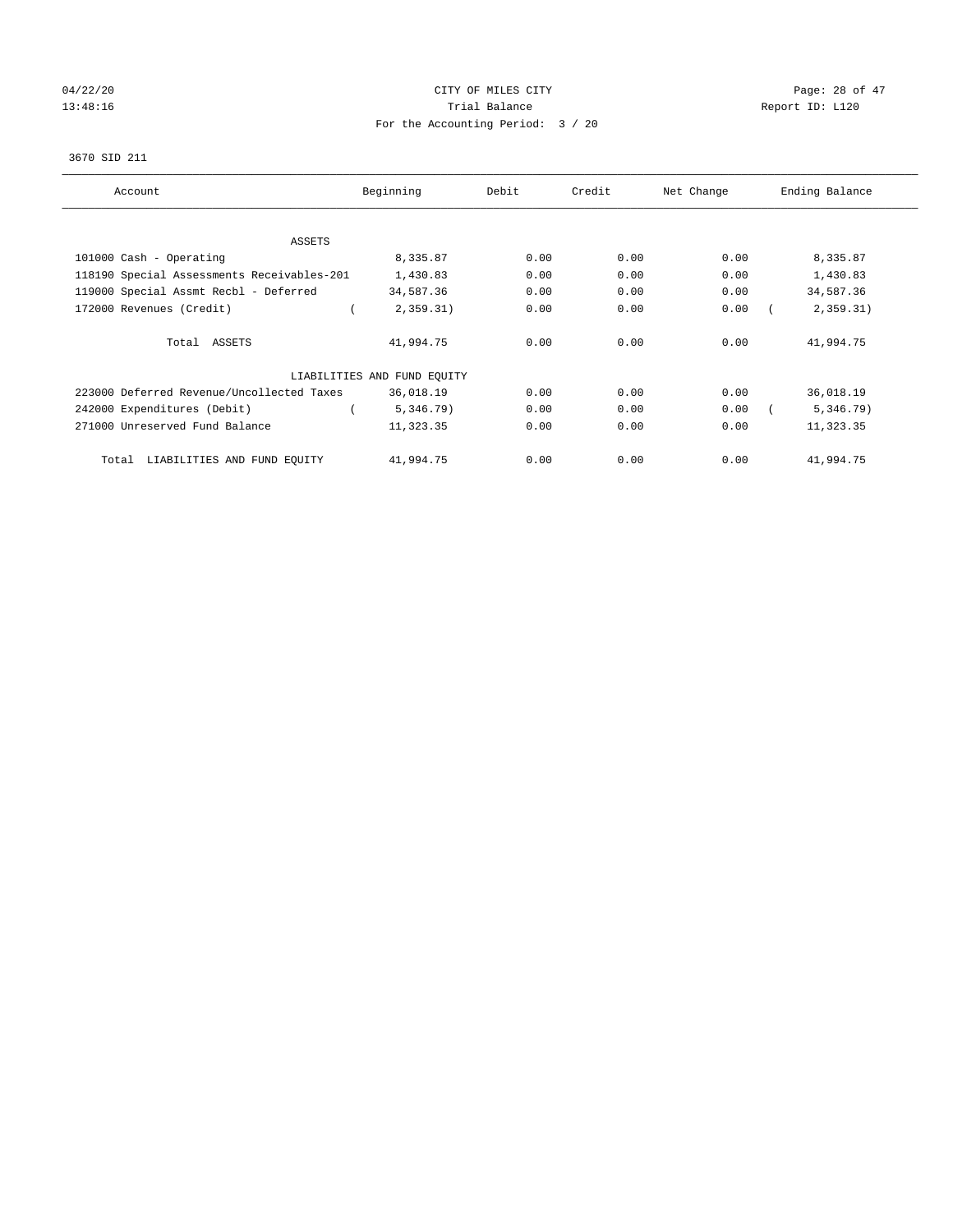04/22/20 CITY OF MILES CITY
13:48:16 Trial Balance Report ID: L120
For the Accounting Period: 3 / 20

3670 SID 211

| Account | Beginning | Debit | Credit | Net Change | Ending Balance |
|---|---|---|---|---|---|
| ASSETS | | | | | |
| 101000 Cash - Operating | 8,335.87 | 0.00 | 0.00 | 0.00 | 8,335.87 |
| 118190 Special Assessments Receivables-201 | 1,430.83 | 0.00 | 0.00 | 0.00 | 1,430.83 |
| 119000 Special Assmt Recbl - Deferred | 34,587.36 | 0.00 | 0.00 | 0.00 | 34,587.36 |
| 172000 Revenues (Credit) | ( 2,359.31) | 0.00 | 0.00 | 0.00 | ( 2,359.31) |
| Total ASSETS | 41,994.75 | 0.00 | 0.00 | 0.00 | 41,994.75 |
| LIABILITIES AND FUND EQUITY | | | | | |
| 223000 Deferred Revenue/Uncollected Taxes | 36,018.19 | 0.00 | 0.00 | 0.00 | 36,018.19 |
| 242000 Expenditures (Debit) | ( 5,346.79) | 0.00 | 0.00 | 0.00 | ( 5,346.79) |
| 271000 Unreserved Fund Balance | 11,323.35 | 0.00 | 0.00 | 0.00 | 11,323.35 |
| Total LIABILITIES AND FUND EQUITY | 41,994.75 | 0.00 | 0.00 | 0.00 | 41,994.75 |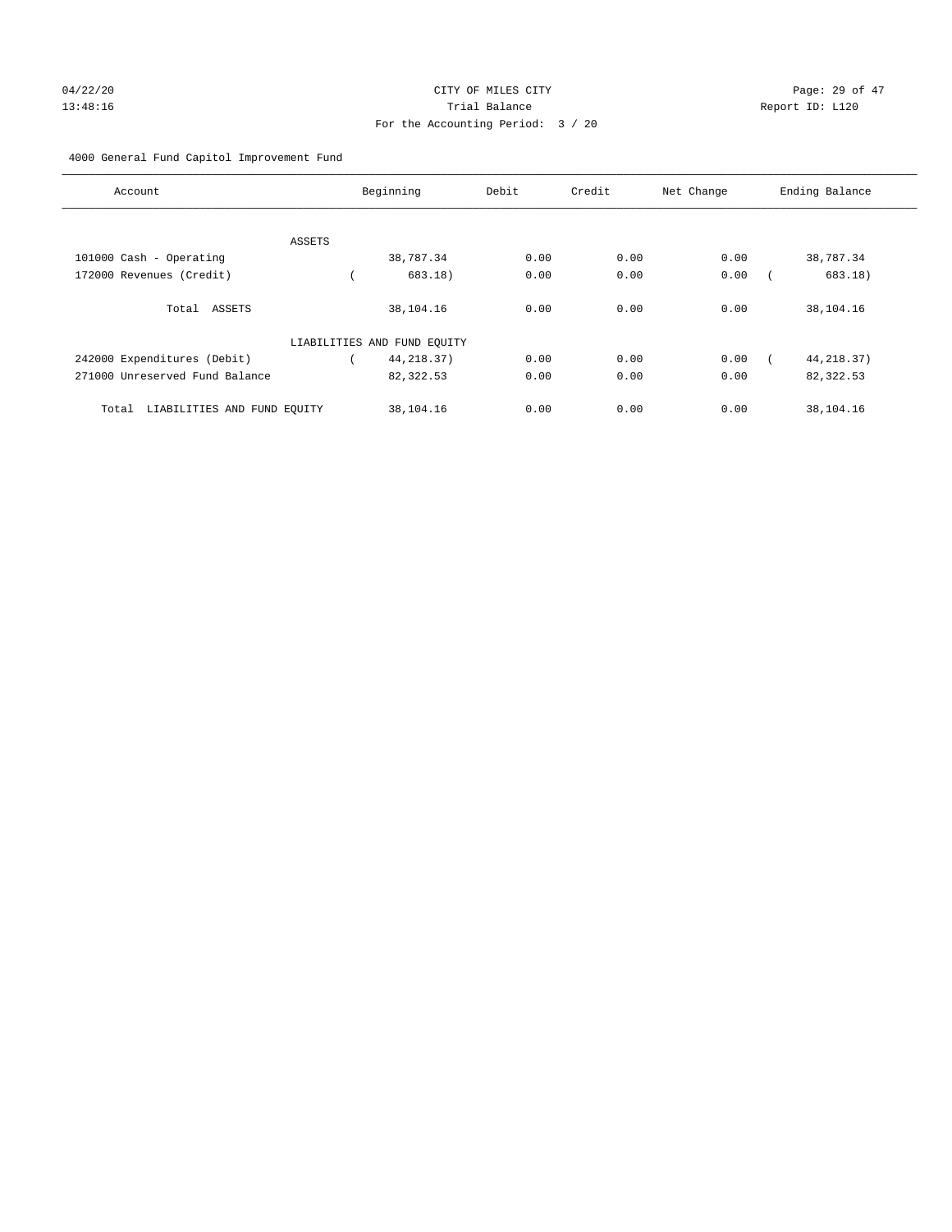CITY OF MILES CITY

Trial Balance

Report ID: L120

For the Accounting Period: 3 / 20

04/22/20
13:48:16

4000 General Fund Capitol Improvement Fund

| Account | Beginning | Debit | Credit | Net Change | Ending Balance |
|---|---|---|---|---|---|
| ASSETS | | | | | |
| 101000 Cash - Operating | 38,787.34 | 0.00 | 0.00 | 0.00 | 38,787.34 |
| 172000 Revenues (Credit) | ( 683.18) | 0.00 | 0.00 | 0.00 | ( 683.18) |
| Total ASSETS | 38,104.16 | 0.00 | 0.00 | 0.00 | 38,104.16 |
| LIABILITIES AND FUND EQUITY | | | | | |
| 242000 Expenditures (Debit) | ( 44,218.37) | 0.00 | 0.00 | 0.00 | ( 44,218.37) |
| 271000 Unreserved Fund Balance | 82,322.53 | 0.00 | 0.00 | 0.00 | 82,322.53 |
| Total LIABILITIES AND FUND EQUITY | 38,104.16 | 0.00 | 0.00 | 0.00 | 38,104.16 |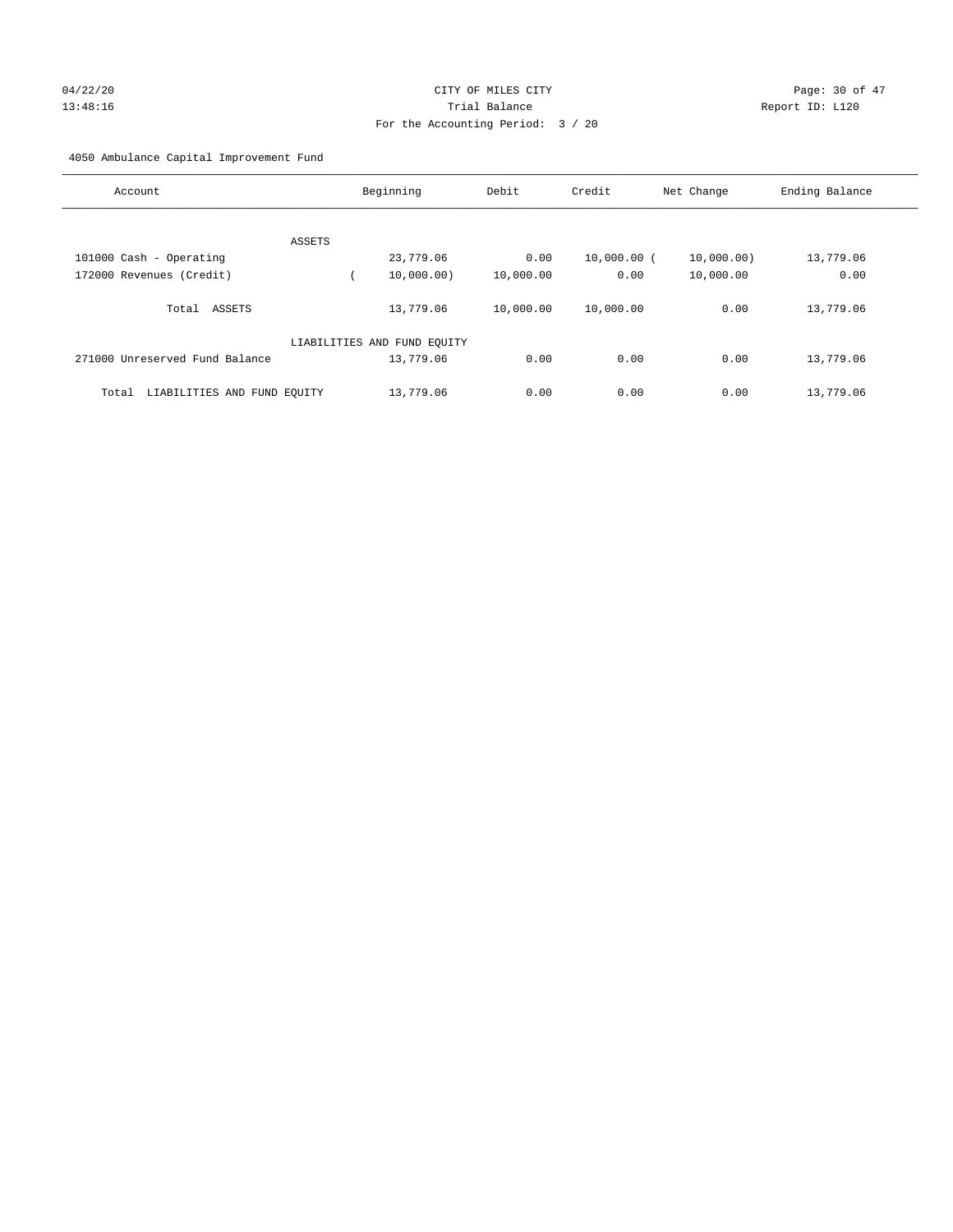CITY OF MILES CITY

Trial Balance

For the Accounting Period: 3 / 20

04/22/20 13:48:16 Report ID: L120

4050 Ambulance Capital Improvement Fund

| Account | Beginning | Debit | Credit | Net Change | Ending Balance |
|---|---|---|---|---|---|
| ASSETS | | | | | |
| 101000 Cash - Operating | 23,779.06 | 0.00 | 10,000.00 | (10,000.00) | 13,779.06 |
| 172000 Revenues (Credit) | (10,000.00) | 10,000.00 | 0.00 | 10,000.00 | 0.00 |
| Total ASSETS | 13,779.06 | 10,000.00 | 10,000.00 | 0.00 | 13,779.06 |
| LIABILITIES AND FUND EQUITY | | | | | |
| 271000 Unreserved Fund Balance | 13,779.06 | 0.00 | 0.00 | 0.00 | 13,779.06 |
| Total LIABILITIES AND FUND EQUITY | 13,779.06 | 0.00 | 0.00 | 0.00 | 13,779.06 |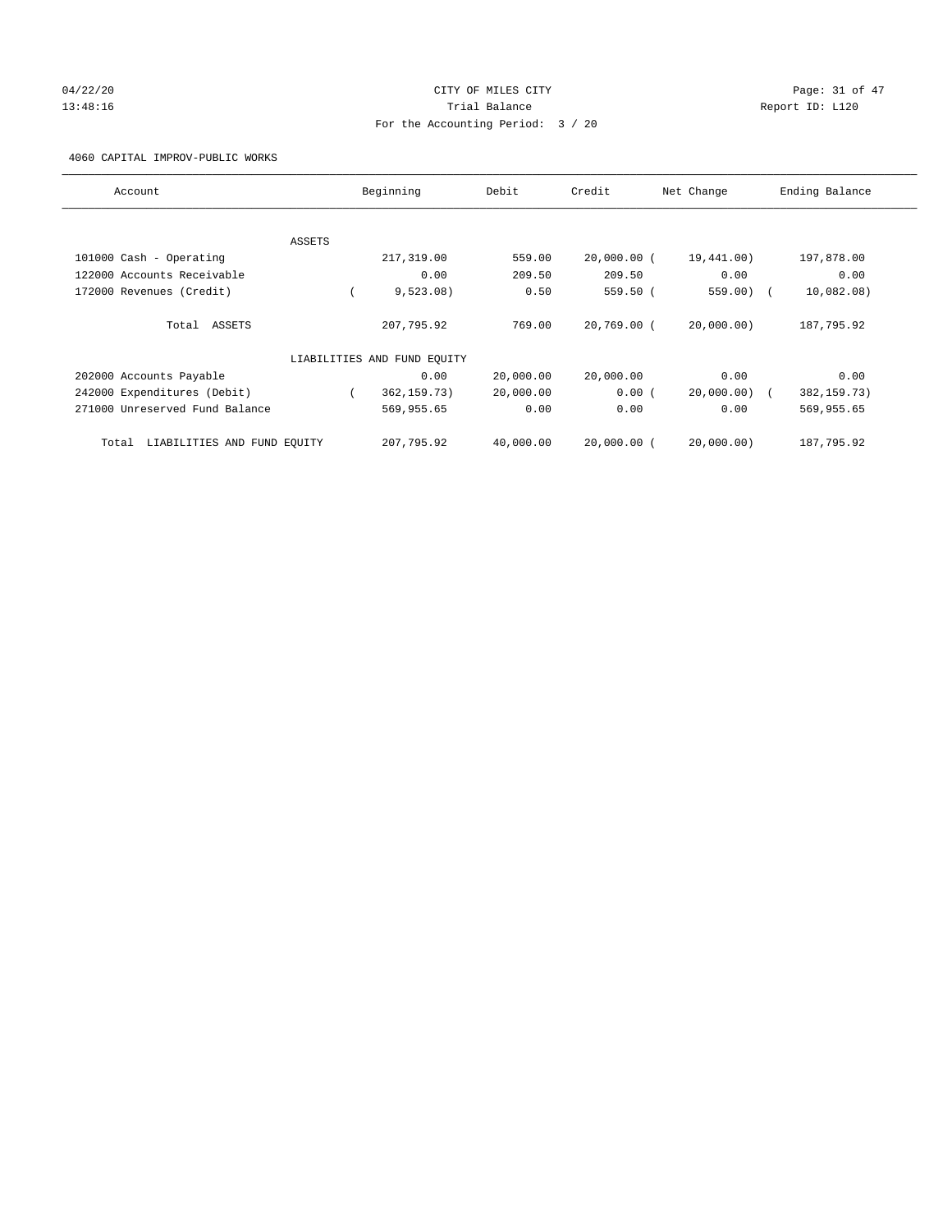04/22/20 CITY OF MILES CITY
13:48:16 Trial Balance Report ID: L120
For the Accounting Period: 3 / 20

4060 CAPITAL IMPROV-PUBLIC WORKS

| Account | Beginning | Debit | Credit | Net Change | Ending Balance |
|---|---|---|---|---|---|
| ASSETS | | | | | |
| 101000 Cash - Operating | 217,319.00 | 559.00 | 20,000.00 | (19,441.00) | 197,878.00 |
| 122000 Accounts Receivable | 0.00 | 209.50 | 209.50 | 0.00 | 0.00 |
| 172000 Revenues (Credit) | (9,523.08) | 0.50 | 559.50 | (559.00) | (10,082.08) |
| Total ASSETS | 207,795.92 | 769.00 | 20,769.00 | (20,000.00) | 187,795.92 |
| LIABILITIES AND FUND EQUITY | | | | | |
| 202000 Accounts Payable | 0.00 | 20,000.00 | 20,000.00 | 0.00 | 0.00 |
| 242000 Expenditures (Debit) | (362,159.73) | 20,000.00 | 0.00 | (20,000.00) | (382,159.73) |
| 271000 Unreserved Fund Balance | 569,955.65 | 0.00 | 0.00 | 0.00 | 569,955.65 |
| Total LIABILITIES AND FUND EQUITY | 207,795.92 | 40,000.00 | 20,000.00 | (20,000.00) | 187,795.92 |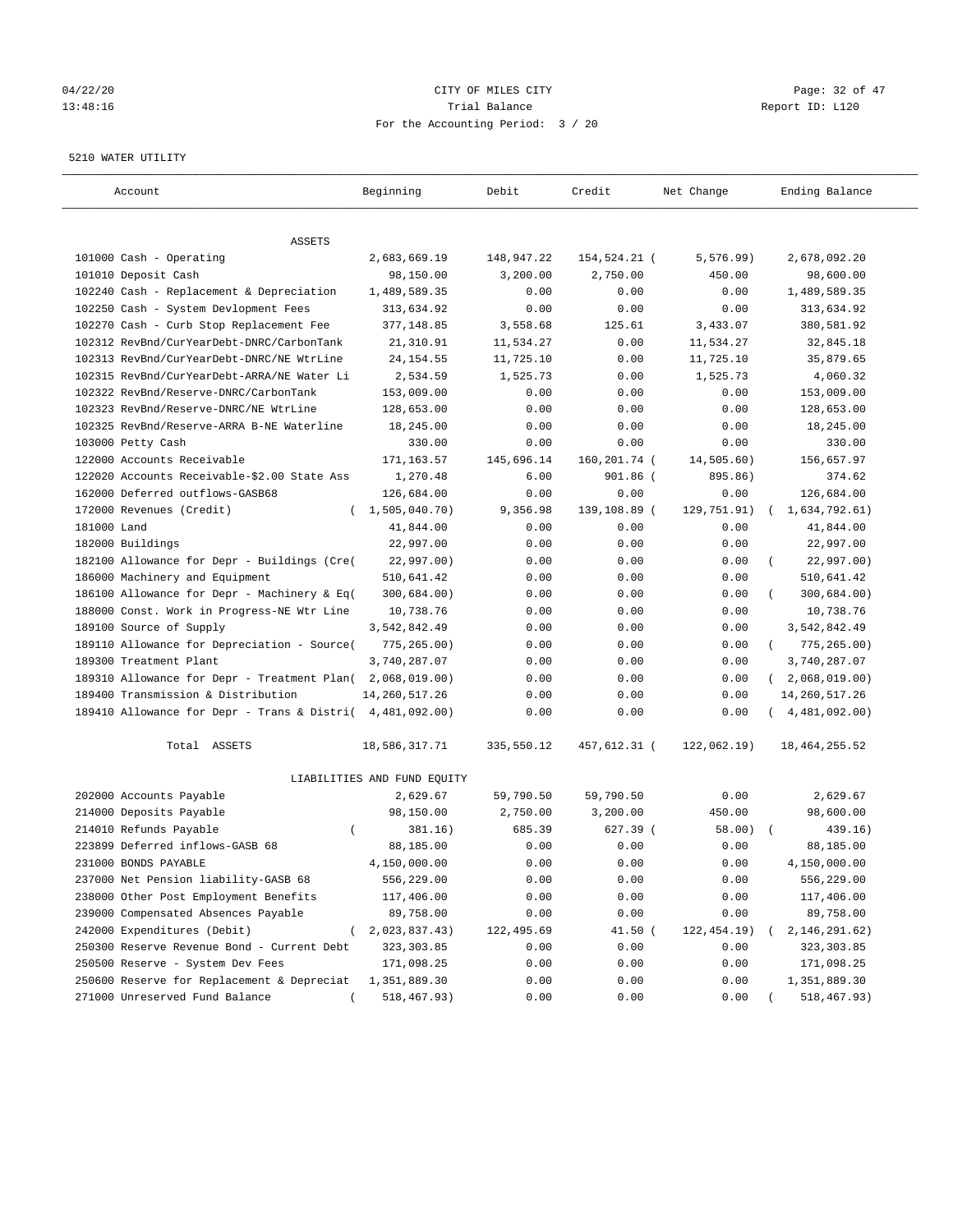CITY OF MILES CITY
Trial Balance
For the Accounting Period: 3 / 20

04/22/20
13:48:16

Report ID: L120

5210 WATER UTILITY

| Account | Beginning | Debit | Credit | Net Change | Ending Balance |
|---|---|---|---|---|---|
| ASSETS | | | | | |
| 101000 Cash - Operating | 2,683,669.19 | 148,947.22 | 154,524.21 | ( 5,576.99) | 2,678,092.20 |
| 101010 Deposit Cash | 98,150.00 | 3,200.00 | 2,750.00 | 450.00 | 98,600.00 |
| 102240 Cash - Replacement & Depreciation | 1,489,589.35 | 0.00 | 0.00 | 0.00 | 1,489,589.35 |
| 102250 Cash - System Devlopment Fees | 313,634.92 | 0.00 | 0.00 | 0.00 | 313,634.92 |
| 102270 Cash - Curb Stop Replacement Fee | 377,148.85 | 3,558.68 | 125.61 | 3,433.07 | 380,581.92 |
| 102312 RevBnd/CurYearDebt-DNRC/CarbonTank | 21,310.91 | 11,534.27 | 0.00 | 11,534.27 | 32,845.18 |
| 102313 RevBnd/CurYearDebt-DNRC/NE WtrLine | 24,154.55 | 11,725.10 | 0.00 | 11,725.10 | 35,879.65 |
| 102315 RevBnd/CurYearDebt-ARRA/NE Water Li | 2,534.59 | 1,525.73 | 0.00 | 1,525.73 | 4,060.32 |
| 102322 RevBnd/Reserve-DNRC/CarbonTank | 153,009.00 | 0.00 | 0.00 | 0.00 | 153,009.00 |
| 102323 RevBnd/Reserve-DNRC/NE WtrLine | 128,653.00 | 0.00 | 0.00 | 0.00 | 128,653.00 |
| 102325 RevBnd/Reserve-ARRA B-NE Waterline | 18,245.00 | 0.00 | 0.00 | 0.00 | 18,245.00 |
| 103000 Petty Cash | 330.00 | 0.00 | 0.00 | 0.00 | 330.00 |
| 122000 Accounts Receivable | 171,163.57 | 145,696.14 | 160,201.74 | ( 14,505.60) | 156,657.97 |
| 122020 Accounts Receivable-$2.00 State Ass | 1,270.48 | 6.00 | 901.86 | ( 895.86) | 374.62 |
| 162000 Deferred outflows-GASB68 | 126,684.00 | 0.00 | 0.00 | 0.00 | 126,684.00 |
| 172000 Revenues (Credit) | ( 1,505,040.70) | 9,356.98 | 139,108.89 | ( 129,751.91) | ( 1,634,792.61) |
| 181000 Land | 41,844.00 | 0.00 | 0.00 | 0.00 | 41,844.00 |
| 182000 Buildings | 22,997.00 | 0.00 | 0.00 | 0.00 | 22,997.00 |
| 182100 Allowance for Depr - Buildings (Cre( | 22,997.00) | 0.00 | 0.00 | 0.00 | ( 22,997.00) |
| 186000 Machinery and Equipment | 510,641.42 | 0.00 | 0.00 | 0.00 | 510,641.42 |
| 186100 Allowance for Depr - Machinery & Eq( | 300,684.00) | 0.00 | 0.00 | 0.00 | ( 300,684.00) |
| 188000 Const. Work in Progress-NE Wtr Line | 10,738.76 | 0.00 | 0.00 | 0.00 | 10,738.76 |
| 189100 Source of Supply | 3,542,842.49 | 0.00 | 0.00 | 0.00 | 3,542,842.49 |
| 189110 Allowance for Depreciation - Source( | 775,265.00) | 0.00 | 0.00 | 0.00 | ( 775,265.00) |
| 189300 Treatment Plant | 3,740,287.07 | 0.00 | 0.00 | 0.00 | 3,740,287.07 |
| 189310 Allowance for Depr - Treatment Plan( | 2,068,019.00) | 0.00 | 0.00 | 0.00 | ( 2,068,019.00) |
| 189400 Transmission & Distribution | 14,260,517.26 | 0.00 | 0.00 | 0.00 | 14,260,517.26 |
| 189410 Allowance for Depr - Trans & Distri( | 4,481,092.00) | 0.00 | 0.00 | 0.00 | ( 4,481,092.00) |
| Total ASSETS | 18,586,317.71 | 335,550.12 | 457,612.31 | ( 122,062.19) | 18,464,255.52 |
| LIABILITIES AND FUND EQUITY | | | | | |
| 202000 Accounts Payable | 2,629.67 | 59,790.50 | 59,790.50 | 0.00 | 2,629.67 |
| 214000 Deposits Payable | 98,150.00 | 2,750.00 | 3,200.00 | 450.00 | 98,600.00 |
| 214010 Refunds Payable | ( 381.16) | 685.39 | 627.39 | ( 58.00) | ( 439.16) |
| 223899 Deferred inflows-GASB 68 | 88,185.00 | 0.00 | 0.00 | 0.00 | 88,185.00 |
| 231000 BONDS PAYABLE | 4,150,000.00 | 0.00 | 0.00 | 0.00 | 4,150,000.00 |
| 237000 Net Pension liability-GASB 68 | 556,229.00 | 0.00 | 0.00 | 0.00 | 556,229.00 |
| 238000 Other Post Employment Benefits | 117,406.00 | 0.00 | 0.00 | 0.00 | 117,406.00 |
| 239000 Compensated Absences Payable | 89,758.00 | 0.00 | 0.00 | 0.00 | 89,758.00 |
| 242000 Expenditures (Debit) | ( 2,023,837.43) | 122,495.69 | 41.50 | ( 122,454.19) | ( 2,146,291.62) |
| 250300 Reserve Revenue Bond - Current Debt | 323,303.85 | 0.00 | 0.00 | 0.00 | 323,303.85 |
| 250500 Reserve - System Dev Fees | 171,098.25 | 0.00 | 0.00 | 0.00 | 171,098.25 |
| 250600 Reserve for Replacement & Depreciat | 1,351,889.30 | 0.00 | 0.00 | 0.00 | 1,351,889.30 |
| 271000 Unreserved Fund Balance | ( 518,467.93) | 0.00 | 0.00 | 0.00 | ( 518,467.93) |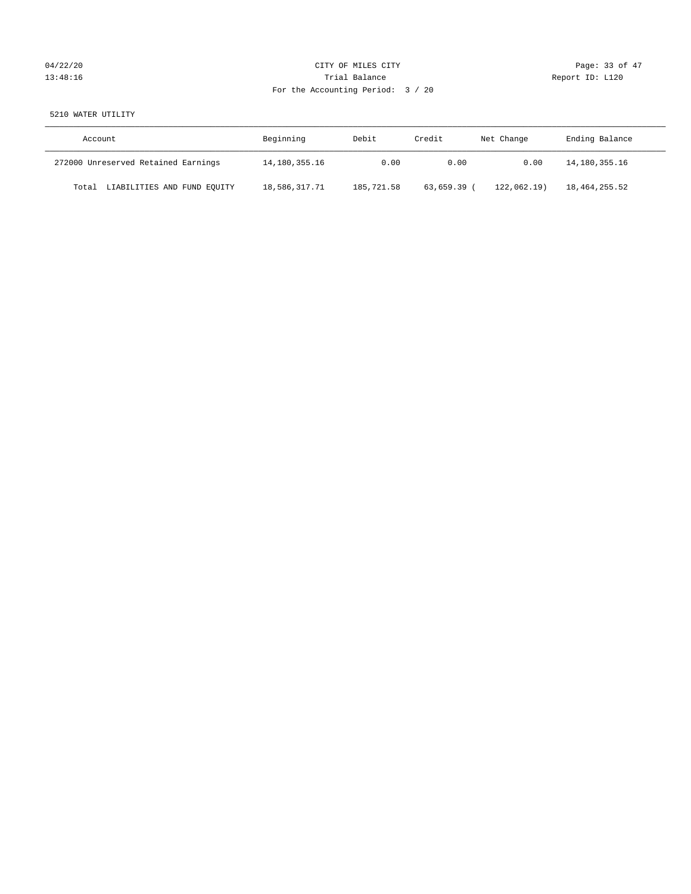04/22/20 CITY OF MILES CITY
13:48:16 Trial Balance Report ID: L120
For the Accounting Period: 3 / 20

5210 WATER UTILITY

| Account | Beginning | Debit | Credit | Net Change | Ending Balance |
|---|---|---|---|---|---|
| 272000 Unreserved Retained Earnings | 14,180,355.16 | 0.00 | 0.00 | 0.00 | 14,180,355.16 |
| Total LIABILITIES AND FUND EQUITY | 18,586,317.71 | 185,721.58 | 63,659.39 | ( 122,062.19) | 18,464,255.52 |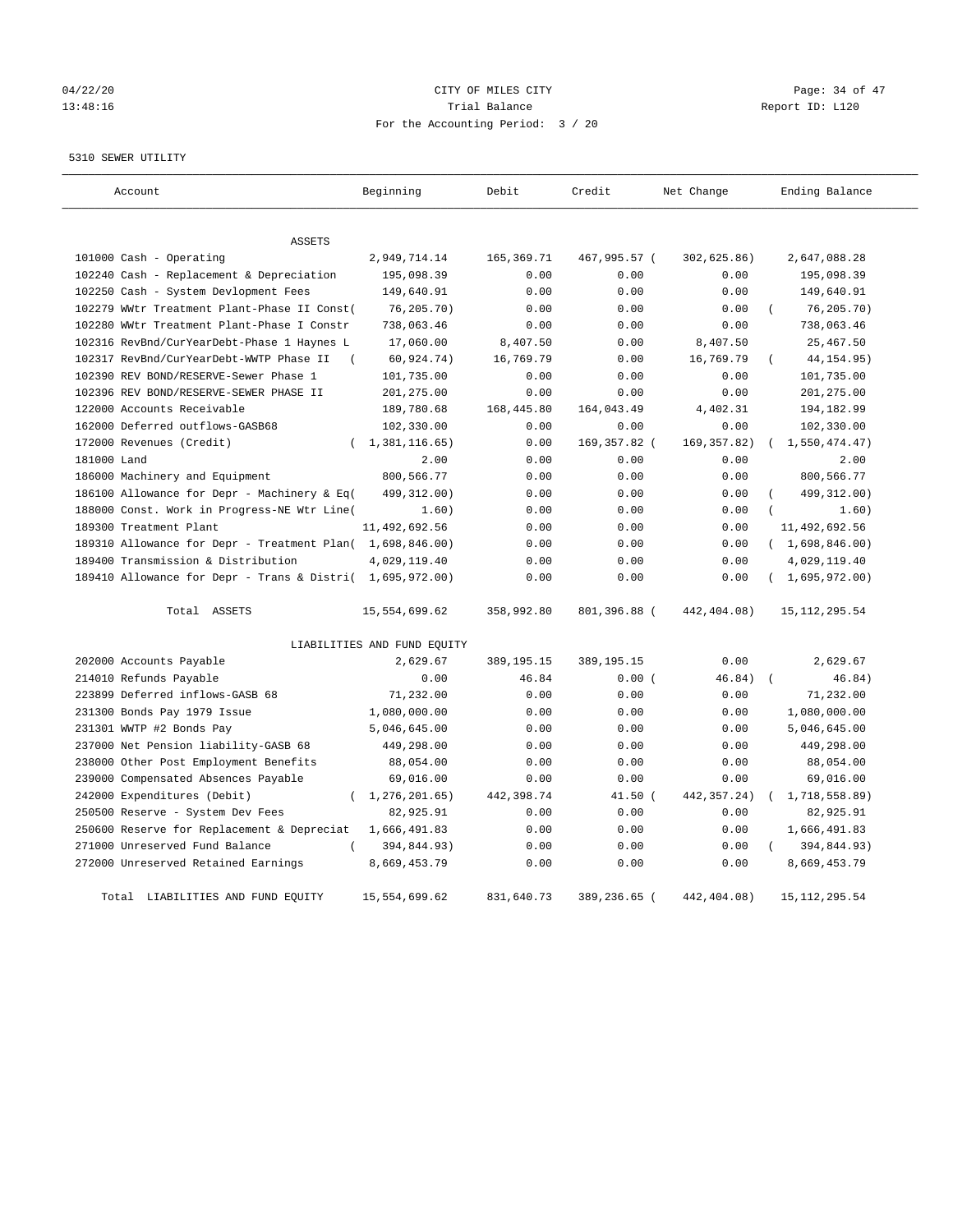04/22/20 CITY OF MILES CITY
13:48:16 Trial Balance Report ID: L120
For the Accounting Period: 3 / 20

5310 SEWER UTILITY

| Account | Beginning | Debit | Credit | Net Change | Ending Balance |
|---|---|---|---|---|---|
| ASSETS | | | | | |
| 101000 Cash - Operating | 2,949,714.14 | 165,369.71 | 467,995.57 | ( 302,625.86) | 2,647,088.28 |
| 102240 Cash - Replacement & Depreciation | 195,098.39 | 0.00 | 0.00 | 0.00 | 195,098.39 |
| 102250 Cash - System Devlopment Fees | 149,640.91 | 0.00 | 0.00 | 0.00 | 149,640.91 |
| 102279 WWtr Treatment Plant-Phase II Const( | 76,205.70) | 0.00 | 0.00 | 0.00 | ( 76,205.70) |
| 102280 WWtr Treatment Plant-Phase I Constr | 738,063.46 | 0.00 | 0.00 | 0.00 | 738,063.46 |
| 102316 RevBnd/CurYearDebt-Phase 1 Haynes L | 17,060.00 | 8,407.50 | 0.00 | 8,407.50 | 25,467.50 |
| 102317 RevBnd/CurYearDebt-WWTP Phase II ( | 60,924.74) | 16,769.79 | 0.00 | 16,769.79 | ( 44,154.95) |
| 102390 REV BOND/RESERVE-Sewer Phase 1 | 101,735.00 | 0.00 | 0.00 | 0.00 | 101,735.00 |
| 102396 REV BOND/RESERVE-SEWER PHASE II | 201,275.00 | 0.00 | 0.00 | 0.00 | 201,275.00 |
| 122000 Accounts Receivable | 189,780.68 | 168,445.80 | 164,043.49 | 4,402.31 | 194,182.99 |
| 162000 Deferred outflows-GASB68 | 102,330.00 | 0.00 | 0.00 | 0.00 | 102,330.00 |
| 172000 Revenues (Credit) | ( 1,381,116.65) | 0.00 | 169,357.82 | ( 169,357.82) | ( 1,550,474.47) |
| 181000 Land | 2.00 | 0.00 | 0.00 | 0.00 | 2.00 |
| 186000 Machinery and Equipment | 800,566.77 | 0.00 | 0.00 | 0.00 | 800,566.77 |
| 186100 Allowance for Depr - Machinery & Eq( | 499,312.00) | 0.00 | 0.00 | 0.00 | ( 499,312.00) |
| 188000 Const. Work in Progress-NE Wtr Line( | 1.60) | 0.00 | 0.00 | 0.00 | ( 1.60) |
| 189300 Treatment Plant | 11,492,692.56 | 0.00 | 0.00 | 0.00 | 11,492,692.56 |
| 189310 Allowance for Depr - Treatment Plan( | 1,698,846.00) | 0.00 | 0.00 | 0.00 | ( 1,698,846.00) |
| 189400 Transmission & Distribution | 4,029,119.40 | 0.00 | 0.00 | 0.00 | 4,029,119.40 |
| 189410 Allowance for Depr - Trans & Distri( | 1,695,972.00) | 0.00 | 0.00 | 0.00 | ( 1,695,972.00) |
| Total ASSETS | 15,554,699.62 | 358,992.80 | 801,396.88 | ( 442,404.08) | 15,112,295.54 |
| LIABILITIES AND FUND EQUITY | | | | | |
| 202000 Accounts Payable | 2,629.67 | 389,195.15 | 389,195.15 | 0.00 | 2,629.67 |
| 214010 Refunds Payable | 0.00 | 46.84 | 0.00 | ( 46.84) | ( 46.84) |
| 223899 Deferred inflows-GASB 68 | 71,232.00 | 0.00 | 0.00 | 0.00 | 71,232.00 |
| 231300 Bonds Pay 1979 Issue | 1,080,000.00 | 0.00 | 0.00 | 0.00 | 1,080,000.00 |
| 231301 WWTP #2 Bonds Pay | 5,046,645.00 | 0.00 | 0.00 | 0.00 | 5,046,645.00 |
| 237000 Net Pension liability-GASB 68 | 449,298.00 | 0.00 | 0.00 | 0.00 | 449,298.00 |
| 238000 Other Post Employment Benefits | 88,054.00 | 0.00 | 0.00 | 0.00 | 88,054.00 |
| 239000 Compensated Absences Payable | 69,016.00 | 0.00 | 0.00 | 0.00 | 69,016.00 |
| 242000 Expenditures (Debit) | ( 1,276,201.65) | 442,398.74 | 41.50 | ( 442,357.24) | ( 1,718,558.89) |
| 250500 Reserve - System Dev Fees | 82,925.91 | 0.00 | 0.00 | 0.00 | 82,925.91 |
| 250600 Reserve for Replacement & Depreciat | 1,666,491.83 | 0.00 | 0.00 | 0.00 | 1,666,491.83 |
| 271000 Unreserved Fund Balance | ( 394,844.93) | 0.00 | 0.00 | 0.00 | ( 394,844.93) |
| 272000 Unreserved Retained Earnings | 8,669,453.79 | 0.00 | 0.00 | 0.00 | 8,669,453.79 |
| Total LIABILITIES AND FUND EQUITY | 15,554,699.62 | 831,640.73 | 389,236.65 | ( 442,404.08) | 15,112,295.54 |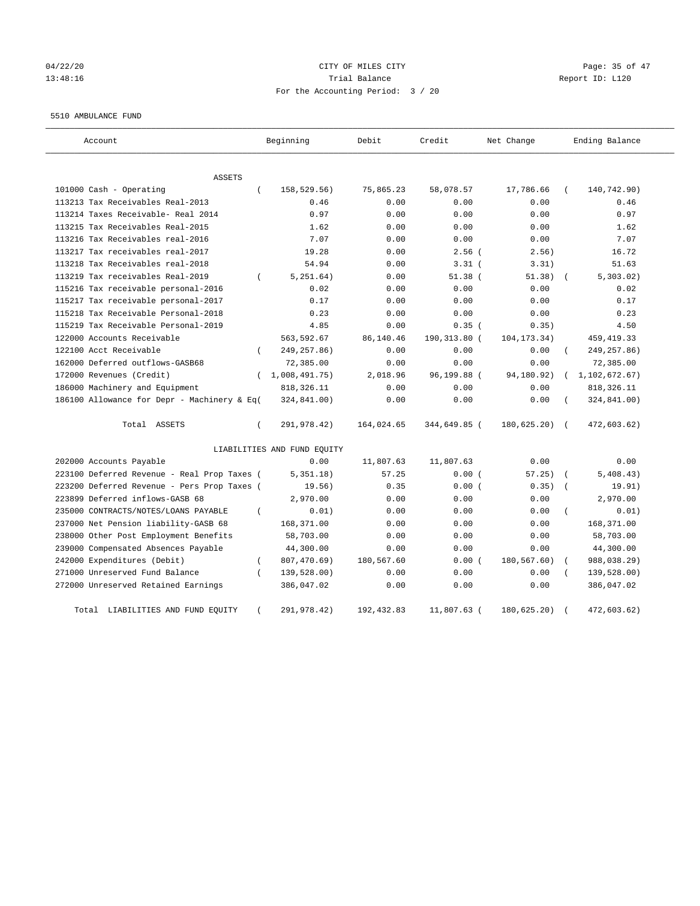CITY OF MILES CITY
Trial Balance
For the Accounting Period: 3 / 20

04/22/20
13:48:16

Report ID: L120

5510 AMBULANCE FUND

| Account | Beginning | Debit | Credit | Net Change | Ending Balance |
|---|---|---|---|---|---|
| ASSETS | | | | | |
| 101000 Cash - Operating | (158,529.56) | 75,865.23 | 58,078.57 | 17,786.66 | (140,742.90) |
| 113213 Tax Receivables Real-2013 | 0.46 | 0.00 | 0.00 | 0.00 | 0.46 |
| 113214 Taxes Receivable- Real 2014 | 0.97 | 0.00 | 0.00 | 0.00 | 0.97 |
| 113215 Tax Receivables Real-2015 | 1.62 | 0.00 | 0.00 | 0.00 | 1.62 |
| 113216 Tax Receivables real-2016 | 7.07 | 0.00 | 0.00 | 0.00 | 7.07 |
| 113217 Tax receivables real-2017 | 19.28 | 0.00 | 2.56 | (2.56) | 16.72 |
| 113218 Tax Receivables real-2018 | 54.94 | 0.00 | 3.31 | (3.31) | 51.63 |
| 113219 Tax receivables Real-2019 | (5,251.64) | 0.00 | 51.38 | (51.38) | (5,303.02) |
| 115216 Tax receivable personal-2016 | 0.02 | 0.00 | 0.00 | 0.00 | 0.02 |
| 115217 Tax receivable personal-2017 | 0.17 | 0.00 | 0.00 | 0.00 | 0.17 |
| 115218 Tax Receivable Personal-2018 | 0.23 | 0.00 | 0.00 | 0.00 | 0.23 |
| 115219 Tax Receivable Personal-2019 | 4.85 | 0.00 | 0.35 | (0.35) | 4.50 |
| 122000 Accounts Receivable | 563,592.67 | 86,140.46 | 190,313.80 | (104,173.34) | 459,419.33 |
| 122100 Acct Receivable | (249,257.86) | 0.00 | 0.00 | 0.00 | (249,257.86) |
| 162000 Deferred outflows-GASB68 | 72,385.00 | 0.00 | 0.00 | 0.00 | 72,385.00 |
| 172000 Revenues (Credit) | (1,008,491.75) | 2,018.96 | 96,199.88 | (94,180.92) | (1,102,672.67) |
| 186000 Machinery and Equipment | 818,326.11 | 0.00 | 0.00 | 0.00 | 818,326.11 |
| 186100 Allowance for Depr - Machinery & Eq | (324,841.00) | 0.00 | 0.00 | 0.00 | (324,841.00) |
| Total ASSETS | (291,978.42) | 164,024.65 | 344,649.85 | (180,625.20) | (472,603.62) |
| LIABILITIES AND FUND EQUITY | | | | | |
| 202000 Accounts Payable | 0.00 | 11,807.63 | 11,807.63 | 0.00 | 0.00 |
| 223100 Deferred Revenue - Real Prop Taxes | (5,351.18) | 57.25 | 0.00 | (57.25) | (5,408.43) |
| 223200 Deferred Revenue - Pers Prop Taxes | (19.56) | 0.35 | 0.00 | (0.35) | (19.91) |
| 223899 Deferred inflows-GASB 68 | 2,970.00 | 0.00 | 0.00 | 0.00 | 2,970.00 |
| 235000 CONTRACTS/NOTES/LOANS PAYABLE | (0.01) | 0.00 | 0.00 | 0.00 | (0.01) |
| 237000 Net Pension liability-GASB 68 | 168,371.00 | 0.00 | 0.00 | 0.00 | 168,371.00 |
| 238000 Other Post Employment Benefits | 58,703.00 | 0.00 | 0.00 | 0.00 | 58,703.00 |
| 239000 Compensated Absences Payable | 44,300.00 | 0.00 | 0.00 | 0.00 | 44,300.00 |
| 242000 Expenditures (Debit) | (807,470.69) | 180,567.60 | 0.00 | (180,567.60) | (988,038.29) |
| 271000 Unreserved Fund Balance | (139,528.00) | 0.00 | 0.00 | 0.00 | (139,528.00) |
| 272000 Unreserved Retained Earnings | 386,047.02 | 0.00 | 0.00 | 0.00 | 386,047.02 |
| Total LIABILITIES AND FUND EQUITY | (291,978.42) | 192,432.83 | 11,807.63 | (180,625.20) | (472,603.62) |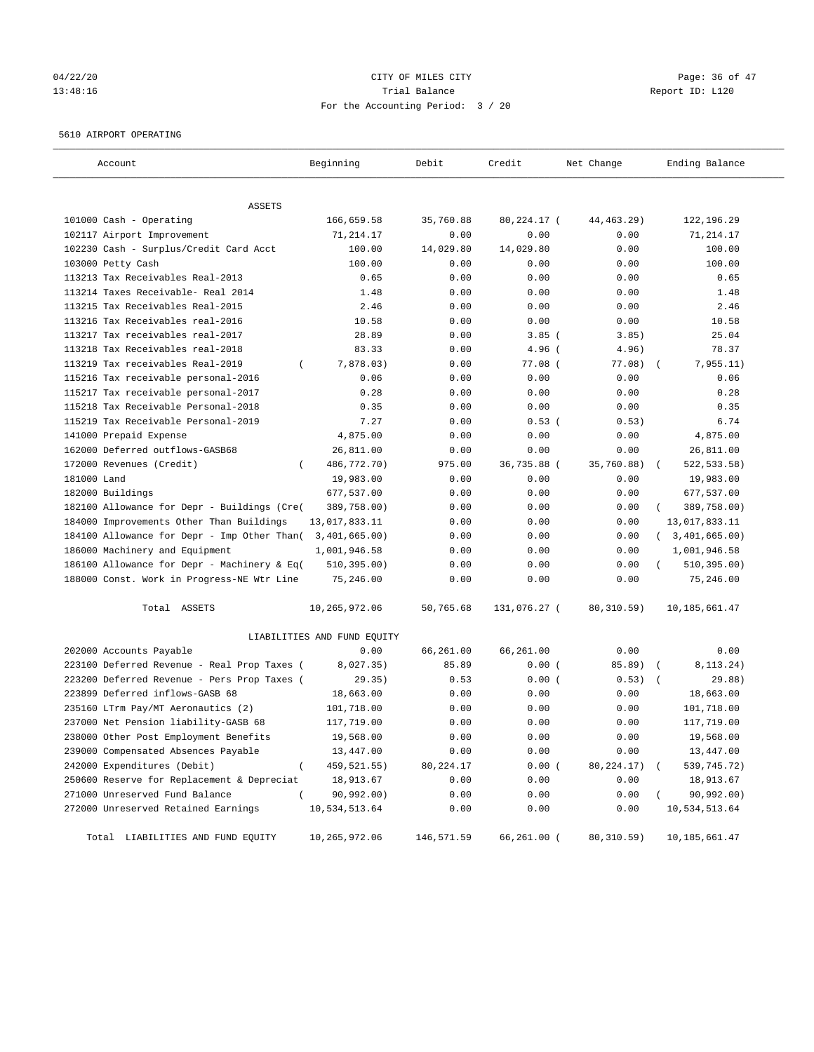CITY OF MILES CITY

Trial Balance

For the Accounting Period: 3 / 20

5610 AIRPORT OPERATING

| Account | Beginning | Debit | Credit | Net Change | Ending Balance |
|---|---|---|---|---|---|
| ASSETS | | | | | |
| 101000 Cash - Operating | 166,659.58 | 35,760.88 | 80,224.17 | ( 44,463.29) | 122,196.29 |
| 102117 Airport Improvement | 71,214.17 | 0.00 | 0.00 | 0.00 | 71,214.17 |
| 102230 Cash - Surplus/Credit Card Acct | 100.00 | 14,029.80 | 14,029.80 | 0.00 | 100.00 |
| 103000 Petty Cash | 100.00 | 0.00 | 0.00 | 0.00 | 100.00 |
| 113213 Tax Receivables Real-2013 | 0.65 | 0.00 | 0.00 | 0.00 | 0.65 |
| 113214 Taxes Receivable- Real 2014 | 1.48 | 0.00 | 0.00 | 0.00 | 1.48 |
| 113215 Tax Receivables Real-2015 | 2.46 | 0.00 | 0.00 | 0.00 | 2.46 |
| 113216 Tax Receivables real-2016 | 10.58 | 0.00 | 0.00 | 0.00 | 10.58 |
| 113217 Tax receivables real-2017 | 28.89 | 0.00 | 3.85 | ( 3.85) | 25.04 |
| 113218 Tax Receivables real-2018 | 83.33 | 0.00 | 4.96 | ( 4.96) | 78.37 |
| 113219 Tax receivables Real-2019 | ( 7,878.03) | 0.00 | 77.08 | ( 77.08) | ( 7,955.11) |
| 115216 Tax receivable personal-2016 | 0.06 | 0.00 | 0.00 | 0.00 | 0.06 |
| 115217 Tax receivable personal-2017 | 0.28 | 0.00 | 0.00 | 0.00 | 0.28 |
| 115218 Tax Receivable Personal-2018 | 0.35 | 0.00 | 0.00 | 0.00 | 0.35 |
| 115219 Tax Receivable Personal-2019 | 7.27 | 0.00 | 0.53 | ( 0.53) | 6.74 |
| 141000 Prepaid Expense | 4,875.00 | 0.00 | 0.00 | 0.00 | 4,875.00 |
| 162000 Deferred outflows-GASB68 | 26,811.00 | 0.00 | 0.00 | 0.00 | 26,811.00 |
| 172000 Revenues (Credit) | ( 486,772.70) | 975.00 | 36,735.88 | ( 35,760.88) | ( 522,533.58) |
| 181000 Land | 19,983.00 | 0.00 | 0.00 | 0.00 | 19,983.00 |
| 182000 Buildings | 677,537.00 | 0.00 | 0.00 | 0.00 | 677,537.00 |
| 182100 Allowance for Depr - Buildings (Cre | ( 389,758.00) | 0.00 | 0.00 | 0.00 | ( 389,758.00) |
| 184000 Improvements Other Than Buildings | 13,017,833.11 | 0.00 | 0.00 | 0.00 | 13,017,833.11 |
| 184100 Allowance for Depr - Imp Other Than | ( 3,401,665.00) | 0.00 | 0.00 | 0.00 | ( 3,401,665.00) |
| 186000 Machinery and Equipment | 1,001,946.58 | 0.00 | 0.00 | 0.00 | 1,001,946.58 |
| 186100 Allowance for Depr - Machinery & Eq | ( 510,395.00) | 0.00 | 0.00 | 0.00 | ( 510,395.00) |
| 188000 Const. Work in Progress-NE Wtr Line | 75,246.00 | 0.00 | 0.00 | 0.00 | 75,246.00 |
| Total ASSETS | 10,265,972.06 | 50,765.68 | 131,076.27 | ( 80,310.59) | 10,185,661.47 |
| LIABILITIES AND FUND EQUITY | | | | | |
| 202000 Accounts Payable | 0.00 | 66,261.00 | 66,261.00 | 0.00 | 0.00 |
| 223100 Deferred Revenue - Real Prop Taxes | ( 8,027.35) | 85.89 | 0.00 | ( 85.89) | ( 8,113.24) |
| 223200 Deferred Revenue - Pers Prop Taxes | ( 29.35) | 0.53 | 0.00 | ( 0.53) | ( 29.88) |
| 223899 Deferred inflows-GASB 68 | 18,663.00 | 0.00 | 0.00 | 0.00 | 18,663.00 |
| 235160 LTrm Pay/MT Aeronautics (2) | 101,718.00 | 0.00 | 0.00 | 0.00 | 101,718.00 |
| 237000 Net Pension liability-GASB 68 | 117,719.00 | 0.00 | 0.00 | 0.00 | 117,719.00 |
| 238000 Other Post Employment Benefits | 19,568.00 | 0.00 | 0.00 | 0.00 | 19,568.00 |
| 239000 Compensated Absences Payable | 13,447.00 | 0.00 | 0.00 | 0.00 | 13,447.00 |
| 242000 Expenditures (Debit) | ( 459,521.55) | 80,224.17 | 0.00 | ( 80,224.17) | ( 539,745.72) |
| 250600 Reserve for Replacement & Depreciat | 18,913.67 | 0.00 | 0.00 | 0.00 | 18,913.67 |
| 271000 Unreserved Fund Balance | ( 90,992.00) | 0.00 | 0.00 | 0.00 | ( 90,992.00) |
| 272000 Unreserved Retained Earnings | 10,534,513.64 | 0.00 | 0.00 | 0.00 | 10,534,513.64 |
| Total LIABILITIES AND FUND EQUITY | 10,265,972.06 | 146,571.59 | 66,261.00 | ( 80,310.59) | 10,185,661.47 |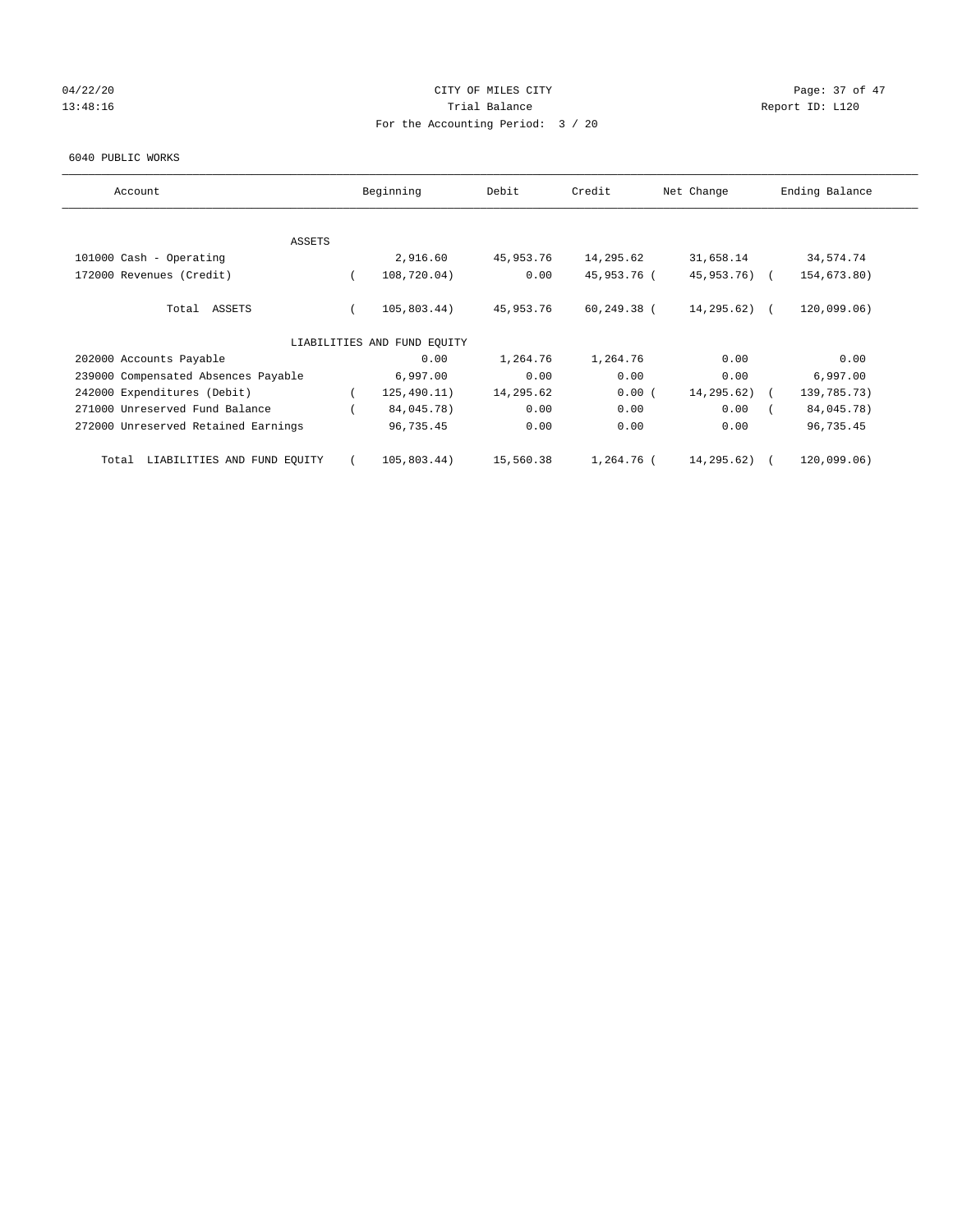CITY OF MILES CITY

Trial Balance

For the Accounting Period: 3 / 20

6040 PUBLIC WORKS

| Account | Beginning | Debit | Credit | Net Change | Ending Balance |
|---|---|---|---|---|---|
| ASSETS | | | | | |
| 101000 Cash - Operating | 2,916.60 | 45,953.76 | 14,295.62 | 31,658.14 | 34,574.74 |
| 172000 Revenues (Credit) | ( 108,720.04) | 0.00 | 45,953.76 | ( 45,953.76) | ( 154,673.80) |
| Total ASSETS | ( 105,803.44) | 45,953.76 | 60,249.38 | ( 14,295.62) | ( 120,099.06) |
| LIABILITIES AND FUND EQUITY | | | | | |
| 202000 Accounts Payable | 0.00 | 1,264.76 | 1,264.76 | 0.00 | 0.00 |
| 239000 Compensated Absences Payable | 6,997.00 | 0.00 | 0.00 | 0.00 | 6,997.00 |
| 242000 Expenditures (Debit) | ( 125,490.11) | 14,295.62 | 0.00 | ( 14,295.62) | ( 139,785.73) |
| 271000 Unreserved Fund Balance | ( 84,045.78) | 0.00 | 0.00 | 0.00 | ( 84,045.78) |
| 272000 Unreserved Retained Earnings | 96,735.45 | 0.00 | 0.00 | 0.00 | 96,735.45 |
| Total LIABILITIES AND FUND EQUITY | ( 105,803.44) | 15,560.38 | 1,264.76 | ( 14,295.62) | ( 120,099.06) |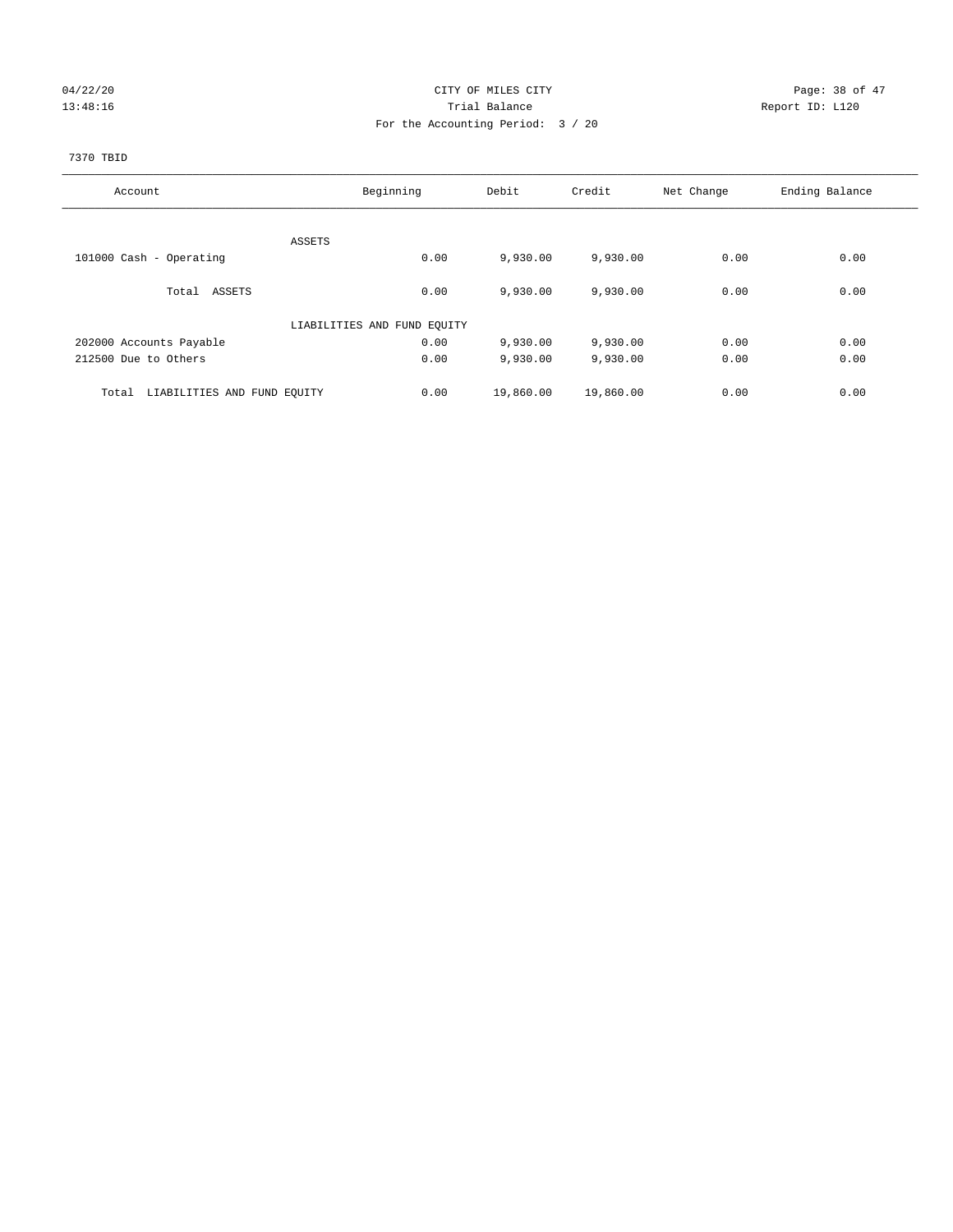04/22/20 CITY OF MILES CITY
13:48:16 Trial Balance Report ID: L120
For the Accounting Period: 3 / 20

7370 TBID

| Account | Beginning | Debit | Credit | Net Change | Ending Balance |
|---|---|---|---|---|---|
| ASSETS | | | | | |
| 101000 Cash - Operating | 0.00 | 9,930.00 | 9,930.00 | 0.00 | 0.00 |
| Total ASSETS | 0.00 | 9,930.00 | 9,930.00 | 0.00 | 0.00 |
| LIABILITIES AND FUND EQUITY | | | | | |
| 202000 Accounts Payable | 0.00 | 9,930.00 | 9,930.00 | 0.00 | 0.00 |
| 212500 Due to Others | 0.00 | 9,930.00 | 9,930.00 | 0.00 | 0.00 |
| Total LIABILITIES AND FUND EQUITY | 0.00 | 19,860.00 | 19,860.00 | 0.00 | 0.00 |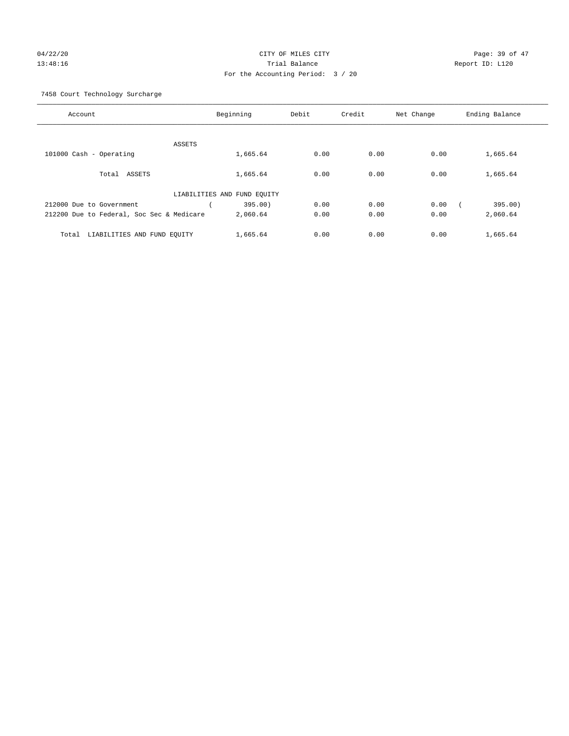CITY OF MILES CITY
Trial Balance
For the Accounting Period: 3 / 20

04/22/20
13:48:16

Report ID: L120

7458 Court Technology Surcharge

| Account | Beginning | Debit | Credit | Net Change | Ending Balance |
|---|---|---|---|---|---|
| ASSETS | | | | | |
| 101000 Cash - Operating | 1,665.64 | 0.00 | 0.00 | 0.00 | 1,665.64 |
| Total ASSETS | 1,665.64 | 0.00 | 0.00 | 0.00 | 1,665.64 |
| LIABILITIES AND FUND EQUITY | | | | | |
| 212000 Due to Government | ( 395.00) | 0.00 | 0.00 | 0.00 | ( 395.00) |
| 212200 Due to Federal, Soc Sec & Medicare | 2,060.64 | 0.00 | 0.00 | 0.00 | 2,060.64 |
| Total LIABILITIES AND FUND EQUITY | 1,665.64 | 0.00 | 0.00 | 0.00 | 1,665.64 |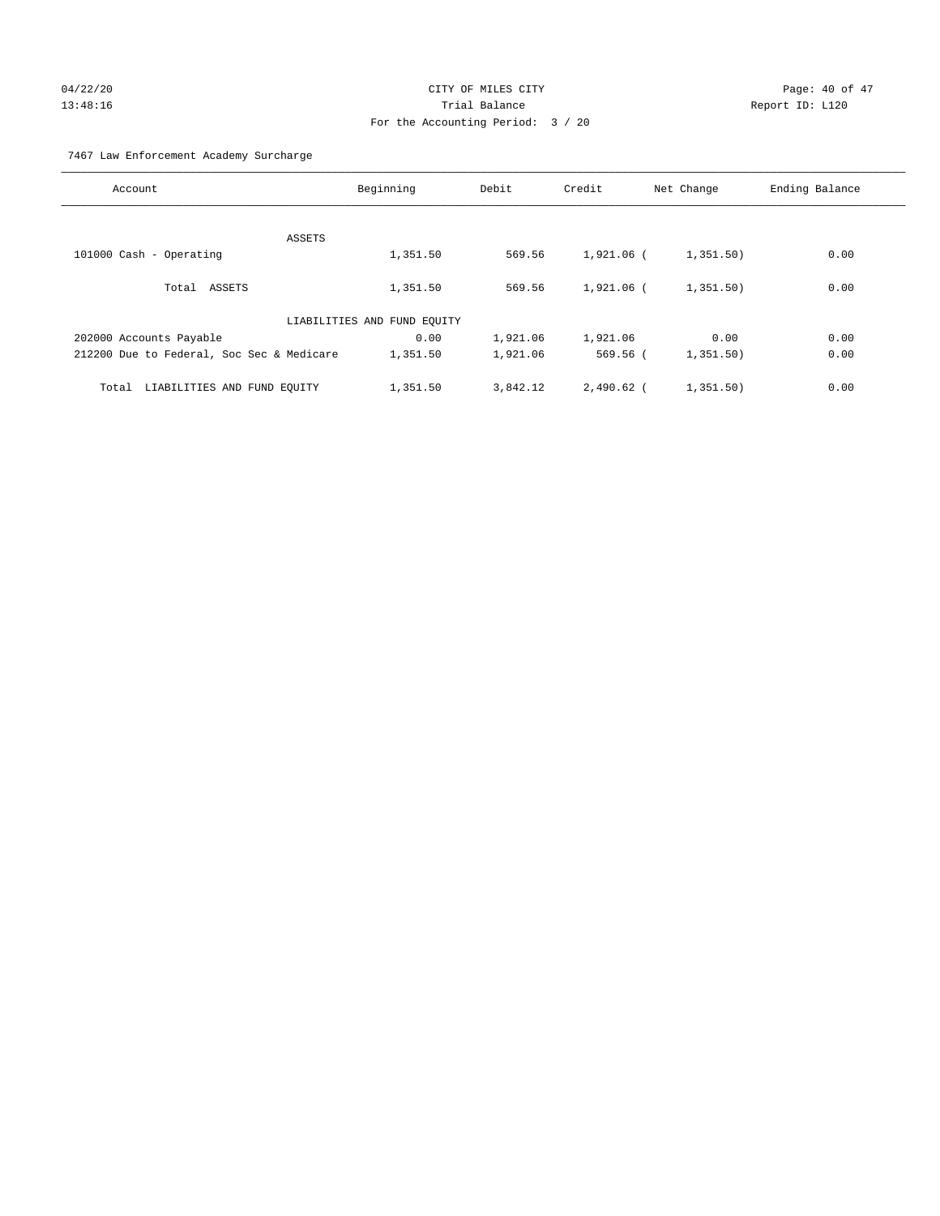CITY OF MILES CITY
Trial Balance
For the Accounting Period: 3 / 20

04/22/20
13:48:16

Report ID: L120

7467 Law Enforcement Academy Surcharge

| Account | Beginning | Debit | Credit | Net Change | Ending Balance |
|---|---|---|---|---|---|
| ASSETS | | | | | |
| 101000 Cash - Operating | 1,351.50 | 569.56 | 1,921.06 | ( 1,351.50) | 0.00 |
| Total ASSETS | 1,351.50 | 569.56 | 1,921.06 | ( 1,351.50) | 0.00 |
| LIABILITIES AND FUND EQUITY | | | | | |
| 202000 Accounts Payable | 0.00 | 1,921.06 | 1,921.06 | 0.00 | 0.00 |
| 212200 Due to Federal, Soc Sec & Medicare | 1,351.50 | 1,921.06 | 569.56 | ( 1,351.50) | 0.00 |
| Total LIABILITIES AND FUND EQUITY | 1,351.50 | 3,842.12 | 2,490.62 | ( 1,351.50) | 0.00 |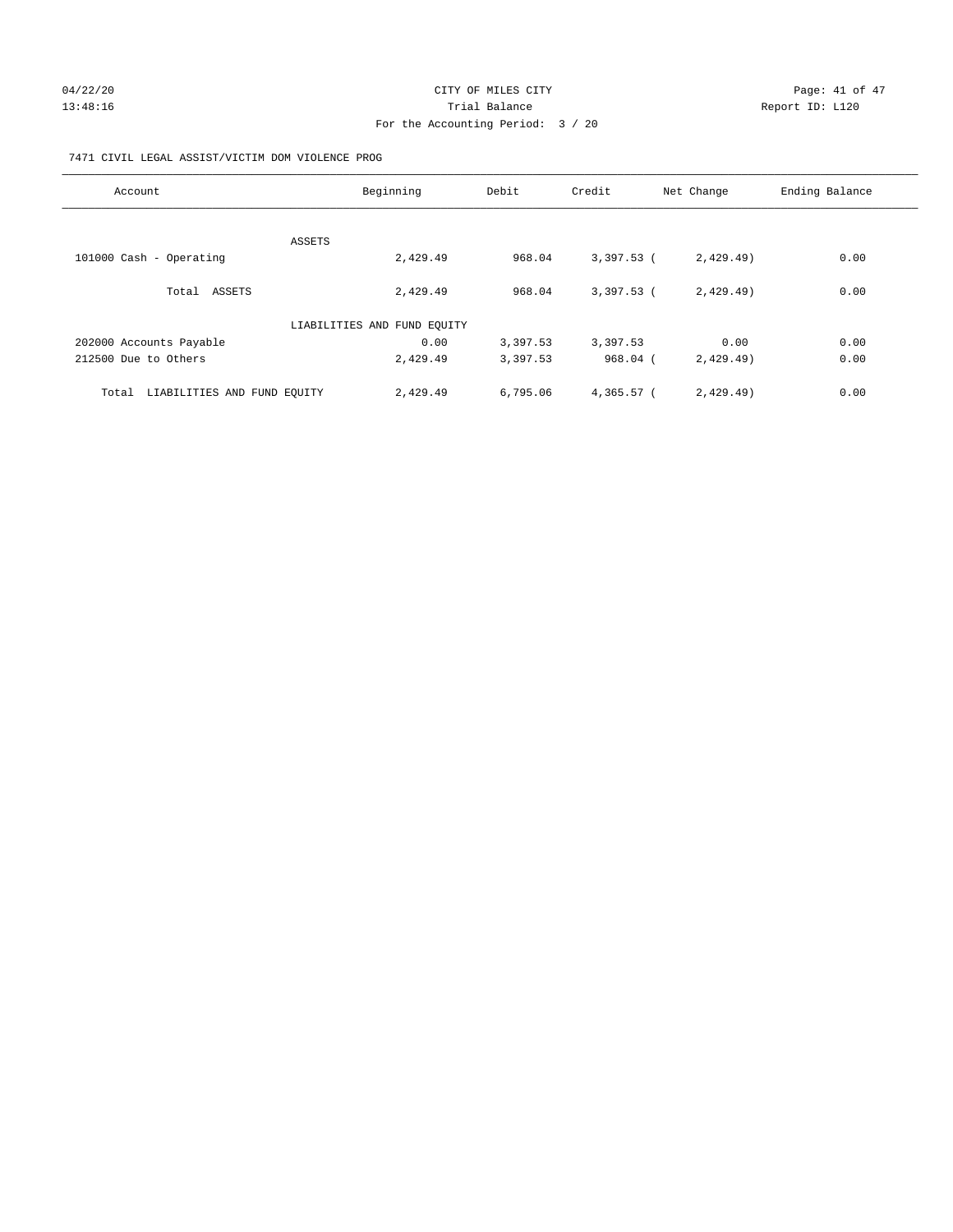# CITY OF MILES CITY

Trial Balance

For the Accounting Period: 3 / 20

04/22/20 13:48:16 — Report ID: L120

## 7471 CIVIL LEGAL ASSIST/VICTIM DOM VIOLENCE PROG

| Account | Beginning | Debit | Credit | Net Change | Ending Balance |
|---|---|---|---|---|---|
| ASSETS | | | | | |
| 101000 Cash - Operating | 2,429.49 | 968.04 | 3,397.53 | ( 2,429.49) | 0.00 |
| Total ASSETS | 2,429.49 | 968.04 | 3,397.53 | ( 2,429.49) | 0.00 |
| LIABILITIES AND FUND EQUITY | | | | | |
| 202000 Accounts Payable | 0.00 | 3,397.53 | 3,397.53 | 0.00 | 0.00 |
| 212500 Due to Others | 2,429.49 | 3,397.53 | 968.04 | ( 2,429.49) | 0.00 |
| Total LIABILITIES AND FUND EQUITY | 2,429.49 | 6,795.06 | 4,365.57 | ( 2,429.49) | 0.00 |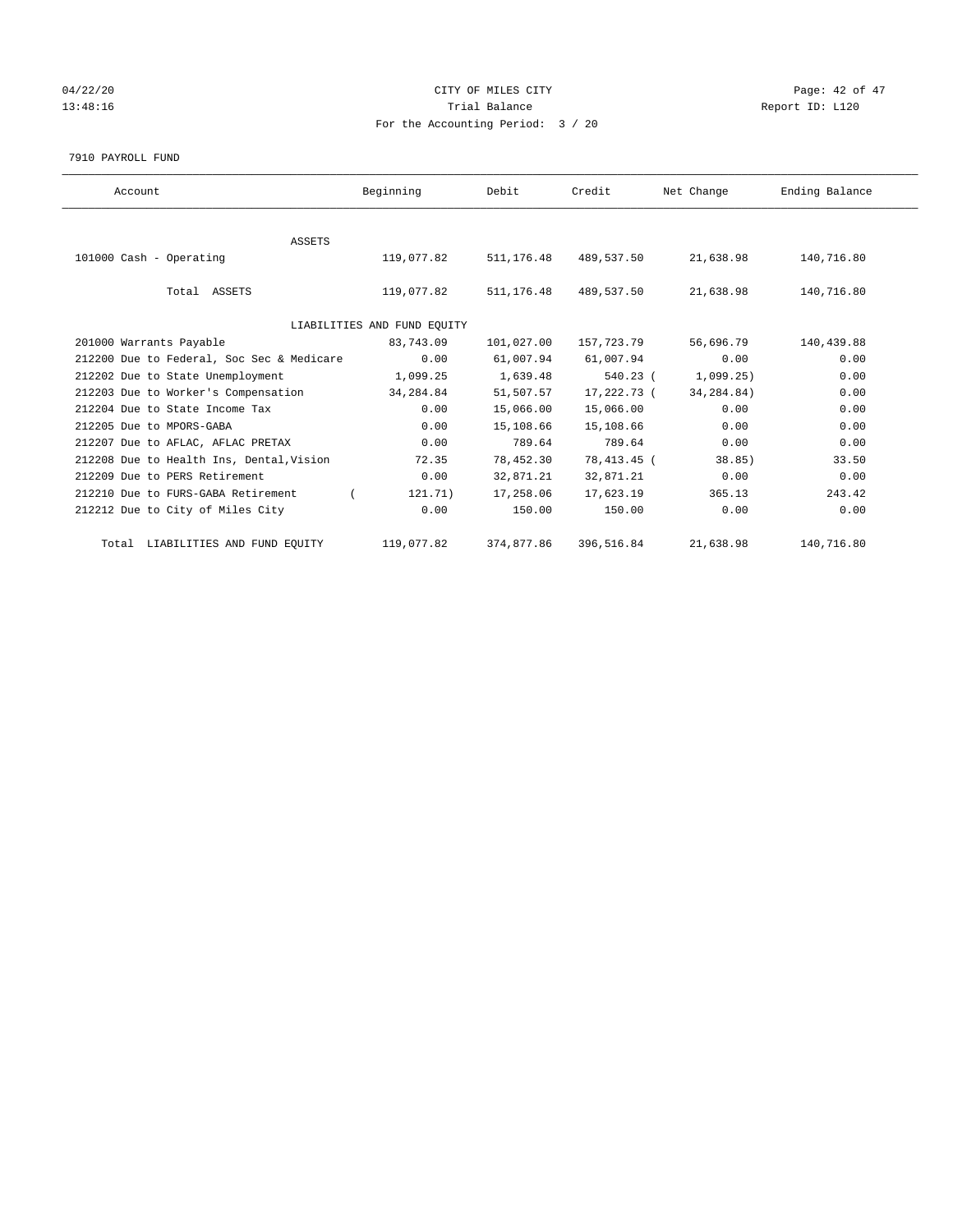CITY OF MILES CITY

Trial Balance

For the Accounting Period: 3 / 20

04/22/20 13:48:16 Report ID: L120

7910 PAYROLL FUND

| Account | Beginning | Debit | Credit | Net Change | Ending Balance |
|---|---|---|---|---|---|
| ASSETS | | | | | |
| 101000 Cash - Operating | 119,077.82 | 511,176.48 | 489,537.50 | 21,638.98 | 140,716.80 |
| Total ASSETS | 119,077.82 | 511,176.48 | 489,537.50 | 21,638.98 | 140,716.80 |
| LIABILITIES AND FUND EQUITY | | | | | |
| 201000 Warrants Payable | 83,743.09 | 101,027.00 | 157,723.79 | 56,696.79 | 140,439.88 |
| 212200 Due to Federal, Soc Sec & Medicare | 0.00 | 61,007.94 | 61,007.94 | 0.00 | 0.00 |
| 212202 Due to State Unemployment | 1,099.25 | 1,639.48 | 540.23 | ( 1,099.25) | 0.00 |
| 212203 Due to Worker's Compensation | 34,284.84 | 51,507.57 | 17,222.73 | ( 34,284.84) | 0.00 |
| 212204 Due to State Income Tax | 0.00 | 15,066.00 | 15,066.00 | 0.00 | 0.00 |
| 212205 Due to MPORS-GABA | 0.00 | 15,108.66 | 15,108.66 | 0.00 | 0.00 |
| 212207 Due to AFLAC, AFLAC PRETAX | 0.00 | 789.64 | 789.64 | 0.00 | 0.00 |
| 212208 Due to Health Ins, Dental,Vision | 72.35 | 78,452.30 | 78,413.45 | ( 38.85) | 33.50 |
| 212209 Due to PERS Retirement | 0.00 | 32,871.21 | 32,871.21 | 0.00 | 0.00 |
| 212210 Due to FURS-GABA Retirement | ( 121.71) | 17,258.06 | 17,623.19 | 365.13 | 243.42 |
| 212212 Due to City of Miles City | 0.00 | 150.00 | 150.00 | 0.00 | 0.00 |
| Total LIABILITIES AND FUND EQUITY | 119,077.82 | 374,877.86 | 396,516.84 | 21,638.98 | 140,716.80 |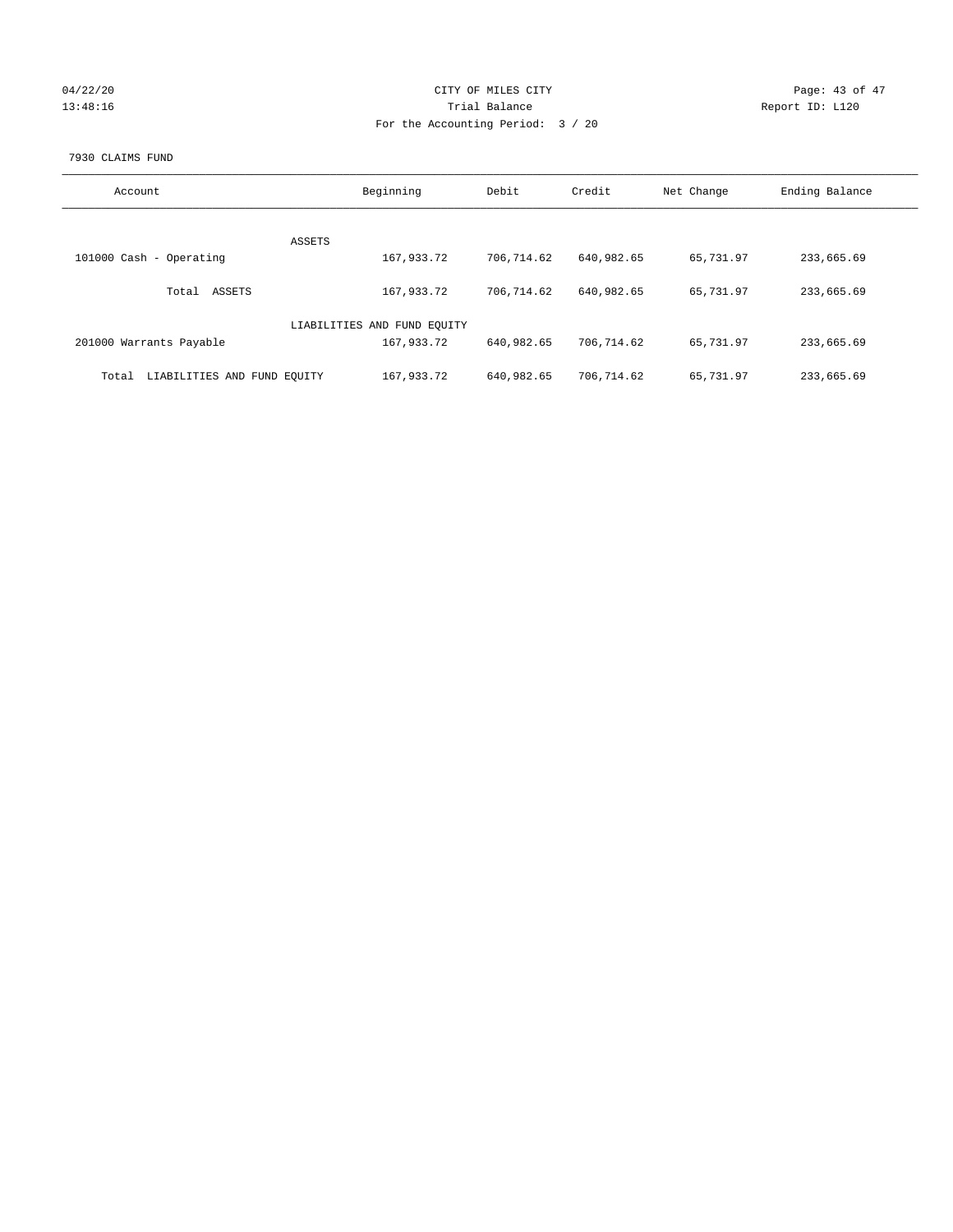CITY OF MILES CITY

Trial Balance

For the Accounting Period: 3 / 20

04/22/20 13:48:16 Report ID: L120

7930 CLAIMS FUND

| Account | Beginning | Debit | Credit | Net Change | Ending Balance |
|---|---|---|---|---|---|
| ASSETS | | | | | |
| 101000 Cash - Operating | 167,933.72 | 706,714.62 | 640,982.65 | 65,731.97 | 233,665.69 |
| Total ASSETS | 167,933.72 | 706,714.62 | 640,982.65 | 65,731.97 | 233,665.69 |
| LIABILITIES AND FUND EQUITY | | | | | |
| 201000 Warrants Payable | 167,933.72 | 640,982.65 | 706,714.62 | 65,731.97 | 233,665.69 |
| Total LIABILITIES AND FUND EQUITY | 167,933.72 | 640,982.65 | 706,714.62 | 65,731.97 | 233,665.69 |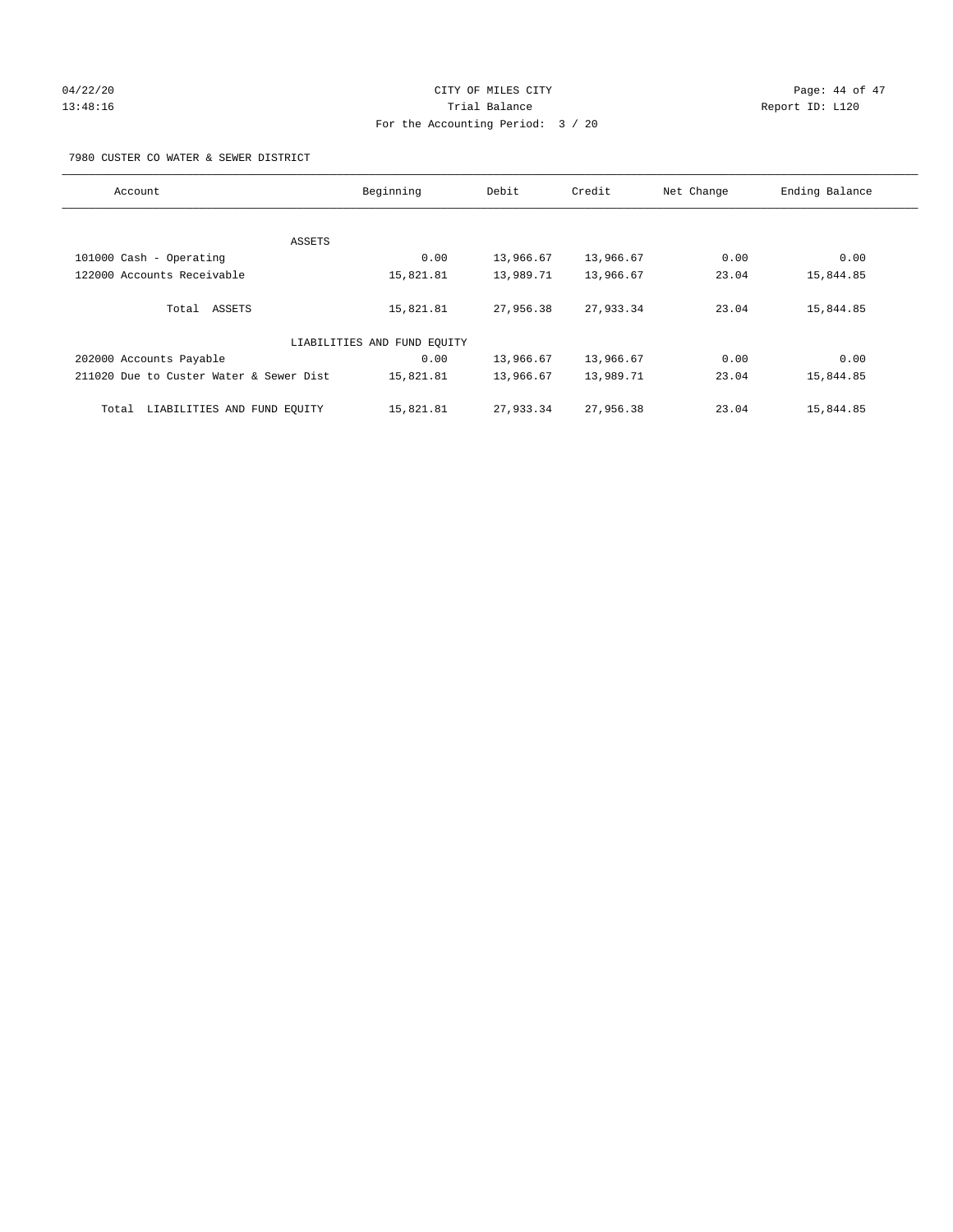CITY OF MILES CITY

Trial Balance

For the Accounting Period: 3 / 20

04/22/20 13:48:16 Report ID: L120

7980 CUSTER CO WATER & SEWER DISTRICT

| Account | Beginning | Debit | Credit | Net Change | Ending Balance |
|---|---|---|---|---|---|
| ASSETS | | | | | |
| 101000 Cash - Operating | 0.00 | 13,966.67 | 13,966.67 | 0.00 | 0.00 |
| 122000 Accounts Receivable | 15,821.81 | 13,989.71 | 13,966.67 | 23.04 | 15,844.85 |
| Total ASSETS | 15,821.81 | 27,956.38 | 27,933.34 | 23.04 | 15,844.85 |
| LIABILITIES AND FUND EQUITY | | | | | |
| 202000 Accounts Payable | 0.00 | 13,966.67 | 13,966.67 | 0.00 | 0.00 |
| 211020 Due to Custer Water & Sewer Dist | 15,821.81 | 13,966.67 | 13,989.71 | 23.04 | 15,844.85 |
| Total LIABILITIES AND FUND EQUITY | 15,821.81 | 27,933.34 | 27,956.38 | 23.04 | 15,844.85 |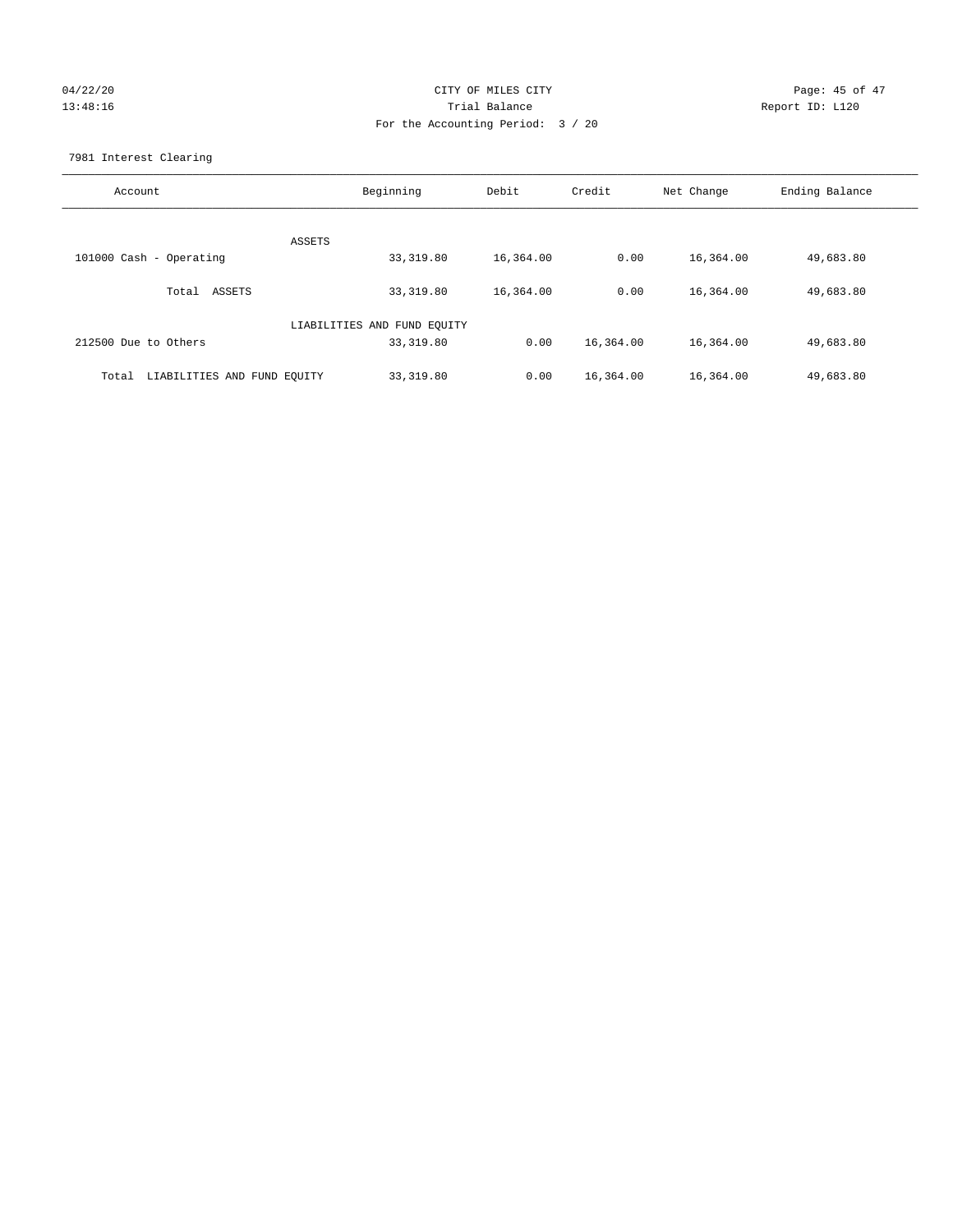CITY OF MILES CITY
Trial Balance
For the Accounting Period: 3 / 20

04/22/20
13:48:16

Report ID: L120

7981 Interest Clearing

| Account | Beginning | Debit | Credit | Net Change | Ending Balance |
|---|---|---|---|---|---|
| ASSETS | | | | | |
| 101000 Cash - Operating | 33,319.80 | 16,364.00 | 0.00 | 16,364.00 | 49,683.80 |
| Total ASSETS | 33,319.80 | 16,364.00 | 0.00 | 16,364.00 | 49,683.80 |
| LIABILITIES AND FUND EQUITY | | | | | |
| 212500 Due to Others | 33,319.80 | 0.00 | 16,364.00 | 16,364.00 | 49,683.80 |
| Total LIABILITIES AND FUND EQUITY | 33,319.80 | 0.00 | 16,364.00 | 16,364.00 | 49,683.80 |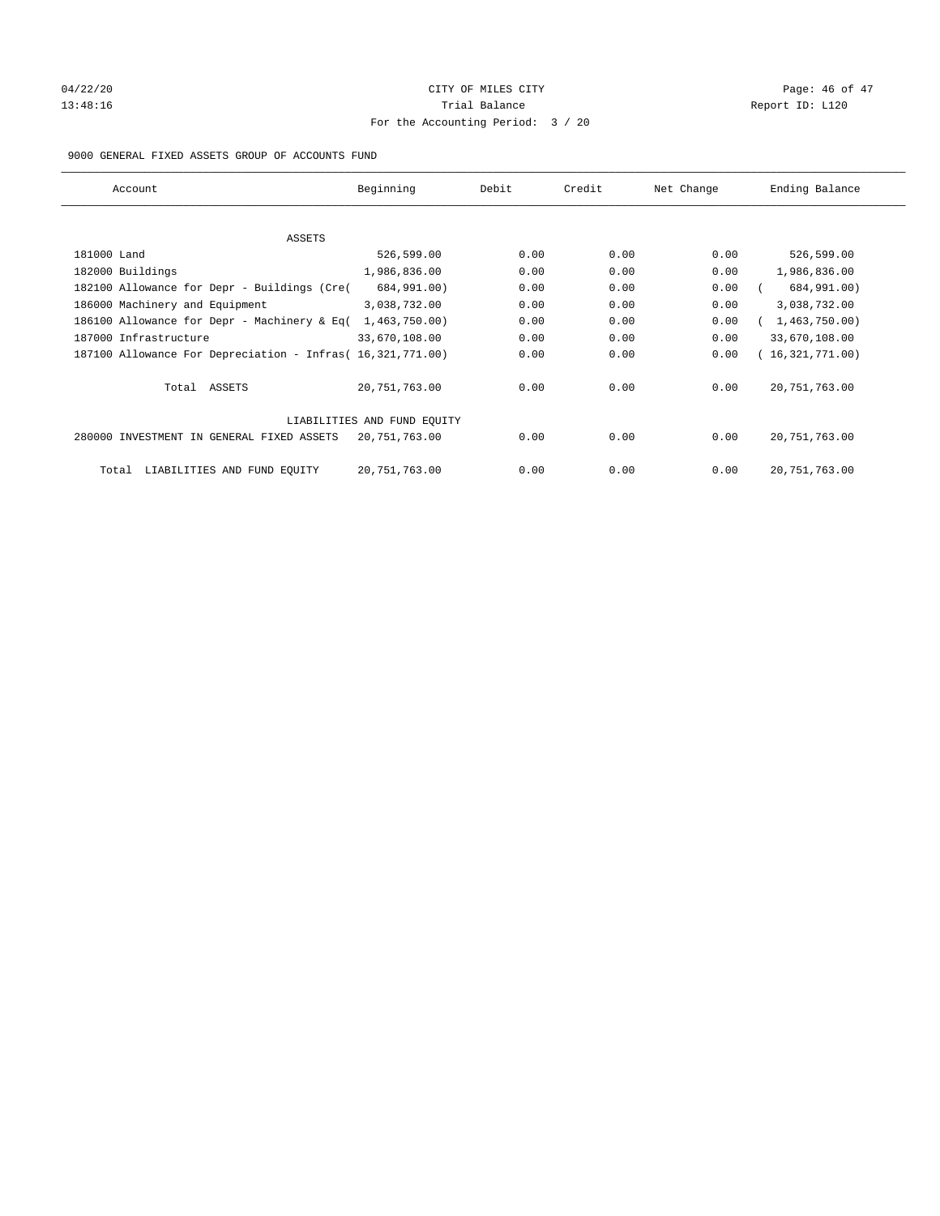CITY OF MILES CITY
Trial Balance
For the Accounting Period: 3 / 20

04/22/20
13:48:16

Report ID: L120

9000 GENERAL FIXED ASSETS GROUP OF ACCOUNTS FUND

| Account | Beginning | Debit | Credit | Net Change | Ending Balance |
|---|---|---|---|---|---|
| ASSETS | | | | | |
| 181000 Land | 526,599.00 | 0.00 | 0.00 | 0.00 | 526,599.00 |
| 182000 Buildings | 1,986,836.00 | 0.00 | 0.00 | 0.00 | 1,986,836.00 |
| 182100 Allowance for Depr - Buildings (Cre( | 684,991.00) | 0.00 | 0.00 | 0.00 | ( 684,991.00) |
| 186000 Machinery and Equipment | 3,038,732.00 | 0.00 | 0.00 | 0.00 | 3,038,732.00 |
| 186100 Allowance for Depr - Machinery & Eq( | 1,463,750.00) | 0.00 | 0.00 | 0.00 | ( 1,463,750.00) |
| 187000 Infrastructure | 33,670,108.00 | 0.00 | 0.00 | 0.00 | 33,670,108.00 |
| 187100 Allowance For Depreciation - Infras( | 16,321,771.00) | 0.00 | 0.00 | 0.00 | ( 16,321,771.00) |
| Total ASSETS | 20,751,763.00 | 0.00 | 0.00 | 0.00 | 20,751,763.00 |
| LIABILITIES AND FUND EQUITY | | | | | |
| 280000 INVESTMENT IN GENERAL FIXED ASSETS | 20,751,763.00 | 0.00 | 0.00 | 0.00 | 20,751,763.00 |
| Total LIABILITIES AND FUND EQUITY | 20,751,763.00 | 0.00 | 0.00 | 0.00 | 20,751,763.00 |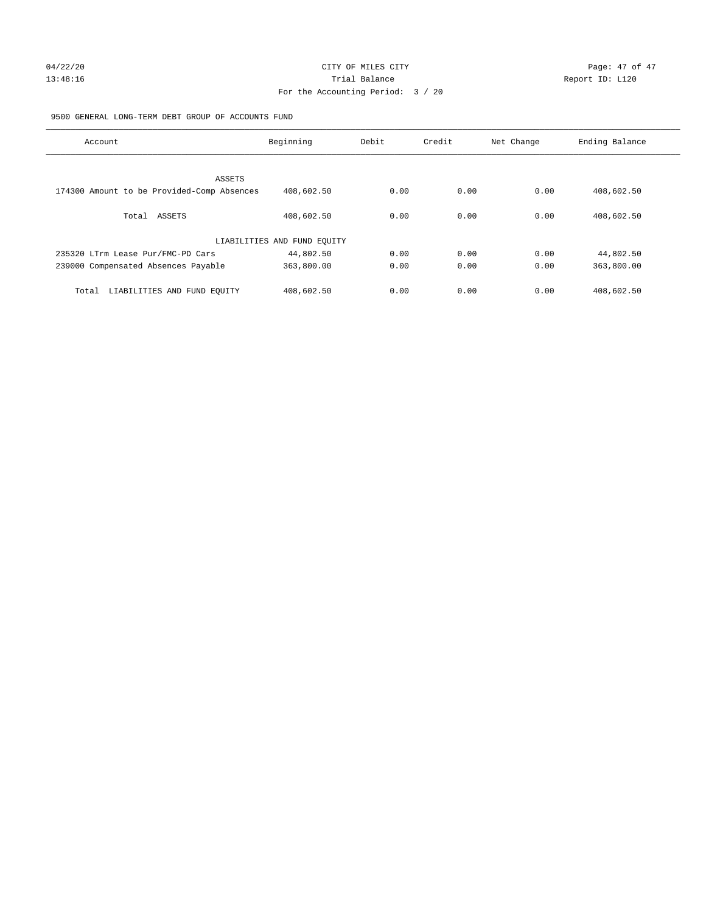CITY OF MILES CITY

Trial Balance

For the Accounting Period: 3 / 20

9500 GENERAL LONG-TERM DEBT GROUP OF ACCOUNTS FUND

| Account | Beginning | Debit | Credit | Net Change | Ending Balance |
|---|---|---|---|---|---|
| ASSETS | | | | | |
| 174300 Amount to be Provided-Comp Absences | 408,602.50 | 0.00 | 0.00 | 0.00 | 408,602.50 |
| Total ASSETS | 408,602.50 | 0.00 | 0.00 | 0.00 | 408,602.50 |
| LIABILITIES AND FUND EQUITY | | | | | |
| 235320 LTrm Lease Pur/FMC-PD Cars | 44,802.50 | 0.00 | 0.00 | 0.00 | 44,802.50 |
| 239000 Compensated Absences Payable | 363,800.00 | 0.00 | 0.00 | 0.00 | 363,800.00 |
| Total LIABILITIES AND FUND EQUITY | 408,602.50 | 0.00 | 0.00 | 0.00 | 408,602.50 |